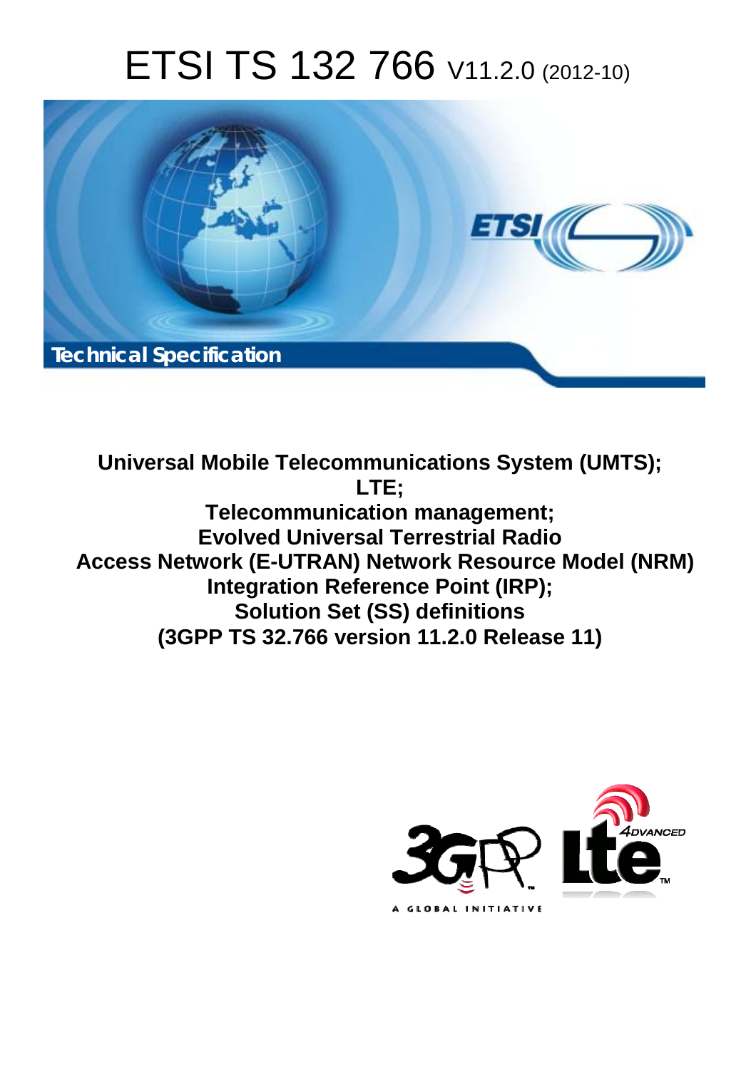# ETSI TS 132 766 V11.2.0 (2012-10)

**Technical Specification**

**Universal Mobile Telecommunications System (UMTS); LTE; Telecommunication management; Evolved Universal Terrestrial Radio Access Network (E-UTRAN) Network Resource Model (NRM) Integration Reference Point (IRP); Solution Set (SS) definitions (3GPP TS 32.766 version 11.2.0 Release 11)**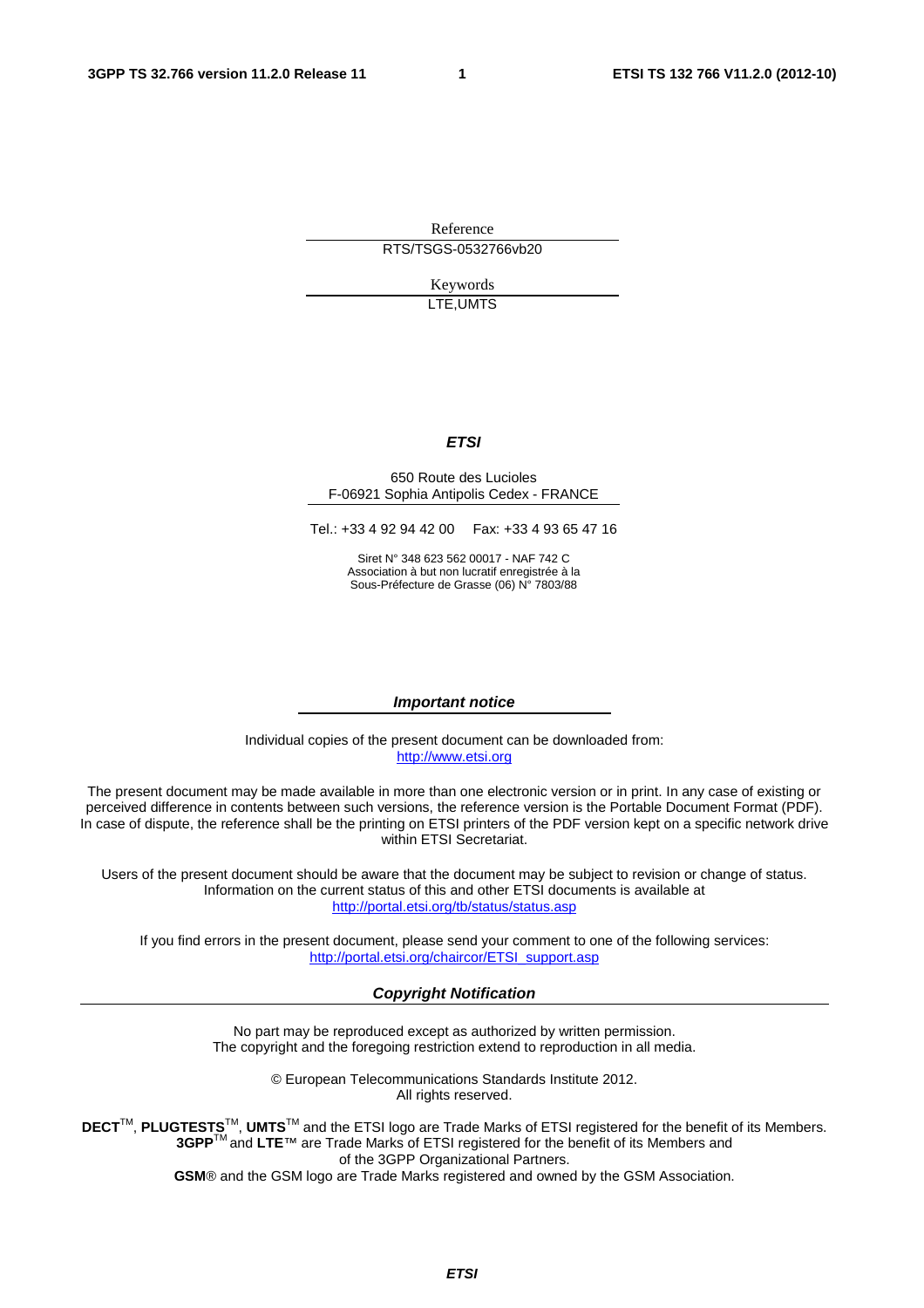Reference

RTS/TSGS-0532766vb20

Keywords

LTE,UMTS

***ETSI***

650 Route des Lucioles
F-06921 Sophia Antipolis Cedex - FRANCE

Tel.: +33 4 92 94 42 00 Fax: +33 4 93 65 47 16

Siret N° 348 623 562 00017 - NAF 742 C
Association à but non lucratif enregistrée à la
Sous-Préfecture de Grasse (06) N° 7803/88

***Important notice***

Individual copies of the present document can be downloaded from:
http://www.etsi.org

The present document may be made available in more than one electronic version or in print. In any case of existing or perceived difference in contents between such versions, the reference version is the Portable Document Format (PDF). In case of dispute, the reference shall be the printing on ETSI printers of the PDF version kept on a specific network drive within ETSI Secretariat.

Users of the present document should be aware that the document may be subject to revision or change of status. Information on the current status of this and other ETSI documents is available at
http://portal.etsi.org/tb/status/status.asp

If you find errors in the present document, please send your comment to one of the following services:
http://portal.etsi.org/chaircor/ETSI_support.asp

***Copyright Notification***

No part may be reproduced except as authorized by written permission.
The copyright and the foregoing restriction extend to reproduction in all media.

© European Telecommunications Standards Institute 2012.
All rights reserved.

**DECT**™, **PLUGTESTS**™, **UMTS**™ and the ETSI logo are Trade Marks of ETSI registered for the benefit of its Members.
**3GPP**™ and **LTE**™ are Trade Marks of ETSI registered for the benefit of its Members and of the 3GPP Organizational Partners.
**GSM**® and the GSM logo are Trade Marks registered and owned by the GSM Association.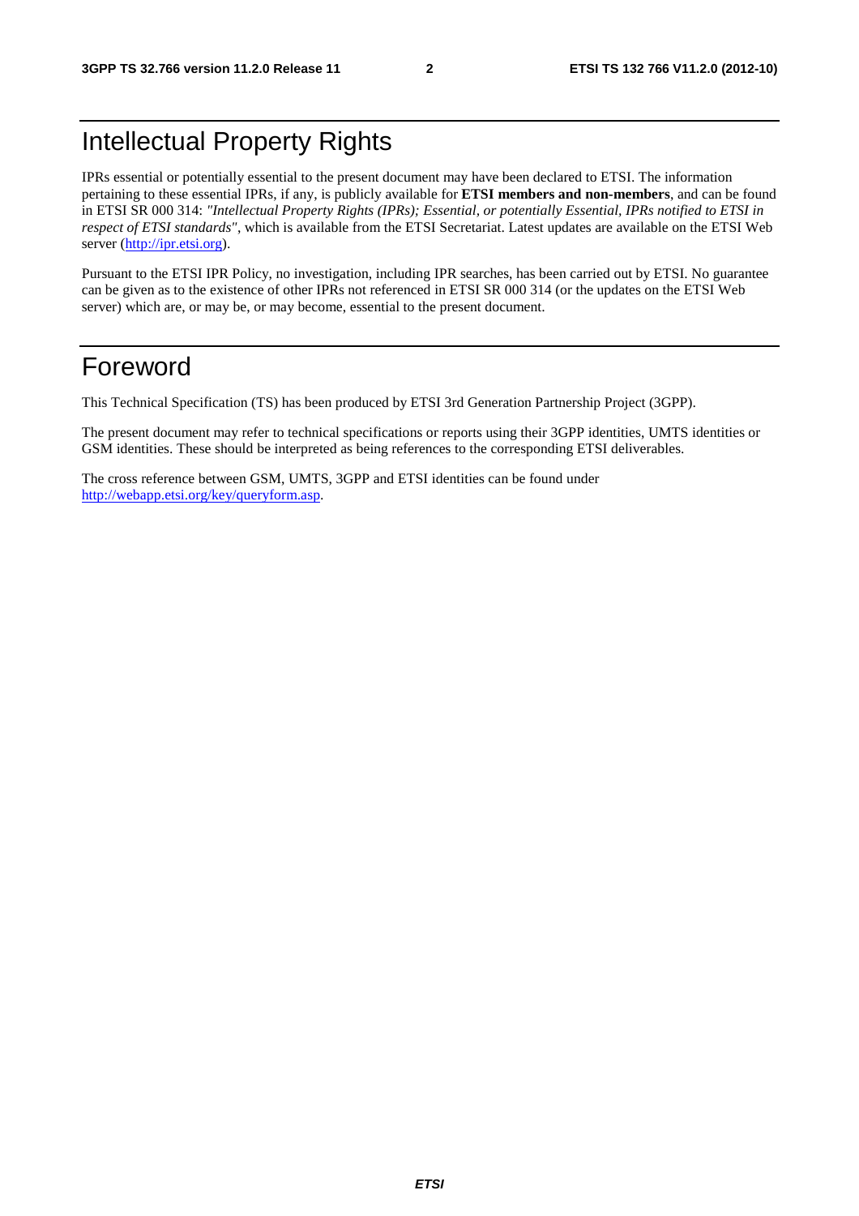# Intellectual Property Rights

IPRs essential or potentially essential to the present document may have been declared to ETSI. The information pertaining to these essential IPRs, if any, is publicly available for **ETSI members and non-members**, and can be found in ETSI SR 000 314: *"Intellectual Property Rights (IPRs); Essential, or potentially Essential, IPRs notified to ETSI in respect of ETSI standards"*, which is available from the ETSI Secretariat. Latest updates are available on the ETSI Web server (http://ipr.etsi.org).

Pursuant to the ETSI IPR Policy, no investigation, including IPR searches, has been carried out by ETSI. No guarantee can be given as to the existence of other IPRs not referenced in ETSI SR 000 314 (or the updates on the ETSI Web server) which are, or may be, or may become, essential to the present document.

# Foreword

This Technical Specification (TS) has been produced by ETSI 3rd Generation Partnership Project (3GPP).

The present document may refer to technical specifications or reports using their 3GPP identities, UMTS identities or GSM identities. These should be interpreted as being references to the corresponding ETSI deliverables.

The cross reference between GSM, UMTS, 3GPP and ETSI identities can be found under http://webapp.etsi.org/key/queryform.asp.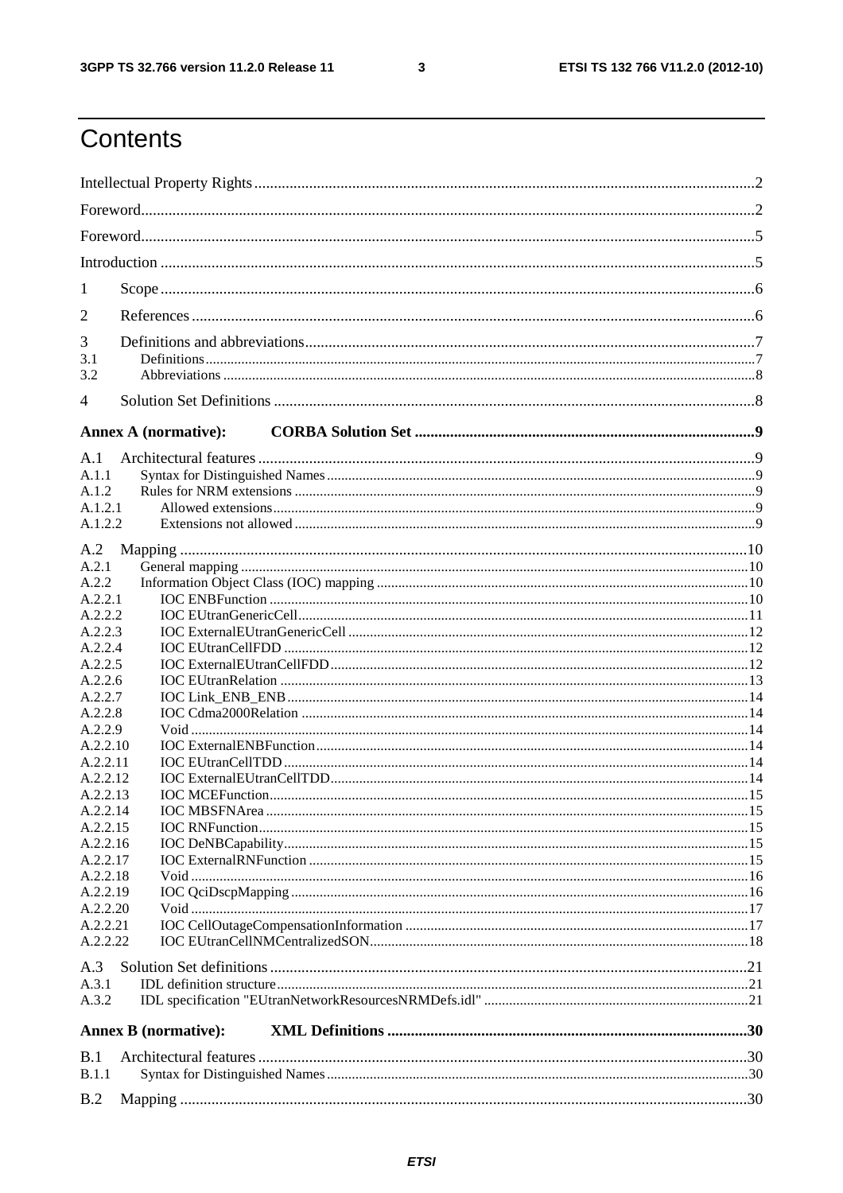# Contents

Intellectual Property Rights ....................................................................................................................2

Foreword.................................................................................................................................................2

Foreword.................................................................................................................................................5

Introduction ............................................................................................................................................5

1 Scope ....................................................................................................................................................6

2 References ............................................................................................................................................6

3 Definitions and abbreviations...............................................................................................................7

3.1 Definitions .........................................................................................................................................7

3.2 Abbreviations ....................................................................................................................................8

4 Solution Set Definitions .......................................................................................................................8

**Annex A (normative): CORBA Solution Set .....................................................................................9**

A.1 Architectural features ........................................................................................................................9

A.1.1 Syntax for Distinguished Names .....................................................................................................9

A.1.2 Rules for NRM extensions ..............................................................................................................9

A.1.2.1 Allowed extensions ......................................................................................................................9

A.1.2.2 Extensions not allowed ................................................................................................................9

A.2 Mapping ............................................................................................................................................10

A.2.1 General mapping ...........................................................................................................................10

A.2.2 Information Object Class (IOC) mapping .....................................................................................10

A.2.2.1 IOC ENBFunction ......................................................................................................................10

A.2.2.2 IOC EUtranGenericCell..............................................................................................................11

A.2.2.3 IOC ExternalEUtranGenericCell ................................................................................................12

A.2.2.4 IOC EUtranCellFDD ..................................................................................................................12

A.2.2.5 IOC ExternalEUtranCellFDD.....................................................................................................12

A.2.2.6 IOC EUtranRelation ...................................................................................................................13

A.2.2.7 IOC Link_ENB_ENB .................................................................................................................14

A.2.2.8 IOC Cdma2000Relation .............................................................................................................14

A.2.2.9 Void ............................................................................................................................................14

A.2.2.10 IOC ExternalENBFunction........................................................................................................14

A.2.2.11 IOC EUtranCellTDD .................................................................................................................14

A.2.2.12 IOC ExternalEUtranCellTDD....................................................................................................14

A.2.2.13 IOC MCEFunction.....................................................................................................................15

A.2.2.14 IOC MBSFNArea ......................................................................................................................15

A.2.2.15 IOC RNFunction........................................................................................................................15

A.2.2.16 IOC DeNBCapability.................................................................................................................15

A.2.2.17 IOC ExternalRNFunction ..........................................................................................................15

A.2.2.18 Void ...........................................................................................................................................16

A.2.2.19 IOC QciDscpMapping ...............................................................................................................16

A.2.2.20 Void ...........................................................................................................................................17

A.2.2.21 IOC CellOutageCompensationInformation ................................................................................17

A.2.2.22 IOC EUtranCellNMCentralizedSON..........................................................................................18

A.3 Solution Set definitions ....................................................................................................................21

A.3.1 IDL definition structure ..................................................................................................................21

A.3.2 IDL specification "EUtranNetworkResourcesNRMDefs.idl" ........................................................21

**Annex B (normative): XML Definitions ...........................................................................................30**

B.1 Architectural features ........................................................................................................................30

B.1.1 Syntax for Distinguished Names .....................................................................................................30

B.2 Mapping ............................................................................................................................................30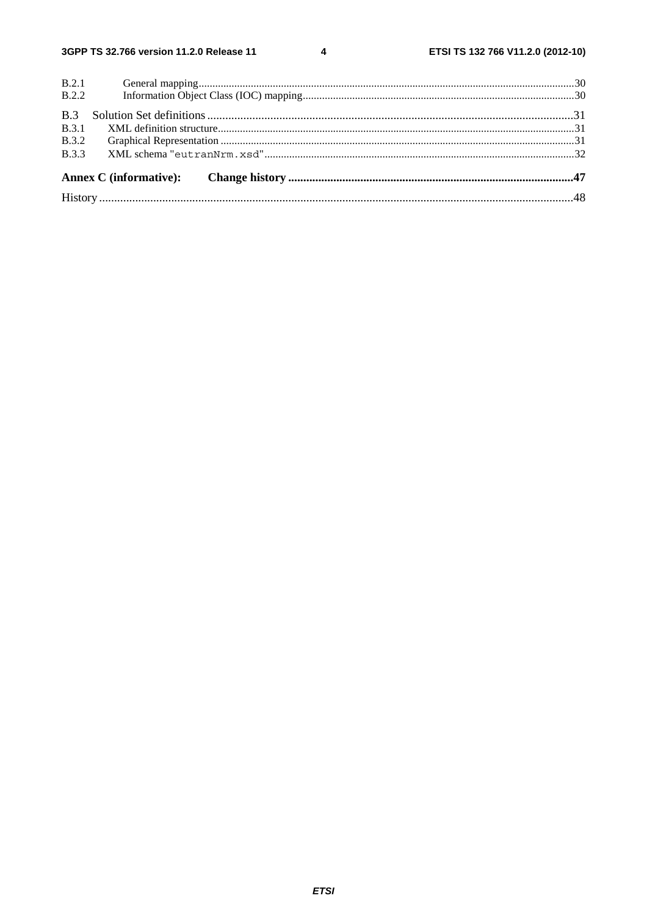B.2.1 General mapping ........................................................................................................................................ 30
B.2.2 Information Object Class (IOC) mapping.................................................................................................. 30

B.3 Solution Set definitions ........................................................................................................... 31
B.3.1 XML definition structure ............................................................................................................................ 31
B.3.2 Graphical Representation ........................................................................................................................... 31
B.3.3 XML schema "eutranNrm.xsd" .................................................................................................................. 32

**Annex C (informative): Change history .............................................................................................. 47**

History ............................................................................................................................................................ 48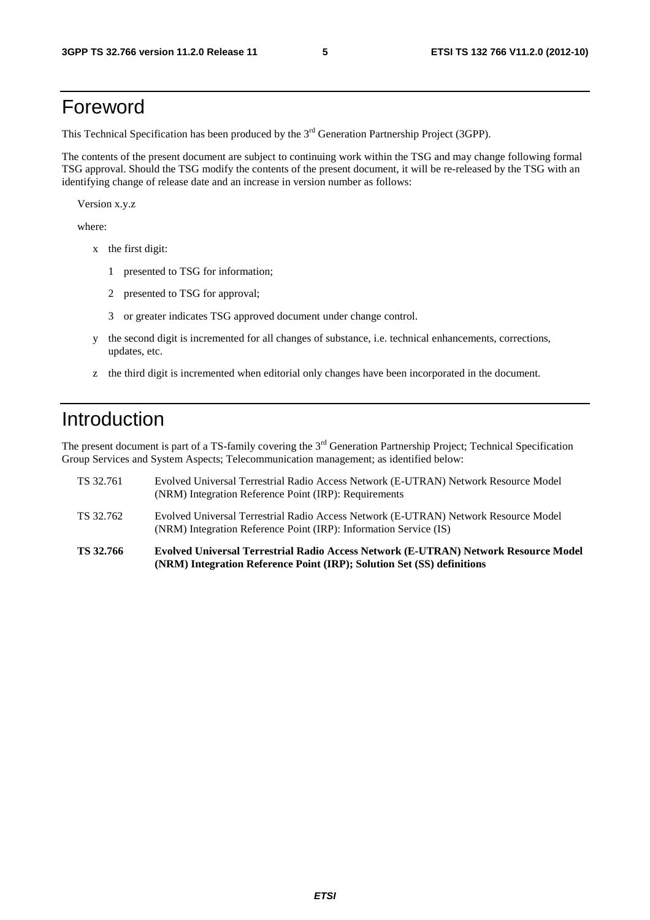# Foreword

This Technical Specification has been produced by the 3rd Generation Partnership Project (3GPP).

The contents of the present document are subject to continuing work within the TSG and may change following formal TSG approval. Should the TSG modify the contents of the present document, it will be re-released by the TSG with an identifying change of release date and an increase in version number as follows:

Version x.y.z

where:

- x the first digit:
  - 1 presented to TSG for information;
  - 2 presented to TSG for approval;
  - 3 or greater indicates TSG approved document under change control.
- y the second digit is incremented for all changes of substance, i.e. technical enhancements, corrections, updates, etc.
- z the third digit is incremented when editorial only changes have been incorporated in the document.

# Introduction

The present document is part of a TS-family covering the 3rd Generation Partnership Project; Technical Specification Group Services and System Aspects; Telecommunication management; as identified below:

| | |
|---|---|
| TS 32.761 | Evolved Universal Terrestrial Radio Access Network (E-UTRAN) Network Resource Model (NRM) Integration Reference Point (IRP): Requirements |
| TS 32.762 | Evolved Universal Terrestrial Radio Access Network (E-UTRAN) Network Resource Model (NRM) Integration Reference Point (IRP): Information Service (IS) |
| **TS 32.766** | **Evolved Universal Terrestrial Radio Access Network (E-UTRAN) Network Resource Model (NRM) Integration Reference Point (IRP); Solution Set (SS) definitions** |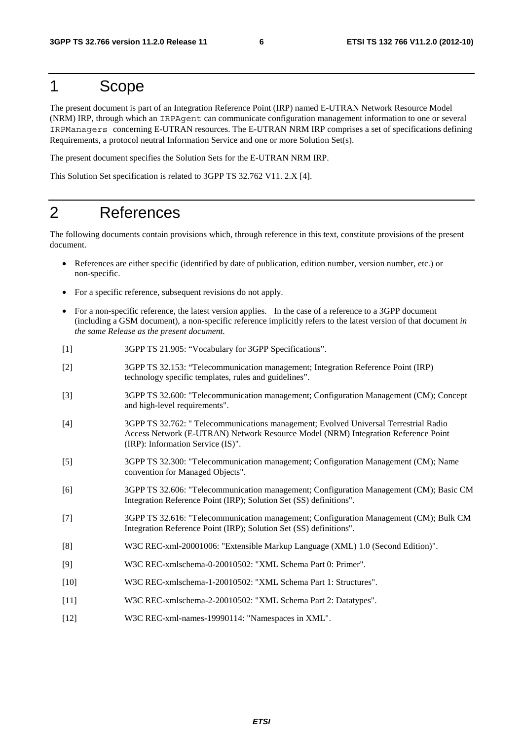# 1 Scope

The present document is part of an Integration Reference Point (IRP) named E-UTRAN Network Resource Model (NRM) IRP, through which an IRPAgent can communicate configuration management information to one or several IRPManagers concerning E-UTRAN resources. The E-UTRAN NRM IRP comprises a set of specifications defining Requirements, a protocol neutral Information Service and one or more Solution Set(s).

The present document specifies the Solution Sets for the E-UTRAN NRM IRP.

This Solution Set specification is related to 3GPP TS 32.762 V11. 2.X [4].

# 2 References

The following documents contain provisions which, through reference in this text, constitute provisions of the present document.

- References are either specific (identified by date of publication, edition number, version number, etc.) or non-specific.
- For a specific reference, subsequent revisions do not apply.
- For a non-specific reference, the latest version applies. In the case of a reference to a 3GPP document (including a GSM document), a non-specific reference implicitly refers to the latest version of that document *in the same Release as the present document*.

[1] 3GPP TS 21.905: “Vocabulary for 3GPP Specifications”.

[2] 3GPP TS 32.153: “Telecommunication management; Integration Reference Point (IRP) technology specific templates, rules and guidelines”.

[3] 3GPP TS 32.600: "Telecommunication management; Configuration Management (CM); Concept and high-level requirements".

[4] 3GPP TS 32.762: " Telecommunications management; Evolved Universal Terrestrial Radio Access Network (E-UTRAN) Network Resource Model (NRM) Integration Reference Point (IRP): Information Service (IS)".

[5] 3GPP TS 32.300: "Telecommunication management; Configuration Management (CM); Name convention for Managed Objects".

[6] 3GPP TS 32.606: "Telecommunication management; Configuration Management (CM); Basic CM Integration Reference Point (IRP); Solution Set (SS) definitions".

[7] 3GPP TS 32.616: "Telecommunication management; Configuration Management (CM); Bulk CM Integration Reference Point (IRP); Solution Set (SS) definitions".

[8] W3C REC-xml-20001006: "Extensible Markup Language (XML) 1.0 (Second Edition)".

[9] W3C REC-xmlschema-0-20010502: "XML Schema Part 0: Primer".

[10] W3C REC-xmlschema-1-20010502: "XML Schema Part 1: Structures".

[11] W3C REC-xmlschema-2-20010502: "XML Schema Part 2: Datatypes".

[12] W3C REC-xml-names-19990114: "Namespaces in XML".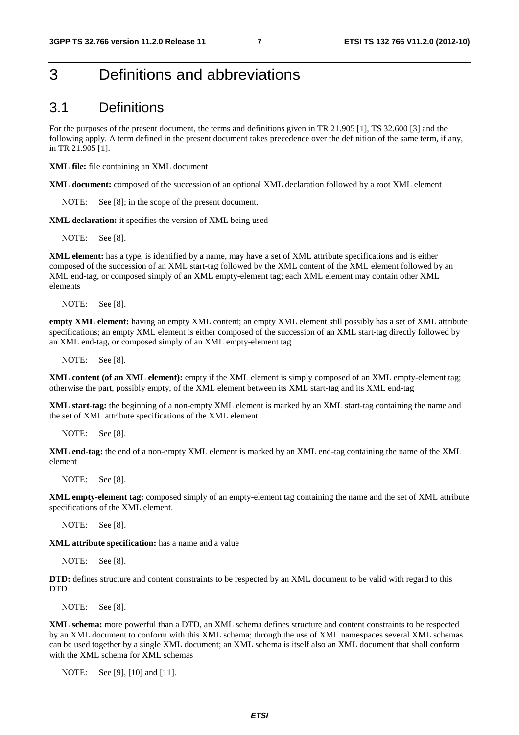# 3 Definitions and abbreviations

## 3.1 Definitions

For the purposes of the present document, the terms and definitions given in TR 21.905 [1], TS 32.600 [3] and the following apply. A term defined in the present document takes precedence over the definition of the same term, if any, in TR 21.905 [1].

**XML file:** file containing an XML document

**XML document:** composed of the succession of an optional XML declaration followed by a root XML element

NOTE: See [8]; in the scope of the present document.

**XML declaration:** it specifies the version of XML being used

NOTE: See [8].

**XML element:** has a type, is identified by a name, may have a set of XML attribute specifications and is either composed of the succession of an XML start-tag followed by the XML content of the XML element followed by an XML end-tag, or composed simply of an XML empty-element tag; each XML element may contain other XML elements

NOTE: See [8].

**empty XML element:** having an empty XML content; an empty XML element still possibly has a set of XML attribute specifications; an empty XML element is either composed of the succession of an XML start-tag directly followed by an XML end-tag, or composed simply of an XML empty-element tag

NOTE: See [8].

**XML content (of an XML element):** empty if the XML element is simply composed of an XML empty-element tag; otherwise the part, possibly empty, of the XML element between its XML start-tag and its XML end-tag

**XML start-tag:** the beginning of a non-empty XML element is marked by an XML start-tag containing the name and the set of XML attribute specifications of the XML element

NOTE: See [8].

**XML end-tag:** the end of a non-empty XML element is marked by an XML end-tag containing the name of the XML element

NOTE: See [8].

**XML empty-element tag:** composed simply of an empty-element tag containing the name and the set of XML attribute specifications of the XML element.

NOTE: See [8].

**XML attribute specification:** has a name and a value

NOTE: See [8].

**DTD:** defines structure and content constraints to be respected by an XML document to be valid with regard to this DTD

NOTE: See [8].

**XML schema:** more powerful than a DTD, an XML schema defines structure and content constraints to be respected by an XML document to conform with this XML schema; through the use of XML namespaces several XML schemas can be used together by a single XML document; an XML schema is itself also an XML document that shall conform with the XML schema for XML schemas

NOTE: See [9], [10] and [11].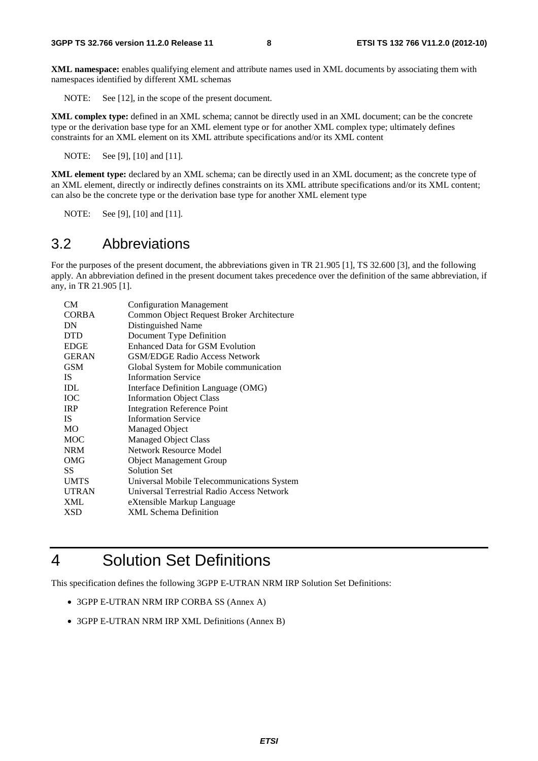**XML namespace:** enables qualifying element and attribute names used in XML documents by associating them with namespaces identified by different XML schemas

NOTE: See [12], in the scope of the present document.

**XML complex type:** defined in an XML schema; cannot be directly used in an XML document; can be the concrete type or the derivation base type for an XML element type or for another XML complex type; ultimately defines constraints for an XML element on its XML attribute specifications and/or its XML content

NOTE: See [9], [10] and [11].

**XML element type:** declared by an XML schema; can be directly used in an XML document; as the concrete type of an XML element, directly or indirectly defines constraints on its XML attribute specifications and/or its XML content; can also be the concrete type or the derivation base type for another XML element type

NOTE: See [9], [10] and [11].

## 3.2 Abbreviations

For the purposes of the present document, the abbreviations given in TR 21.905 [1], TS 32.600 [3], and the following apply. An abbreviation defined in the present document takes precedence over the definition of the same abbreviation, if any, in TR 21.905 [1].

| | |
|---|---|
| CM | Configuration Management |
| CORBA | Common Object Request Broker Architecture |
| DN | Distinguished Name |
| DTD | Document Type Definition |
| EDGE | Enhanced Data for GSM Evolution |
| GERAN | GSM/EDGE Radio Access Network |
| GSM | Global System for Mobile communication |
| IS | Information Service |
| IDL | Interface Definition Language (OMG) |
| IOC | Information Object Class |
| IRP | Integration Reference Point |
| IS | Information Service |
| MO | Managed Object |
| MOC | Managed Object Class |
| NRM | Network Resource Model |
| OMG | Object Management Group |
| SS | Solution Set |
| UMTS | Universal Mobile Telecommunications System |
| UTRAN | Universal Terrestrial Radio Access Network |
| XML | eXtensible Markup Language |
| XSD | XML Schema Definition |

# 4 Solution Set Definitions

This specification defines the following 3GPP E-UTRAN NRM IRP Solution Set Definitions:

- 3GPP E-UTRAN NRM IRP CORBA SS (Annex A)
- 3GPP E-UTRAN NRM IRP XML Definitions (Annex B)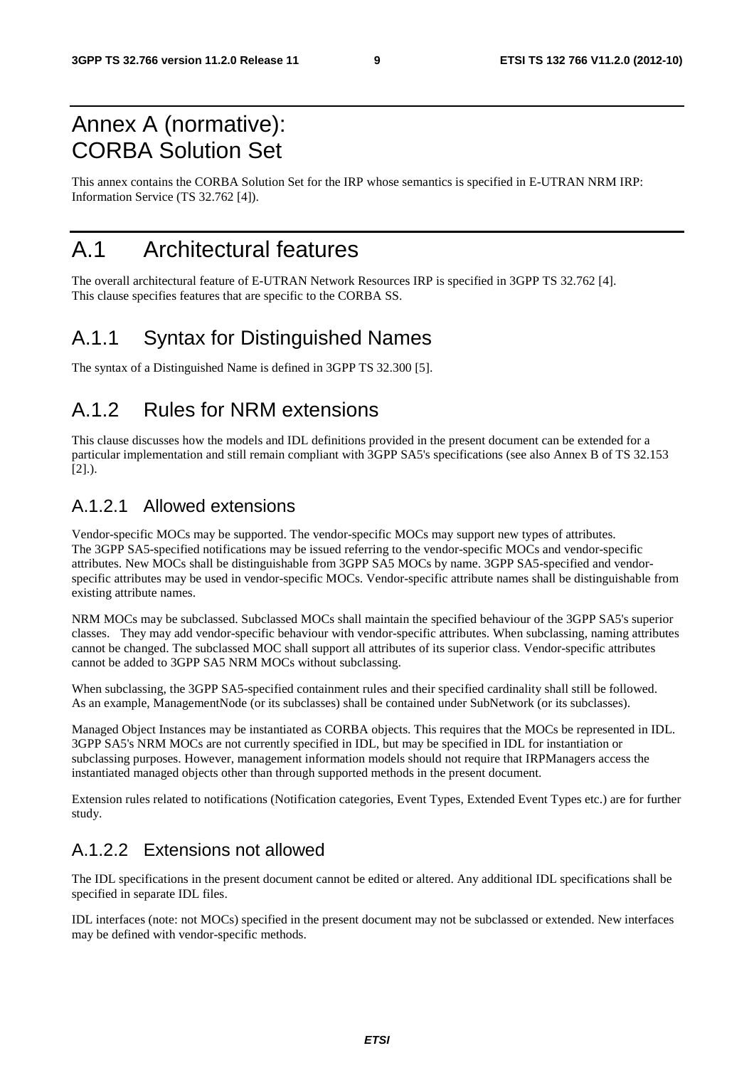# Annex A (normative): CORBA Solution Set

This annex contains the CORBA Solution Set for the IRP whose semantics is specified in E-UTRAN NRM IRP: Information Service (TS 32.762 [4]).

# A.1 Architectural features

The overall architectural feature of E-UTRAN Network Resources IRP is specified in 3GPP TS 32.762 [4]. This clause specifies features that are specific to the CORBA SS.

## A.1.1 Syntax for Distinguished Names

The syntax of a Distinguished Name is defined in 3GPP TS 32.300 [5].

## A.1.2 Rules for NRM extensions

This clause discusses how the models and IDL definitions provided in the present document can be extended for a particular implementation and still remain compliant with 3GPP SA5's specifications (see also Annex B of TS 32.153 [2].).

### A.1.2.1 Allowed extensions

Vendor-specific MOCs may be supported. The vendor-specific MOCs may support new types of attributes. The 3GPP SA5-specified notifications may be issued referring to the vendor-specific MOCs and vendor-specific attributes. New MOCs shall be distinguishable from 3GPP SA5 MOCs by name. 3GPP SA5-specified and vendor-specific attributes may be used in vendor-specific MOCs. Vendor-specific attribute names shall be distinguishable from existing attribute names.

NRM MOCs may be subclassed. Subclassed MOCs shall maintain the specified behaviour of the 3GPP SA5's superior classes. They may add vendor-specific behaviour with vendor-specific attributes. When subclassing, naming attributes cannot be changed. The subclassed MOC shall support all attributes of its superior class. Vendor-specific attributes cannot be added to 3GPP SA5 NRM MOCs without subclassing.

When subclassing, the 3GPP SA5-specified containment rules and their specified cardinality shall still be followed. As an example, ManagementNode (or its subclasses) shall be contained under SubNetwork (or its subclasses).

Managed Object Instances may be instantiated as CORBA objects. This requires that the MOCs be represented in IDL. 3GPP SA5's NRM MOCs are not currently specified in IDL, but may be specified in IDL for instantiation or subclassing purposes. However, management information models should not require that IRPManagers access the instantiated managed objects other than through supported methods in the present document.

Extension rules related to notifications (Notification categories, Event Types, Extended Event Types etc.) are for further study.

### A.1.2.2 Extensions not allowed

The IDL specifications in the present document cannot be edited or altered. Any additional IDL specifications shall be specified in separate IDL files.

IDL interfaces (note: not MOCs) specified in the present document may not be subclassed or extended. New interfaces may be defined with vendor-specific methods.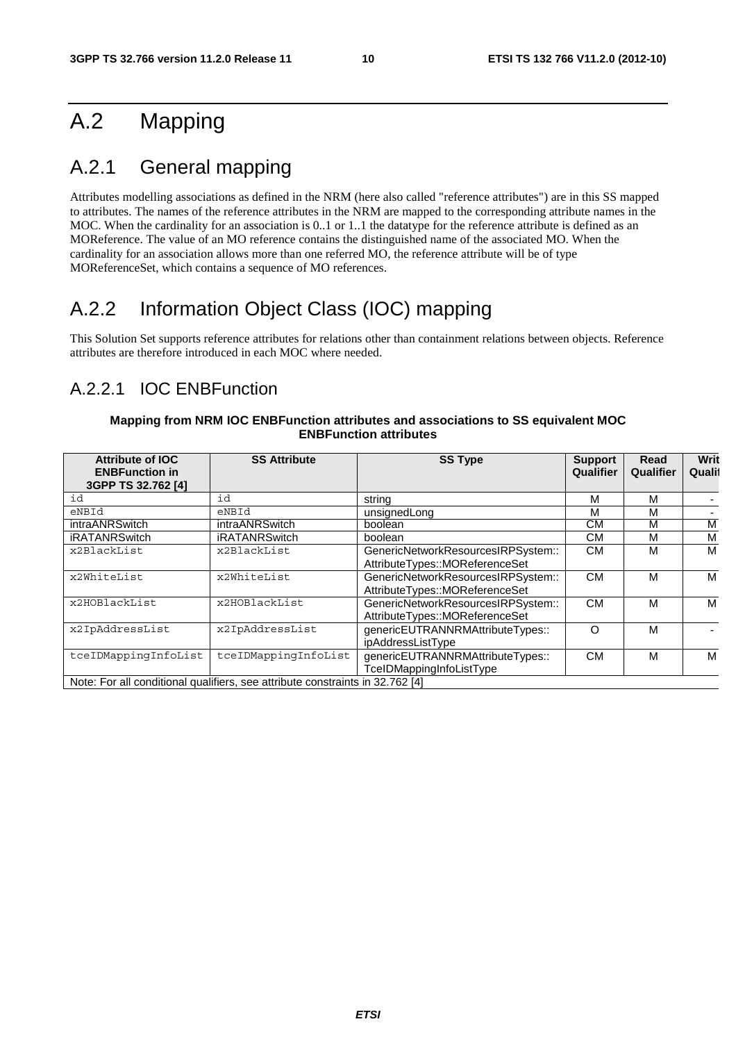# A.2 Mapping

## A.2.1 General mapping

Attributes modelling associations as defined in the NRM (here also called "reference attributes") are in this SS mapped to attributes. The names of the reference attributes in the NRM are mapped to the corresponding attribute names in the MOC. When the cardinality for an association is 0..1 or 1..1 the datatype for the reference attribute is defined as an MOReference. The value of an MO reference contains the distinguished name of the associated MO. When the cardinality for an association allows more than one referred MO, the reference attribute will be of type MOReferenceSet, which contains a sequence of MO references.

## A.2.2 Information Object Class (IOC) mapping

This Solution Set supports reference attributes for relations other than containment relations between objects. Reference attributes are therefore introduced in each MOC where needed.

### A.2.2.1 IOC ENBFunction

**Mapping from NRM IOC ENBFunction attributes and associations to SS equivalent MOC ENBFunction attributes**

| Attribute of IOC ENBFunction in 3GPP TS 32.762 [4] | SS Attribute | SS Type | Support Qualifier | Read Qualifier | Write Qualifier |
|---|---|---|---|---|---|
| id | id | string | M | M | - |
| eNBId | eNBId | unsignedLong | M | M | - |
| intraANRSwitch | intraANRSwitch | boolean | CM | M | M |
| iRATANRSwitch | iRATANRSwitch | boolean | CM | M | M |
| x2BlackList | x2BlackList | GenericNetworkResourcesIRPSystem:: AttributeTypes::MOReferenceSet | CM | M | M |
| x2WhiteList | x2WhiteList | GenericNetworkResourcesIRPSystem:: AttributeTypes::MOReferenceSet | CM | M | M |
| x2HOBlackList | x2HOBlackList | GenericNetworkResourcesIRPSystem:: AttributeTypes::MOReferenceSet | CM | M | M |
| x2IpAddressList | x2IpAddressList | genericEUTRANNRMAttributeTypes:: ipAddressListType | O | M | - |
| tceIDMappingInfoList | tceIDMappingInfoList | genericEUTRANNRMAttributeTypes:: TceIDMappingInfoListType | CM | M | M |
| Note: For all conditional qualifiers, see attribute constraints in 32.762 [4] | | | | | |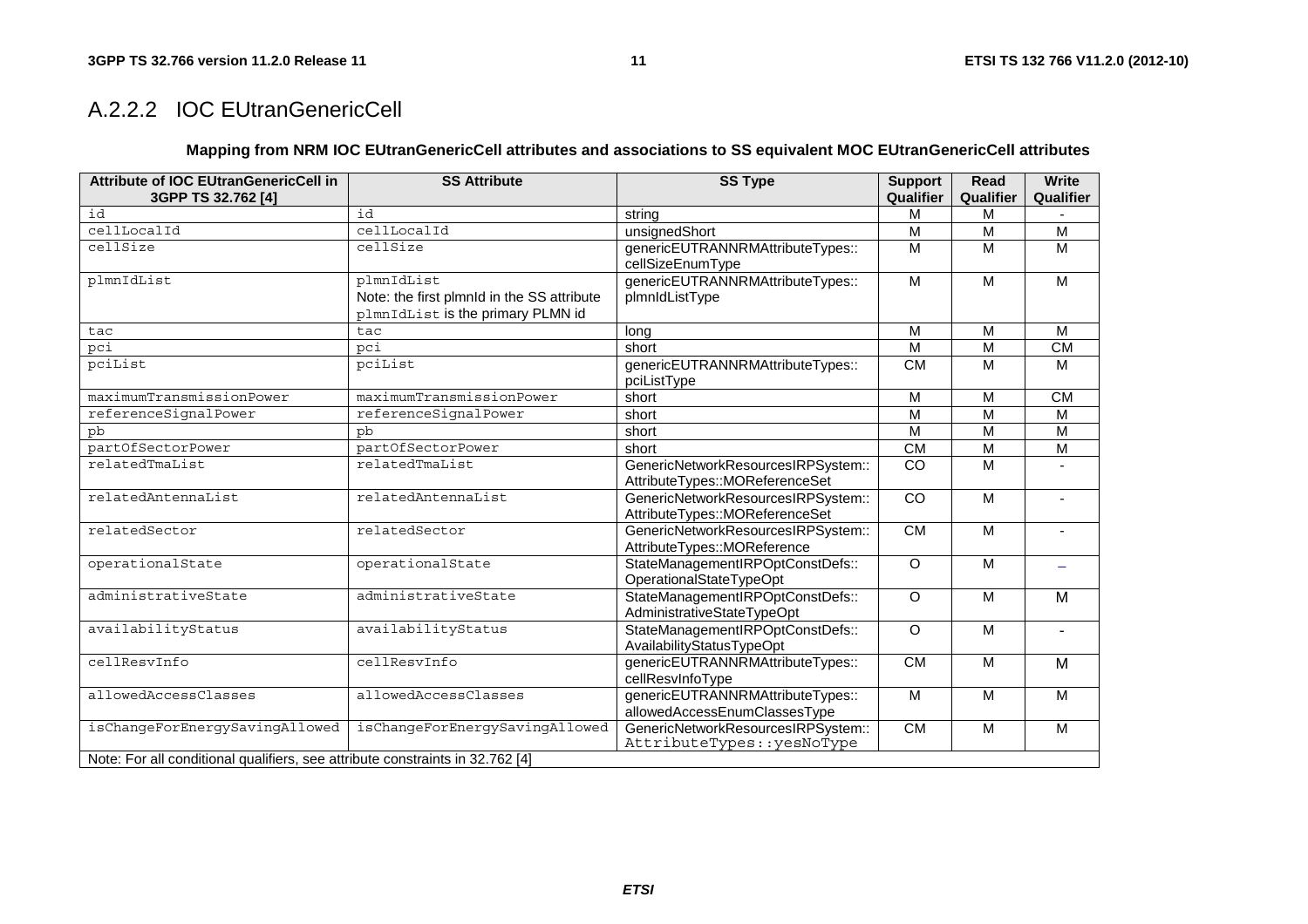### A.2.2.2 IOC EUtranGenericCell

**Mapping from NRM IOC EUtranGenericCell attributes and associations to SS equivalent MOC EUtranGenericCell attributes**

| Attribute of IOC EUtranGenericCell in 3GPP TS 32.762 [4] | SS Attribute | SS Type | Support Qualifier | Read Qualifier | Write Qualifier |
|---|---|---|---|---|---|
| id | id | string | M | M | - |
| cellLocalId | cellLocalId | unsignedShort | M | M | M |
| cellSize | cellSize | genericEUTRANNRMAttributeTypes:: cellSizeEnumType | M | M | M |
| plmnIdList | plmnIdList<br>Note: the first plmnId in the SS attribute plmnIdList is the primary PLMN id | genericEUTRANNRMAttributeTypes:: plmnIdListType | M | M | M |
| tac | tac | long | M | M | M |
| pci | pci | short | M | M | CM |
| pciList | pciList | genericEUTRANNRMAttributeTypes:: pciListType | CM | M | M |
| maximumTransmissionPower | maximumTransmissionPower | short | M | M | CM |
| referenceSignalPower | referenceSignalPower | short | M | M | M |
| pb | pb | short | M | M | M |
| partOfSectorPower | partOfSectorPower | short | CM | M | M |
| relatedTmaList | relatedTmaList | GenericNetworkResourcesIRPSystem:: AttributeTypes::MOReferenceSet | CO | M | - |
| relatedAntennaList | relatedAntennaList | GenericNetworkResourcesIRPSystem:: AttributeTypes::MOReferenceSet | CO | M | - |
| relatedSector | relatedSector | GenericNetworkResourcesIRPSystem:: AttributeTypes::MOReference | CM | M | - |
| operationalState | operationalState | StateManagementIRPOptConstDefs:: OperationalStateTypeOpt | O | M | – |
| administrativeState | administrativeState | StateManagementIRPOptConstDefs:: AdministrativeStateTypeOpt | O | M | M |
| availabilityStatus | availabilityStatus | StateManagementIRPOptConstDefs:: AvailabilityStatusTypeOpt | O | M | - |
| cellResvInfo | cellResvInfo | genericEUTRANNRMAttributeTypes:: cellResvInfoType | CM | M | M |
| allowedAccessClasses | allowedAccessClasses | genericEUTRANNRMAttributeTypes:: allowedAccessEnumClassesType | M | M | M |
| isChangeForEnergySavingAllowed | isChangeForEnergySavingAllowed | GenericNetworkResourcesIRPSystem:: AttributeTypes::yesNoType | CM | M | M |
| Note: For all conditional qualifiers, see attribute constraints in 32.762 [4] | | | | | |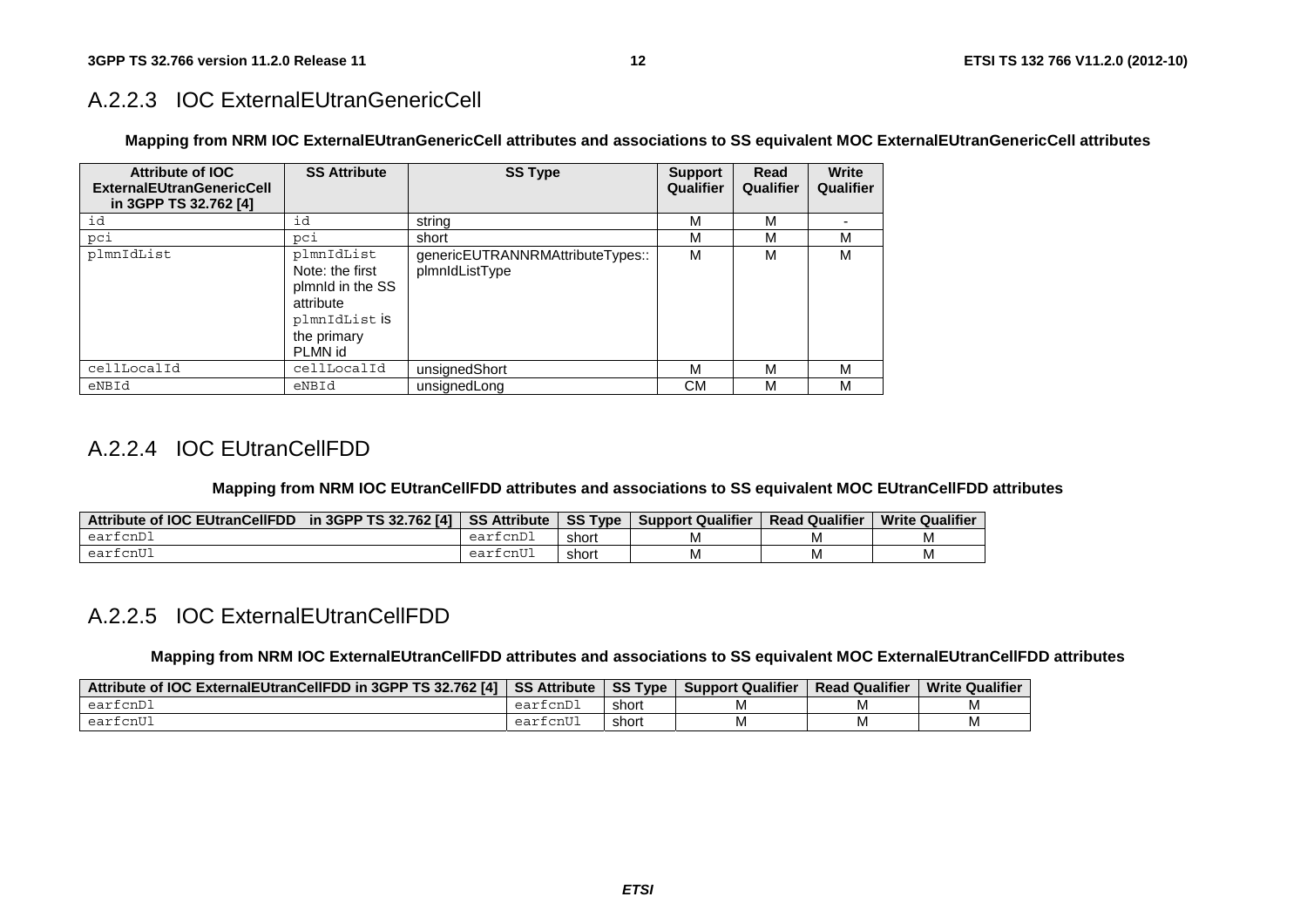### A.2.2.3 IOC ExternalEUtranGenericCell

**Mapping from NRM IOC ExternalEUtranGenericCell attributes and associations to SS equivalent MOC ExternalEUtranGenericCell attributes**

| Attribute of IOC ExternalEUtranGenericCell in 3GPP TS 32.762 [4] | SS Attribute | SS Type | Support Qualifier | Read Qualifier | Write Qualifier |
|---|---|---|---|---|---|
| id | id | string | M | M | - |
| pci | pci | short | M | M | M |
| plmnIdList | plmnIdList Note: the first plmnId in the SS attribute plmnIdList is the primary PLMN id | genericEUTRANNRMAttributeTypes:: plmnIdListType | M | M | M |
| cellLocalId | cellLocalId | unsignedShort | M | M | M |
| eNBId | eNBId | unsignedLong | CM | M | M |

### A.2.2.4 IOC EUtranCellFDD

**Mapping from NRM IOC EUtranCellFDD attributes and associations to SS equivalent MOC EUtranCellFDD attributes**

| Attribute of IOC EUtranCellFDD in 3GPP TS 32.762 [4] | SS Attribute | SS Type | Support Qualifier | Read Qualifier | Write Qualifier |
|---|---|---|---|---|---|
| earfcnDl | earfcnDl | short | M | M | M |
| earfcnUl | earfcnUl | short | M | M | M |

### A.2.2.5 IOC ExternalEUtranCellFDD

**Mapping from NRM IOC ExternalEUtranCellFDD attributes and associations to SS equivalent MOC ExternalEUtranCellFDD attributes**

| Attribute of IOC ExternalEUtranCellFDD in 3GPP TS 32.762 [4] | SS Attribute | SS Type | Support Qualifier | Read Qualifier | Write Qualifier |
|---|---|---|---|---|---|
| earfcnDl | earfcnDl | short | M | M | M |
| earfcnUl | earfcnUl | short | M | M | M |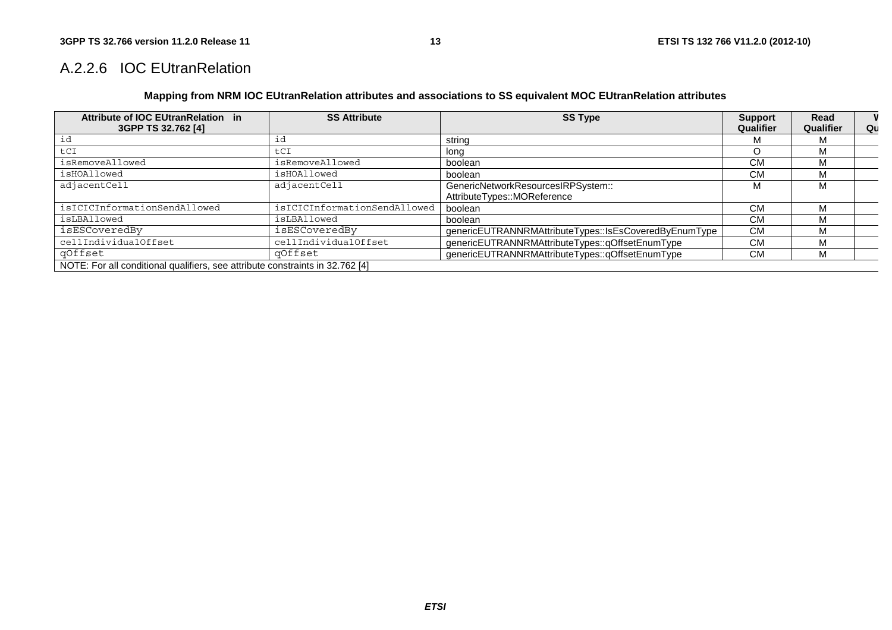## A.2.2.6 IOC EUtranRelation

**Mapping from NRM IOC EUtranRelation attributes and associations to SS equivalent MOC EUtranRelation attributes**

| Attribute of IOC EUtranRelation in 3GPP TS 32.762 [4] | SS Attribute | SS Type | Support Qualifier | Read Qualifier | W Qu |
|---|---|---|---|---|---|
| id | id | string | M | M | |
| tCI | tCI | long | O | M | |
| isRemoveAllowed | isRemoveAllowed | boolean | CM | M | |
| isHOAllowed | isHOAllowed | boolean | CM | M | |
| adjacentCell | adjacentCell | GenericNetworkResourcesIRPSystem:: AttributeTypes::MOReference | M | M | |
| isICICInformationSendAllowed | isICICInformationSendAllowed | boolean | CM | M | |
| isLBAllowed | isLBAllowed | boolean | CM | M | |
| isESCoveredBy | isESCoveredBy | genericEUTRANNRMAttributeTypes::IsEsCoveredByEnumType | CM | M | |
| cellIndividualOffset | cellIndividualOffset | genericEUTRANNRMAttributeTypes::qOffsetEnumType | CM | M | |
| qOffset | qOffset | genericEUTRANNRMAttributeTypes::qOffsetEnumType | CM | M | |
| NOTE: For all conditional qualifiers, see attribute constraints in 32.762 [4] | | | | | |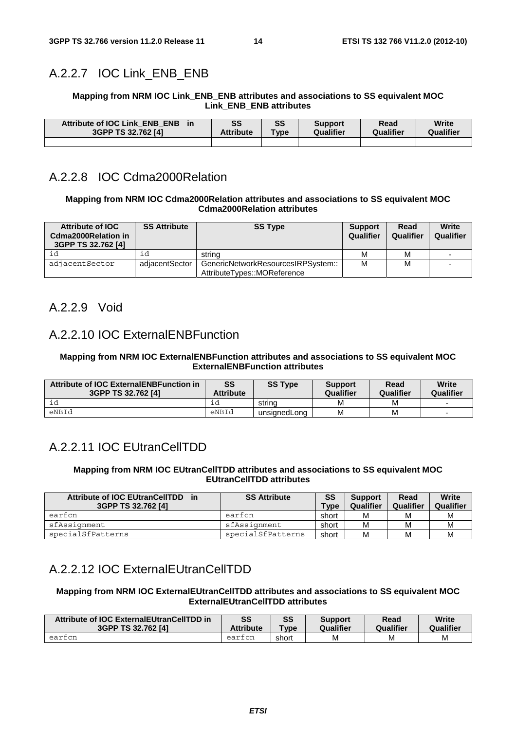### A.2.2.7 IOC Link_ENB_ENB

**Mapping from NRM IOC Link_ENB_ENB attributes and associations to SS equivalent MOC Link_ENB_ENB attributes**

| Attribute of IOC Link_ENB_ENB in 3GPP TS 32.762 [4] | SS Attribute | SS Type | Support Qualifier | Read Qualifier | Write Qualifier |
|---|---|---|---|---|---|
| | | | | | |

### A.2.2.8 IOC Cdma2000Relation

**Mapping from NRM IOC Cdma2000Relation attributes and associations to SS equivalent MOC Cdma2000Relation attributes**

| Attribute of IOC Cdma2000Relation in 3GPP TS 32.762 [4] | SS Attribute | SS Type | Support Qualifier | Read Qualifier | Write Qualifier |
|---|---|---|---|---|---|
| id | id | string | M | M | - |
| adjacentSector | adjacentSector | GenericNetworkResourcesIRPSystem::AttributeTypes::MOReference | M | M | - |

### A.2.2.9 Void

### A.2.2.10 IOC ExternalENBFunction

**Mapping from NRM IOC ExternalENBFunction attributes and associations to SS equivalent MOC ExternalENBFunction attributes**

| Attribute of IOC ExternalENBFunction in 3GPP TS 32.762 [4] | SS Attribute | SS Type | Support Qualifier | Read Qualifier | Write Qualifier |
|---|---|---|---|---|---|
| id | id | string | M | M | - |
| eNBId | eNBId | unsignedLong | M | M | - |

### A.2.2.11 IOC EUtranCellTDD

**Mapping from NRM IOC EUtranCellTDD attributes and associations to SS equivalent MOC EUtranCellTDD attributes**

| Attribute of IOC EUtranCellTDD in 3GPP TS 32.762 [4] | SS Attribute | SS Type | Support Qualifier | Read Qualifier | Write Qualifier |
|---|---|---|---|---|---|
| earfcn | earfcn | short | M | M | M |
| sfAssignment | sfAssignment | short | M | M | M |
| specialSfPatterns | specialSfPatterns | short | M | M | M |

### A.2.2.12 IOC ExternalEUtranCellTDD

**Mapping from NRM IOC ExternalEUtranCellTDD attributes and associations to SS equivalent MOC ExternalEUtranCellTDD attributes**

| Attribute of IOC ExternalEUtranCellTDD in 3GPP TS 32.762 [4] | SS Attribute | SS Type | Support Qualifier | Read Qualifier | Write Qualifier |
|---|---|---|---|---|---|
| earfcn | earfcn | short | M | M | M |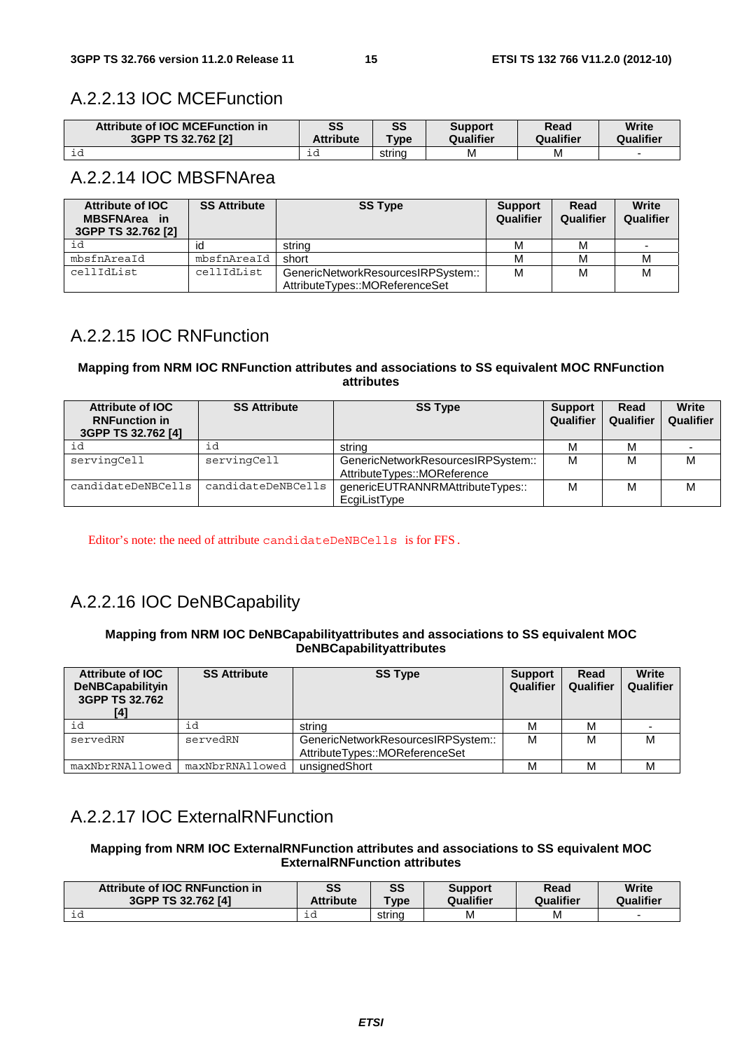### A.2.2.13 IOC MCEFunction

| Attribute of IOC MCEFunction in 3GPP TS 32.762 [2] | SS Attribute | SS Type | Support Qualifier | Read Qualifier | Write Qualifier |
|---|---|---|---|---|---|
| id | id | string | M | M | - |

### A.2.2.14 IOC MBSFNArea

| Attribute of IOC MBSFNArea in 3GPP TS 32.762 [2] | SS Attribute | SS Type | Support Qualifier | Read Qualifier | Write Qualifier |
|---|---|---|---|---|---|
| id | id | string | M | M | - |
| mbsfnAreaId | mbsfnAreaId | short | M | M | M |
| cellIdList | cellIdList | GenericNetworkResourcesIRPSystem:: AttributeTypes::MOReferenceSet | M | M | M |

### A.2.2.15 IOC RNFunction

**Mapping from NRM IOC RNFunction attributes and associations to SS equivalent MOC RNFunction attributes**

| Attribute of IOC RNFunction in 3GPP TS 32.762 [4] | SS Attribute | SS Type | Support Qualifier | Read Qualifier | Write Qualifier |
|---|---|---|---|---|---|
| id | id | string | M | M | - |
| servingCell | servingCell | GenericNetworkResourcesIRPSystem:: AttributeTypes::MOReference | M | M | M |
| candidateDeNBCells | candidateDeNBCells | genericEUTRANNRMAttributeTypes:: EcgiListType | M | M | M |

Editor's note: the need of attribute candidateDeNBCells is for FFS.

### A.2.2.16 IOC DeNBCapability

**Mapping from NRM IOC DeNBCapabilityattributes and associations to SS equivalent MOC DeNBCapabilityattributes**

| Attribute of IOC DeNBCapabilityin 3GPP TS 32.762 [4] | SS Attribute | SS Type | Support Qualifier | Read Qualifier | Write Qualifier |
|---|---|---|---|---|---|
| id | id | string | M | M | - |
| servedRN | servedRN | GenericNetworkResourcesIRPSystem:: AttributeTypes::MOReferenceSet | M | M | M |
| maxNbrRNAllowed | maxNbrRNAllowed | unsignedShort | M | M | M |

### A.2.2.17 IOC ExternalRNFunction

**Mapping from NRM IOC ExternalRNFunction attributes and associations to SS equivalent MOC ExternalRNFunction attributes**

| Attribute of IOC RNFunction in 3GPP TS 32.762 [4] | SS Attribute | SS Type | Support Qualifier | Read Qualifier | Write Qualifier |
|---|---|---|---|---|---|
| id | id | string | M | M | - |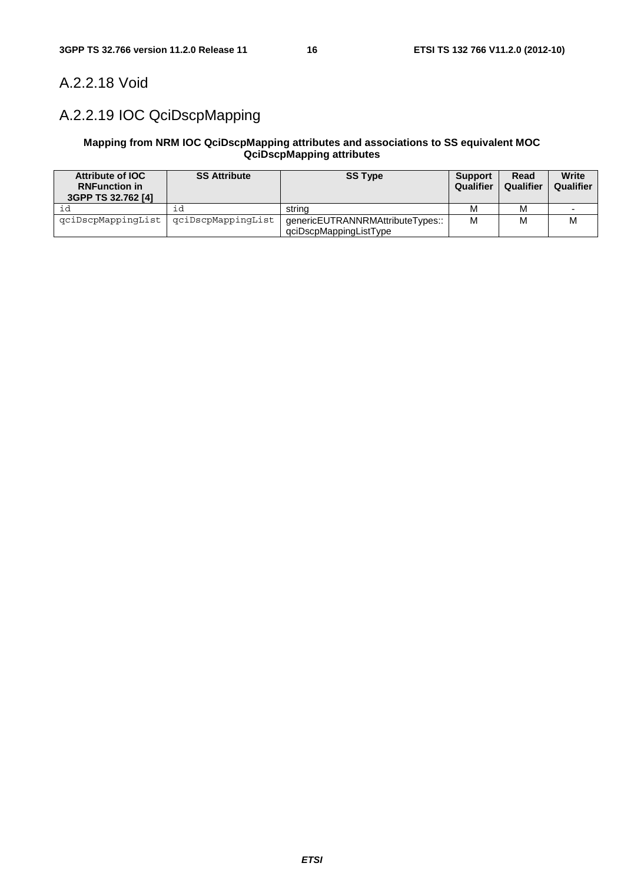## A.2.2.18 Void

## A.2.2.19 IOC QciDscpMapping

**Mapping from NRM IOC QciDscpMapping attributes and associations to SS equivalent MOC QciDscpMapping attributes**

| Attribute of IOC RNFunction in 3GPP TS 32.762 [4] | SS Attribute | SS Type | Support Qualifier | Read Qualifier | Write Qualifier |
|---|---|---|---|---|---|
| id | id | string | M | M | - |
| qciDscpMappingList | qciDscpMappingList | genericEUTRANNRMAttributeTypes::qciDscpMappingListType | M | M | M |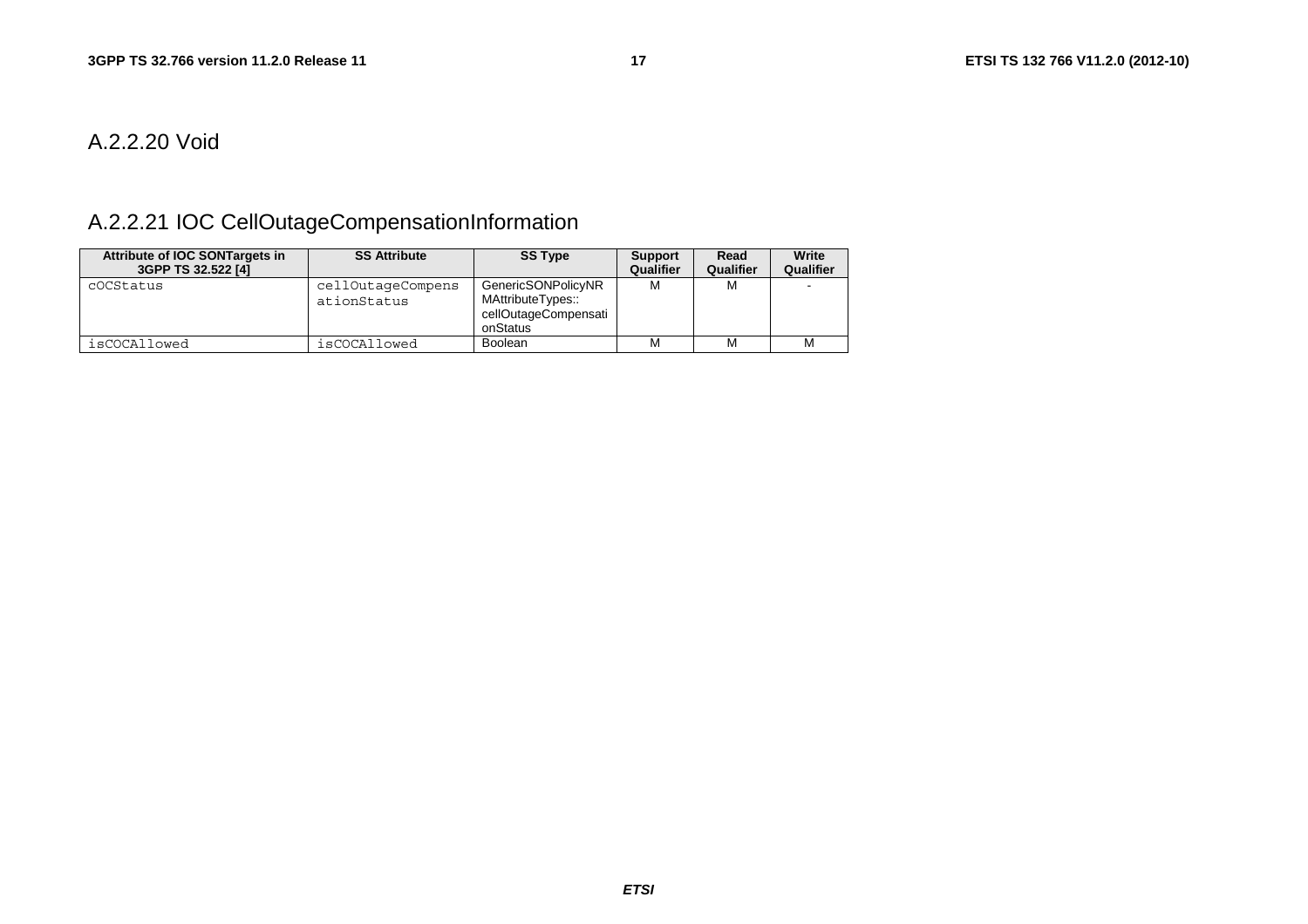# A.2.2.20 Void

# A.2.2.21 IOC CellOutageCompensationInformation

| Attribute of IOC SONTargets in 3GPP TS 32.522 [4] | SS Attribute | SS Type | Support Qualifier | Read Qualifier | Write Qualifier |
|---|---|---|---|---|---|
| cOCStatus | cellOutageCompensationStatus | GenericSONPolicyNRMAttributeTypes::cellOutageCompensationStatus | M | M | - |
| isCOCAllowed | isCOCAllowed | Boolean | M | M | M |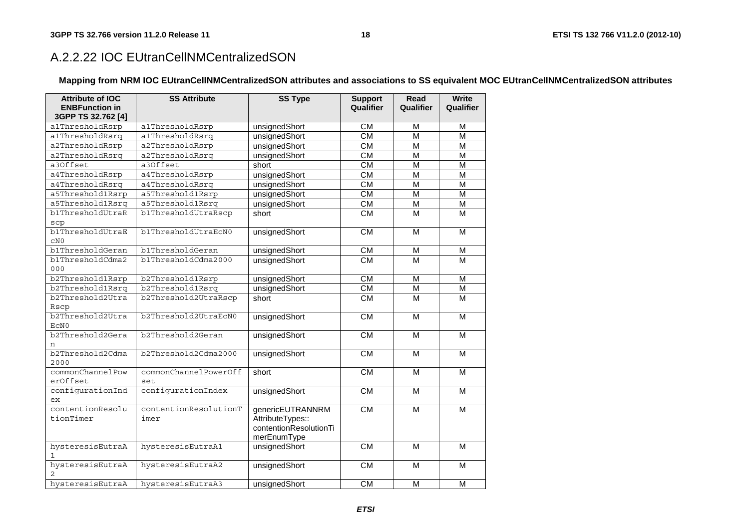## A.2.2.22 IOC EUtranCellNMCentralizedSON

**Mapping from NRM IOC EUtranCellNMCentralizedSON attributes and associations to SS equivalent MOC EUtranCellNMCentralizedSON attributes**

| Attribute of IOC ENBFunction in 3GPP TS 32.762 [4] | SS Attribute | SS Type | Support Qualifier | Read Qualifier | Write Qualifier |
|---|---|---|---|---|---|
| a1ThresholdRsrp | a1ThresholdRsrp | unsignedShort | CM | M | M |
| a1ThresholdRsrq | a1ThresholdRsrq | unsignedShort | CM | M | M |
| a2ThresholdRsrp | a2ThresholdRsrp | unsignedShort | CM | M | M |
| a2ThresholdRsrq | a2ThresholdRsrq | unsignedShort | CM | M | M |
| a3Offset | a3Offset | short | CM | M | M |
| a4ThresholdRsrp | a4ThresholdRsrp | unsignedShort | CM | M | M |
| a4ThresholdRsrq | a4ThresholdRsrq | unsignedShort | CM | M | M |
| a5Threshold1Rsrp | a5Threshold1Rsrp | unsignedShort | CM | M | M |
| a5Threshold1Rsrq | a5Threshold1Rsrq | unsignedShort | CM | M | M |
| b1ThresholdUtraRscp | b1ThresholdUtraRscp | short | CM | M | M |
| b1ThresholdUtraEcN0 | b1ThresholdUtraEcN0 | unsignedShort | CM | M | M |
| b1ThresholdGeran | b1ThresholdGeran | unsignedShort | CM | M | M |
| b1ThresholdCdma2000 | b1ThresholdCdma2000 | unsignedShort | CM | M | M |
| b2Threshold1Rsrp | b2Threshold1Rsrp | unsignedShort | CM | M | M |
| b2Threshold1Rsrq | b2Threshold1Rsrq | unsignedShort | CM | M | M |
| b2Threshold2UtraRscp | b2Threshold2UtraRscp | short | CM | M | M |
| b2Threshold2UtraEcN0 | b2Threshold2UtraEcN0 | unsignedShort | CM | M | M |
| b2Threshold2Geran | b2Threshold2Geran | unsignedShort | CM | M | M |
| b2Threshold2Cdma2000 | b2Threshold2Cdma2000 | unsignedShort | CM | M | M |
| commonChannelPowerOffset | commonChannelPowerOffset | short | CM | M | M |
| configurationIndex | configurationIndex | unsignedShort | CM | M | M |
| contentionResolutionTimer | contentionResolutionTimer | genericEUTRANNRM AttributeTypes:: contentionResolutionTimerEnumType | CM | M | M |
| hysteresisEutraA1 | hysteresisEutraA1 | unsignedShort | CM | M | M |
| hysteresisEutraA2 | hysteresisEutraA2 | unsignedShort | CM | M | M |
| hysteresisEutraA | hysteresisEutraA3 | unsignedShort | CM | M | M |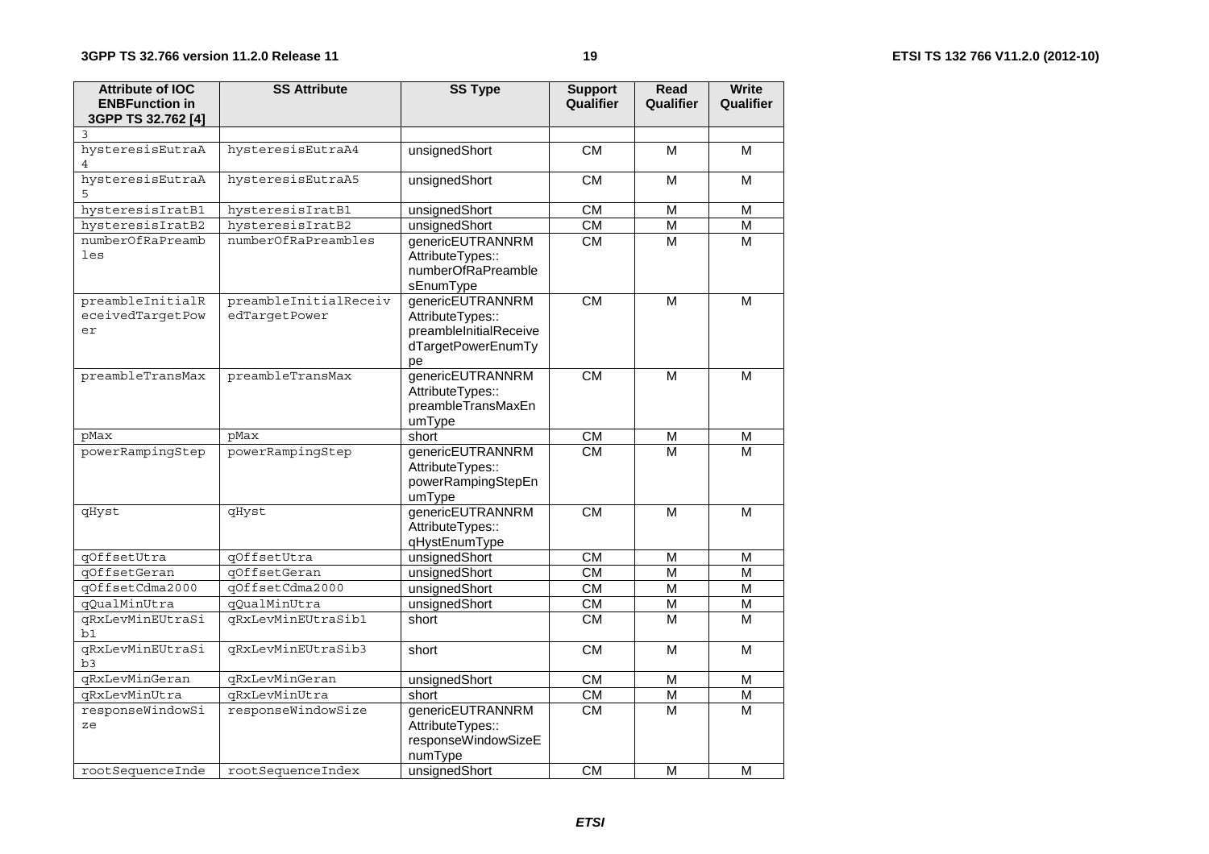| Attribute of IOC ENBFunction in 3GPP TS 32.762 [4] | SS Attribute | SS Type | Support Qualifier | Read Qualifier | Write Qualifier |
|---|---|---|---|---|---|
| 3 | | | | | |
| hysteresisEutraA4 | hysteresisEutraA4 | unsignedShort | CM | M | M |
| hysteresisEutraA5 | hysteresisEutraA5 | unsignedShort | CM | M | M |
| hysteresisIratB1 | hysteresisIratB1 | unsignedShort | CM | M | M |
| hysteresisIratB2 | hysteresisIratB2 | unsignedShort | CM | M | M |
| numberOfRaPreambles | numberOfRaPreambles | genericEUTRANNRM AttributeTypes:: numberOfRaPreamblesEnumType | CM | M | M |
| preambleInitialReceivedTargetPower | preambleInitialReceivedTargetPower | genericEUTRANNRM AttributeTypes:: preambleInitialReceivedTargetPowerEnumType | CM | M | M |
| preambleTransMax | preambleTransMax | genericEUTRANNRM AttributeTypes:: preambleTransMaxEnumType | CM | M | M |
| pMax | pMax | short | CM | M | M |
| powerRampingStep | powerRampingStep | genericEUTRANNRM AttributeTypes:: powerRampingStepEnumType | CM | M | M |
| qHyst | qHyst | genericEUTRANNRM AttributeTypes:: qHystEnumType | CM | M | M |
| qOffsetUtra | qOffsetUtra | unsignedShort | CM | M | M |
| qOffsetGeran | qOffsetGeran | unsignedShort | CM | M | M |
| qOffsetCdma2000 | qOffsetCdma2000 | unsignedShort | CM | M | M |
| qQualMinUtra | qQualMinUtra | unsignedShort | CM | M | M |
| qRxLevMinEUtraSib1 | qRxLevMinEUtraSib1 | short | CM | M | M |
| qRxLevMinEUtraSib3 | qRxLevMinEUtraSib3 | short | CM | M | M |
| qRxLevMinGeran | qRxLevMinGeran | unsignedShort | CM | M | M |
| qRxLevMinUtra | qRxLevMinUtra | short | CM | M | M |
| responseWindowSize | responseWindowSize | genericEUTRANNRM AttributeTypes:: responseWindowSizeEnumType | CM | M | M |
| rootSequenceInde | rootSequenceIndex | unsignedShort | CM | M | M |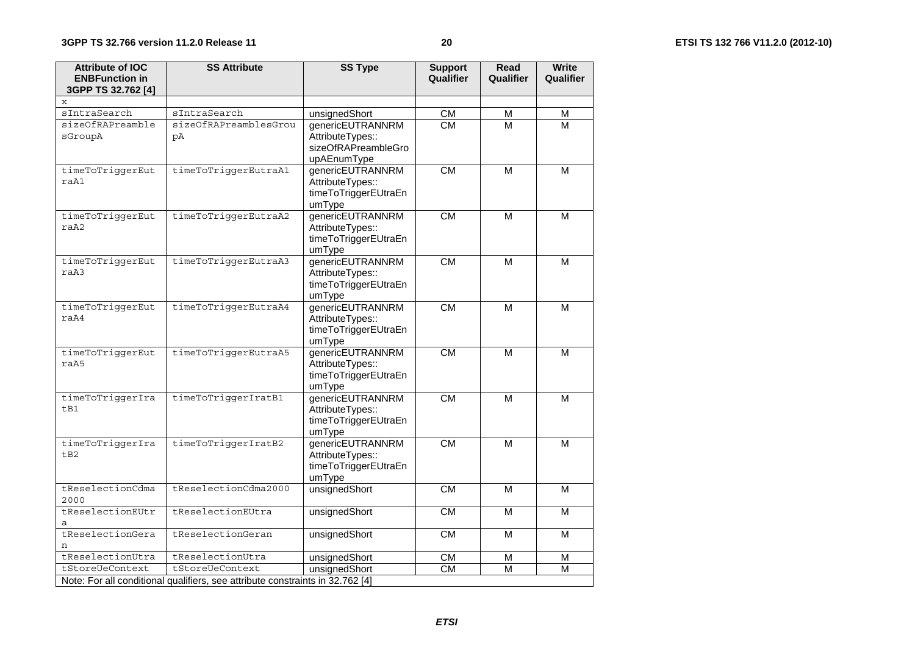| Attribute of IOC ENBFunction in 3GPP TS 32.762 [4] | SS Attribute | SS Type | Support Qualifier | Read Qualifier | Write Qualifier |
|---|---|---|---|---|---|
| x | | | | | |
| sIntraSearch | sIntraSearch | unsignedShort | CM | M | M |
| sizeOfRAPreamblesGroupA | sizeOfRAPreamblesGroupA | genericEUTRANNRM AttributeTypes:: sizeOfRAPreambleGroupAEnumType | CM | M | M |
| timeToTriggerEutraA1 | timeToTriggerEutraA1 | genericEUTRANNRM AttributeTypes:: timeToTriggerEUtraEnumType | CM | M | M |
| timeToTriggerEutraA2 | timeToTriggerEutraA2 | genericEUTRANNRM AttributeTypes:: timeToTriggerEUtraEnumType | CM | M | M |
| timeToTriggerEutraA3 | timeToTriggerEutraA3 | genericEUTRANNRM AttributeTypes:: timeToTriggerEUtraEnumType | CM | M | M |
| timeToTriggerEutraA4 | timeToTriggerEutraA4 | genericEUTRANNRM AttributeTypes:: timeToTriggerEUtraEnumType | CM | M | M |
| timeToTriggerEutraA5 | timeToTriggerEutraA5 | genericEUTRANNRM AttributeTypes:: timeToTriggerEUtraEnumType | CM | M | M |
| timeToTriggerIratB1 | timeToTriggerIratB1 | genericEUTRANNRM AttributeTypes:: timeToTriggerEUtraEnumType | CM | M | M |
| timeToTriggerIratB2 | timeToTriggerIratB2 | genericEUTRANNRM AttributeTypes:: timeToTriggerEUtraEnumType | CM | M | M |
| tReselectionCdma2000 | tReselectionCdma2000 | unsignedShort | CM | M | M |
| tReselectionEUtra | tReselectionEUtra | unsignedShort | CM | M | M |
| tReselectionGeran | tReselectionGeran | unsignedShort | CM | M | M |
| tReselectionUtra | tReselectionUtra | unsignedShort | CM | M | M |
| tStoreUeContext | tStoreUeContext | unsignedShort | CM | M | M |
| Note: For all conditional qualifiers, see attribute constraints in 32.762 [4] | | | | | |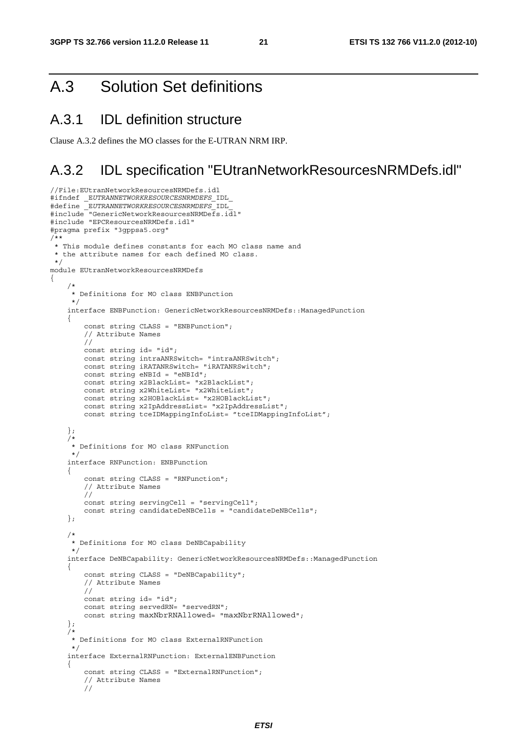# A.3 Solution Set definitions

## A.3.1 IDL definition structure

Clause A.3.2 defines the MO classes for the E-UTRAN NRM IRP.

## A.3.2 IDL specification "EUtranNetworkResourcesNRMDefs.idl"

```
//File:EUtranNetworkResourcesNRMDefs.idl
#ifndef _EUTRANNETWORKRESOURCESNRMDEFS_IDL_
#define _EUTRANNETWORKRESOURCESNRMDEFS_IDL_
#include "GenericNetworkResourcesNRMDefs.idl"
#include "EPCResourcesNRMDefs.idl"
#pragma prefix "3gppsa5.org"
/**
 * This module defines constants for each MO class name and
 * the attribute names for each defined MO class.
 */
module EUtranNetworkResourcesNRMDefs
{
    /*
     * Definitions for MO class ENBFunction
     */
    interface ENBFunction: GenericNetworkResourcesNRMDefs::ManagedFunction
    {
        const string CLASS = "ENBFunction";
        // Attribute Names
        //
        const string id= "id";
        const string intraANRSwitch= "intraANRSwitch";
        const string iRATANRSwitch= "iRATANRSwitch";
        const string eNBId = "eNBId";
        const string x2BlackList= "x2BlackList";
        const string x2WhiteList= "x2WhiteList";
        const string x2HOBlackList= "x2HOBlackList";
        const string x2IpAddressList= "x2IpAddressList";
        const string tceIDMappingInfoList= "tceIDMappingInfoList";

    };
    /*
     * Definitions for MO class RNFunction
     */
    interface RNFunction: ENBFunction
    {
        const string CLASS = "RNFunction";
        // Attribute Names
        //
        const string servingCell = "servingCell";
        const string candidateDeNBCells = "candidateDeNBCells";
    };

    /*
     * Definitions for MO class DeNBCapability
     */
    interface DeNBCapability: GenericNetworkResourcesNRMDefs::ManagedFunction
    {
        const string CLASS = "DeNBCapability";
        // Attribute Names
        //
        const string id= "id";
        const string servedRN= "servedRN";
        const string maxNbrRNAllowed= "maxNbrRNAllowed";
    };
    /*
     * Definitions for MO class ExternalRNFunction
     */
    interface ExternalRNFunction: ExternalENBFunction
    {
        const string CLASS = "ExternalRNFunction";
        // Attribute Names
        //
```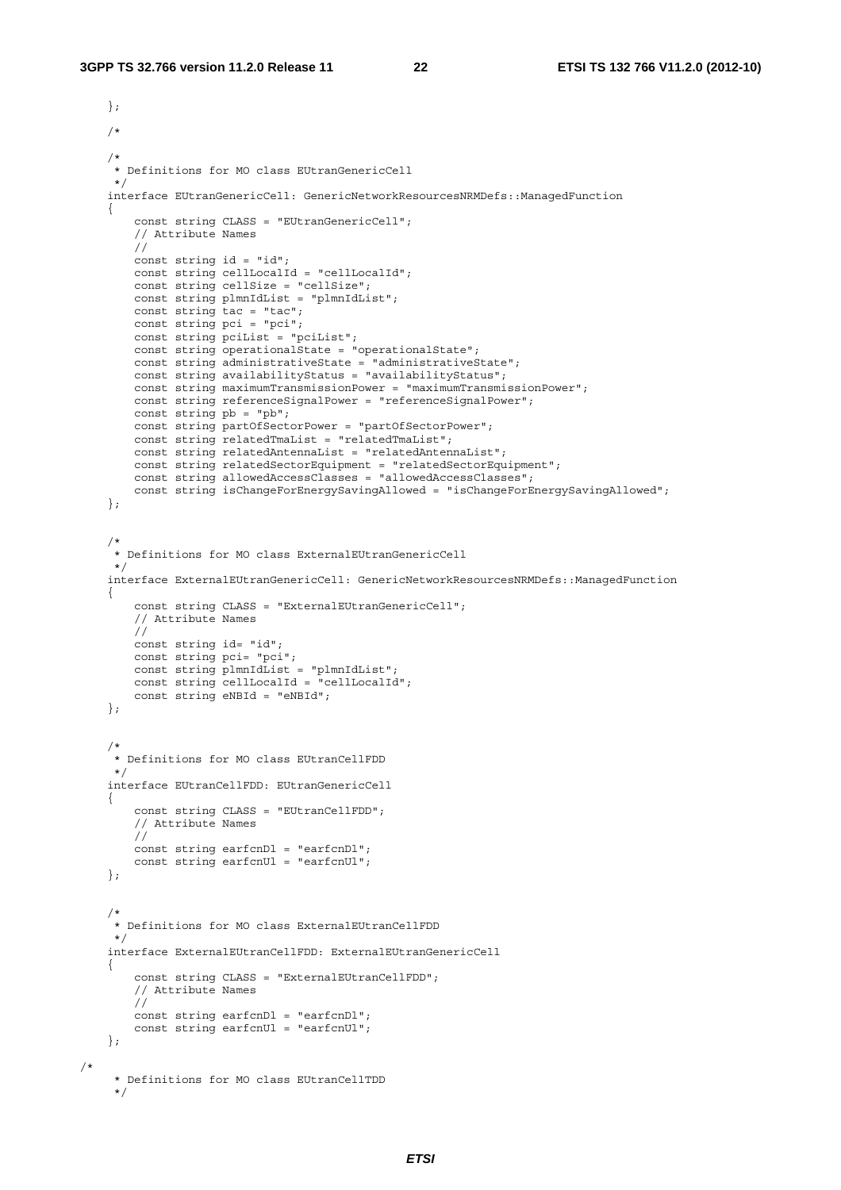```
    };

    /*

    /*
     * Definitions for MO class EUtranGenericCell
     */
    interface EUtranGenericCell: GenericNetworkResourcesNRMDefs::ManagedFunction
    {
        const string CLASS = "EUtranGenericCell";
        // Attribute Names
        //
        const string id = "id";
        const string cellLocalId = "cellLocalId";
        const string cellSize = "cellSize";
        const string plmnIdList = "plmnIdList";
        const string tac = "tac";
        const string pci = "pci";
        const string pciList = "pciList";
        const string operationalState = "operationalState";
        const string administrativeState = "administrativeState";
        const string availabilityStatus = "availabilityStatus";
        const string maximumTransmissionPower = "maximumTransmissionPower";
        const string referenceSignalPower = "referenceSignalPower";
        const string pb = "pb";
        const string partOfSectorPower = "partOfSectorPower";
        const string relatedTmaList = "relatedTmaList";
        const string relatedAntennaList = "relatedAntennaList";
        const string relatedSectorEquipment = "relatedSectorEquipment";
        const string allowedAccessClasses = "allowedAccessClasses";
        const string isChangeForEnergySavingAllowed = "isChangeForEnergySavingAllowed";
    };


    /*
     * Definitions for MO class ExternalEUtranGenericCell
     */
    interface ExternalEUtranGenericCell: GenericNetworkResourcesNRMDefs::ManagedFunction
    {
        const string CLASS = "ExternalEUtranGenericCell";
        // Attribute Names
        //
        const string id= "id";
        const string pci= "pci";
        const string plmnIdList = "plmnIdList";
        const string cellLocalId = "cellLocalId";
        const string eNBId = "eNBId";
    };


    /*
     * Definitions for MO class EUtranCellFDD
     */
    interface EUtranCellFDD: EUtranGenericCell
    {
        const string CLASS = "EUtranCellFDD";
        // Attribute Names
        //
        const string earfcnDl = "earfcnDl";
        const string earfcnUl = "earfcnUl";
    };


    /*
     * Definitions for MO class ExternalEUtranCellFDD
     */
    interface ExternalEUtranCellFDD: ExternalEUtranGenericCell
    {
        const string CLASS = "ExternalEUtranCellFDD";
        // Attribute Names
        //
        const string earfcnDl = "earfcnDl";
        const string earfcnUl = "earfcnUl";
    };

/*
     * Definitions for MO class EUtranCellTDD
     */
```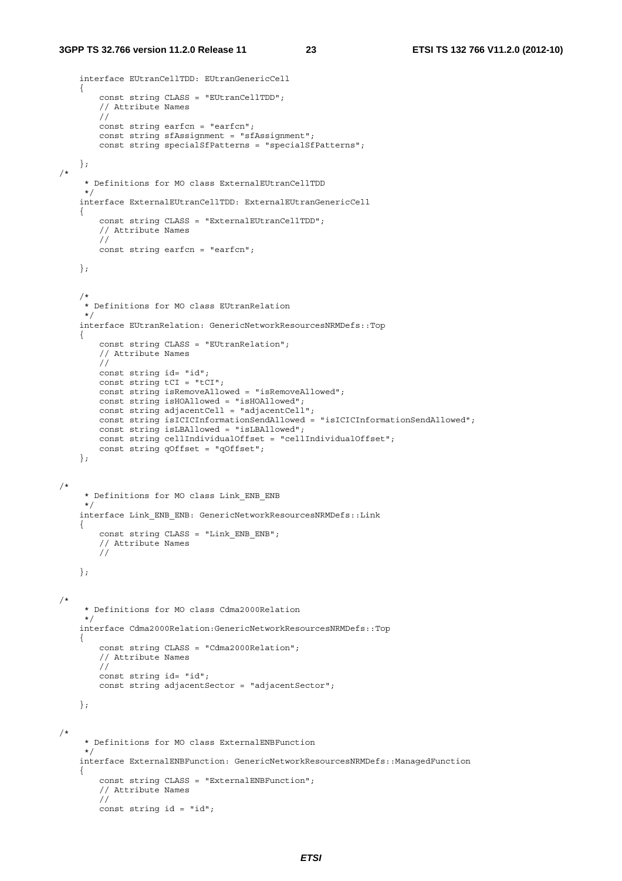```
    interface EUtranCellTDD: EUtranGenericCell
    {
        const string CLASS = "EUtranCellTDD";
        // Attribute Names
        //
        const string earfcn = "earfcn";
        const string sfAssignment = "sfAssignment";
        const string specialSfPatterns = "specialSfPatterns";

    };
/*
     * Definitions for MO class ExternalEUtranCellTDD
     */
    interface ExternalEUtranCellTDD: ExternalEUtranGenericCell
    {
        const string CLASS = "ExternalEUtranCellTDD";
        // Attribute Names
        //
        const string earfcn = "earfcn";

    };


    /*
     * Definitions for MO class EUtranRelation
     */
    interface EUtranRelation: GenericNetworkResourcesNRMDefs::Top
    {
        const string CLASS = "EUtranRelation";
        // Attribute Names
        //
        const string id= "id";
        const string tCI = "tCI";
        const string isRemoveAllowed = "isRemoveAllowed";
        const string isHOAllowed = "isHOAllowed";
        const string adjacentCell = "adjacentCell";
        const string isICICInformationSendAllowed = "isICICInformationSendAllowed";
        const string isLBAllowed = "isLBAllowed";
        const string cellIndividualOffset = "cellIndividualOffset";
        const string qOffset = "qOffset";
    };


/*
     * Definitions for MO class Link_ENB_ENB
     */
    interface Link_ENB_ENB: GenericNetworkResourcesNRMDefs::Link
    {
        const string CLASS = "Link_ENB_ENB";
        // Attribute Names
        //

    };


/*
     * Definitions for MO class Cdma2000Relation
     */
    interface Cdma2000Relation:GenericNetworkResourcesNRMDefs::Top
    {
        const string CLASS = "Cdma2000Relation";
        // Attribute Names
        //
        const string id= "id";
        const string adjacentSector = "adjacentSector";

    };


/*
     * Definitions for MO class ExternalENBFunction
     */
    interface ExternalENBFunction: GenericNetworkResourcesNRMDefs::ManagedFunction
    {
        const string CLASS = "ExternalENBFunction";
        // Attribute Names
        //
        const string id = "id";
```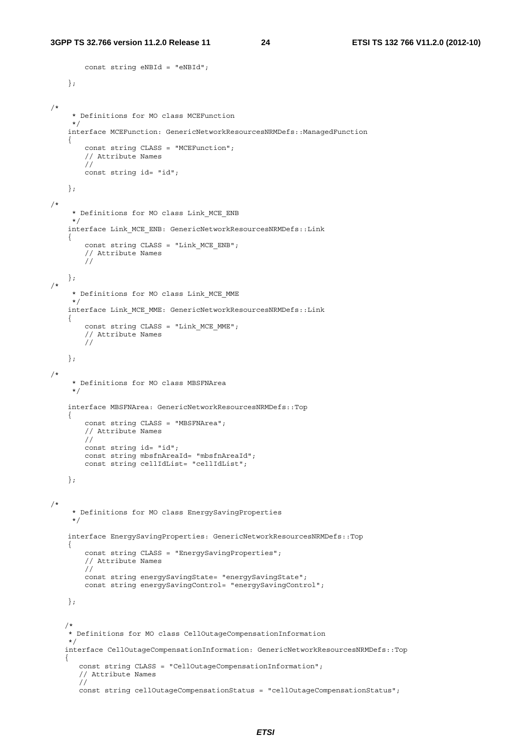```
        const string eNBId = "eNBId";

    };


/*
     * Definitions for MO class MCEFunction
     */
    interface MCEFunction: GenericNetworkResourcesNRMDefs::ManagedFunction
    {
        const string CLASS = "MCEFunction";
        // Attribute Names
        //
        const string id= "id";

    };

/*
     * Definitions for MO class Link_MCE_ENB
     */
    interface Link_MCE_ENB: GenericNetworkResourcesNRMDefs::Link
    {
        const string CLASS = "Link_MCE_ENB";
        // Attribute Names
        //

    };
/*
     * Definitions for MO class Link_MCE_MME
     */
    interface Link_MCE_MME: GenericNetworkResourcesNRMDefs::Link
    {
        const string CLASS = "Link_MCE_MME";
        // Attribute Names
        //

    };

/*
     * Definitions for MO class MBSFNArea
     */

    interface MBSFNArea: GenericNetworkResourcesNRMDefs::Top
    {
        const string CLASS = "MBSFNArea";
        // Attribute Names
        //
        const string id= "id";
        const string mbsfnAreaId= "mbsfnAreaId";
        const string cellIdList= "cellIdList";

    };


/*
     * Definitions for MO class EnergySavingProperties
     */

    interface EnergySavingProperties: GenericNetworkResourcesNRMDefs::Top
    {
        const string CLASS = "EnergySavingProperties";
        // Attribute Names
        //
        const string energySavingState= "energySavingState";
        const string energySavingControl= "energySavingControl";

    };


   /*
    * Definitions for MO class CellOutageCompensationInformation
    */
   interface CellOutageCompensationInformation: GenericNetworkResourcesNRMDefs::Top
   {
      const string CLASS = "CellOutageCompensationInformation";
      // Attribute Names
      //
      const string cellOutageCompensationStatus = "cellOutageCompensationStatus";
```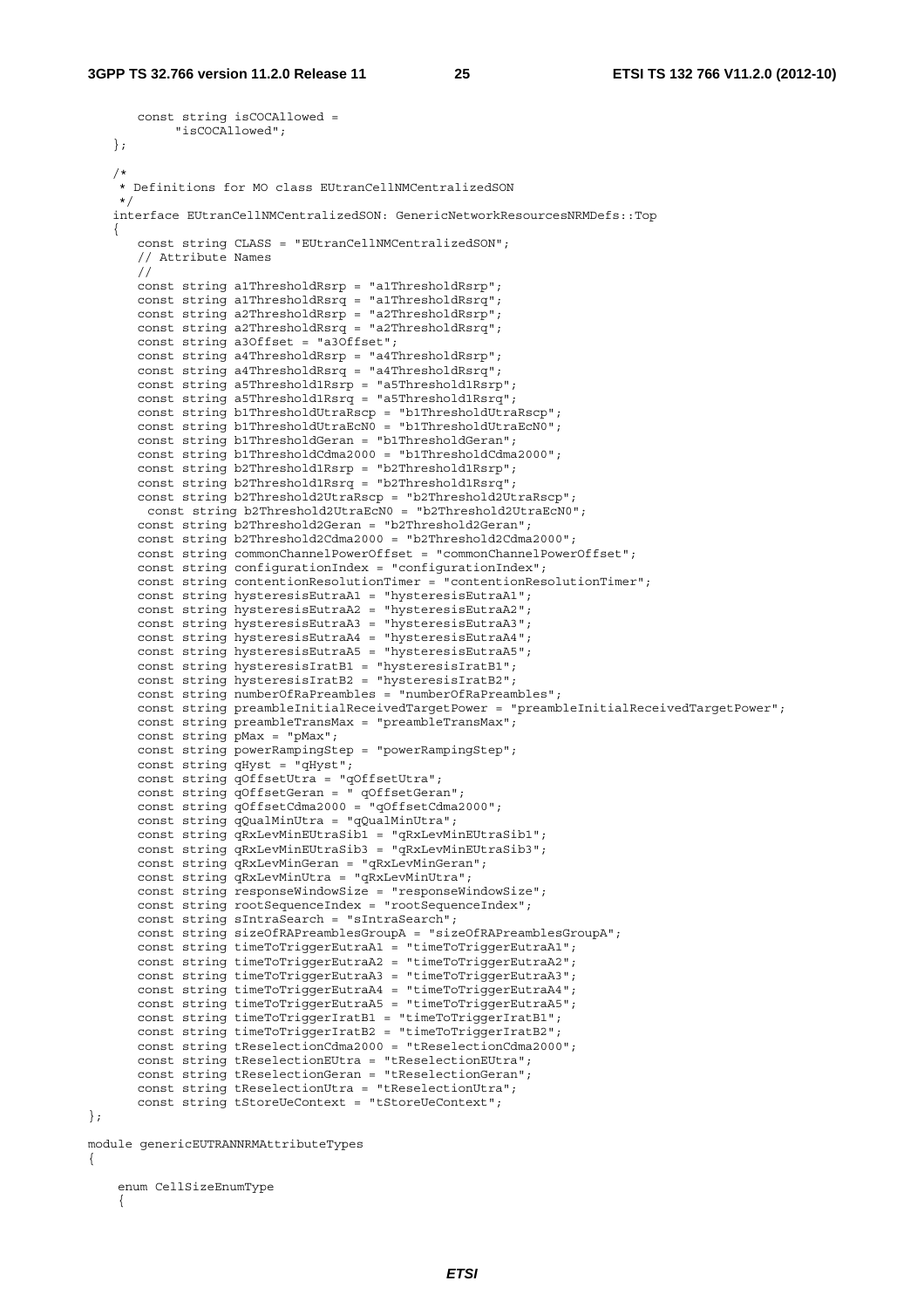```
        const string isCOCAllowed =
             "isCOCAllowed";
    };

    /*
     * Definitions for MO class EUtranCellNMCentralizedSON
     */
    interface EUtranCellNMCentralizedSON: GenericNetworkResourcesNRMDefs::Top
    {
        const string CLASS = "EUtranCellNMCentralizedSON";
        // Attribute Names
        //
        const string a1ThresholdRsrp = "a1ThresholdRsrp";
        const string a1ThresholdRsrq = "a1ThresholdRsrq";
        const string a2ThresholdRsrp = "a2ThresholdRsrp";
        const string a2ThresholdRsrq = "a2ThresholdRsrq";
        const string a3Offset = "a3Offset";
        const string a4ThresholdRsrp = "a4ThresholdRsrp";
        const string a4ThresholdRsrq = "a4ThresholdRsrq";
        const string a5Threshold1Rsrp = "a5Threshold1Rsrp";
        const string a5Threshold1Rsrq = "a5Threshold1Rsrq";
        const string b1ThresholdUtraRscp = "b1ThresholdUtraRscp";
        const string b1ThresholdUtraEcN0 = "b1ThresholdUtraEcN0";
        const string b1ThresholdGeran = "b1ThresholdGeran";
        const string b1ThresholdCdma2000 = "b1ThresholdCdma2000";
        const string b2Threshold1Rsrp = "b2Threshold1Rsrp";
        const string b2Threshold1Rsrq = "b2Threshold1Rsrq";
        const string b2Threshold2UtraRscp = "b2Threshold2UtraRscp";
         const string b2Threshold2UtraEcN0 = "b2Threshold2UtraEcN0";
        const string b2Threshold2Geran = "b2Threshold2Geran";
        const string b2Threshold2Cdma2000 = "b2Threshold2Cdma2000";
        const string commonChannelPowerOffset = "commonChannelPowerOffset";
        const string configurationIndex = "configurationIndex";
        const string contentionResolutionTimer = "contentionResolutionTimer";
        const string hysteresisEutraA1 = "hysteresisEutraA1";
        const string hysteresisEutraA2 = "hysteresisEutraA2";
        const string hysteresisEutraA3 = "hysteresisEutraA3";
        const string hysteresisEutraA4 = "hysteresisEutraA4";
        const string hysteresisEutraA5 = "hysteresisEutraA5";
        const string hysteresisIratB1 = "hysteresisIratB1";
        const string hysteresisIratB2 = "hysteresisIratB2";
        const string numberOfRaPreambles = "numberOfRaPreambles";
        const string preambleInitialReceivedTargetPower = "preambleInitialReceivedTargetPower";
        const string preambleTransMax = "preambleTransMax";
        const string pMax = "pMax";
        const string powerRampingStep = "powerRampingStep";
        const string qHyst = "qHyst";
        const string qOffsetUtra = "qOffsetUtra";
        const string qOffsetGeran = " qOffsetGeran";
        const string qOffsetCdma2000 = "qOffsetCdma2000";
        const string qQualMinUtra = "qQualMinUtra";
        const string qRxLevMinEUtraSib1 = "qRxLevMinEUtraSib1";
        const string qRxLevMinEUtraSib3 = "qRxLevMinEUtraSib3";
        const string qRxLevMinGeran = "qRxLevMinGeran";
        const string qRxLevMinUtra = "qRxLevMinUtra";
        const string responseWindowSize = "responseWindowSize";
        const string rootSequenceIndex = "rootSequenceIndex";
        const string sIntraSearch = "sIntraSearch";
        const string sizeOfRAPreamblesGroupA = "sizeOfRAPreamblesGroupA";
        const string timeToTriggerEutraA1 = "timeToTriggerEutraA1";
        const string timeToTriggerEutraA2 = "timeToTriggerEutraA2";
        const string timeToTriggerEutraA3 = "timeToTriggerEutraA3";
        const string timeToTriggerEutraA4 = "timeToTriggerEutraA4";
        const string timeToTriggerEutraA5 = "timeToTriggerEutraA5";
        const string timeToTriggerIratB1 = "timeToTriggerIratB1";
        const string timeToTriggerIratB2 = "timeToTriggerIratB2";
        const string tReselectionCdma2000 = "tReselectionCdma2000";
        const string tReselectionEUtra = "tReselectionEUtra";
        const string tReselectionGeran = "tReselectionGeran";
        const string tReselectionUtra = "tReselectionUtra";
        const string tStoreUeContext = "tStoreUeContext";
    };
};

module genericEUTRANNRMAttributeTypes
{

    enum CellSizeEnumType
    {
```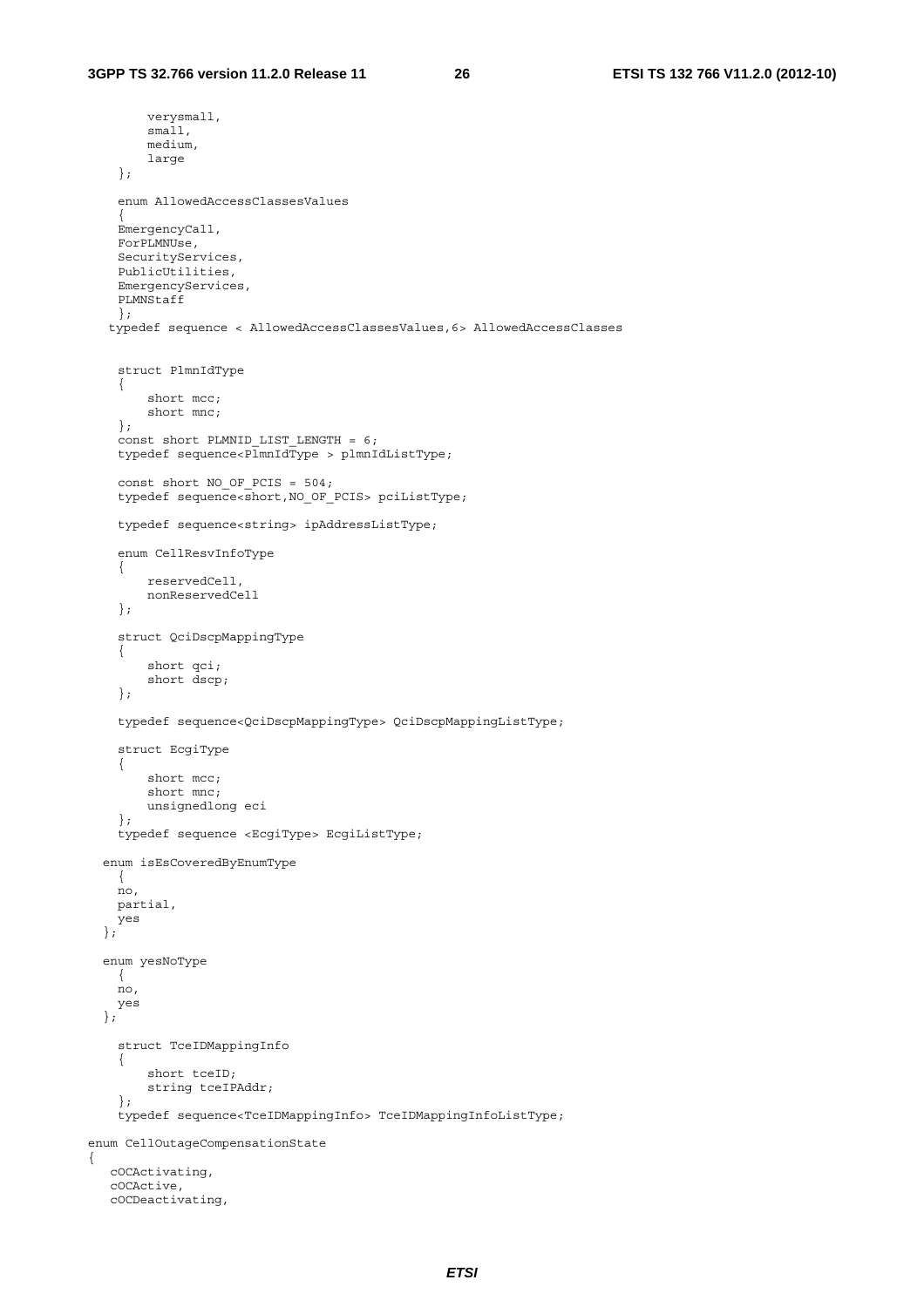```
        verysmall,
        small,
        medium,
        large
    };

    enum AllowedAccessClassesValues
    {
    EmergencyCall,
    ForPLMNUse,
    SecurityServices,
    PublicUtilities,
    EmergencyServices,
    PLMNStaff
    };
   typedef sequence < AllowedAccessClassesValues,6> AllowedAccessClasses


    struct PlmnIdType
    {
        short mcc;
        short mnc;
    };
    const short PLMNID_LIST_LENGTH = 6;
    typedef sequence<PlmnIdType > plmnIdListType;

    const short NO_OF_PCIS = 504;
    typedef sequence<short,NO_OF_PCIS> pciListType;

    typedef sequence<string> ipAddressListType;

    enum CellResvInfoType
    {
        reservedCell,
        nonReservedCell
    };

    struct QciDscpMappingType
    {
        short qci;
        short dscp;
    };

    typedef sequence<QciDscpMappingType> QciDscpMappingListType;

    struct EcgiType
    {
        short mcc;
        short mnc;
        unsignedlong eci
    };
    typedef sequence <EcgiType> EcgiListType;

  enum isEsCoveredByEnumType
    {
    no,
    partial,
    yes
  };

  enum yesNoType
    {
    no,
    yes
  };

    struct TceIDMappingInfo
    {
        short tceID;
        string tceIPAddr;
    };
    typedef sequence<TceIDMappingInfo> TceIDMappingInfoListType;

enum CellOutageCompensationState
{
   cOCActivating,
   cOCActive,
   cOCDeactivating,
```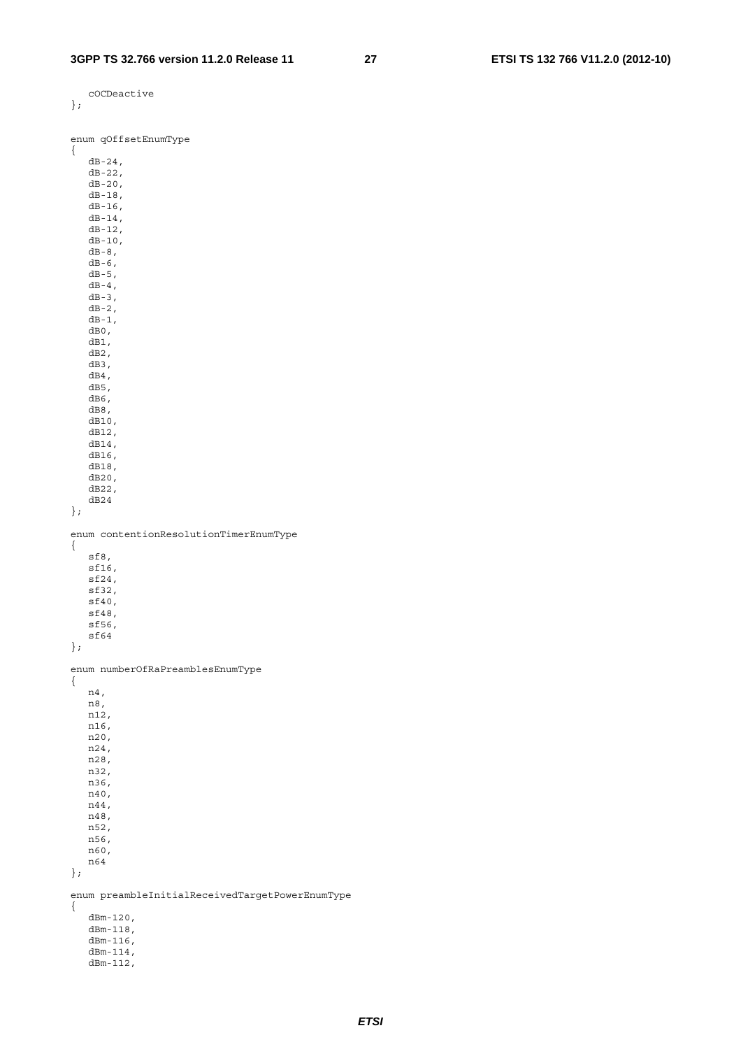```
   cOCDeactive
};


enum qOffsetEnumType
{
   dB-24,
   dB-22,
   dB-20,
   dB-18,
   dB-16,
   dB-14,
   dB-12,
   dB-10,
   dB-8,
   dB-6,
   dB-5,
   dB-4,
   dB-3,
   dB-2,
   dB-1,
   dB0,
   dB1,
   dB2,
   dB3,
   dB4,
   dB5,
   dB6,
   dB8,
   dB10,
   dB12,
   dB14,
   dB16,
   dB18,
   dB20,
   dB22,
   dB24
};

enum contentionResolutionTimerEnumType
{
   sf8,
   sf16,
   sf24,
   sf32,
   sf40,
   sf48,
   sf56,
   sf64
};

enum numberOfRaPreamblesEnumType
{
   n4,
   n8,
   n12,
   n16,
   n20,
   n24,
   n28,
   n32,
   n36,
   n40,
   n44,
   n48,
   n52,
   n56,
   n60,
   n64
};

enum preambleInitialReceivedTargetPowerEnumType
{
   dBm-120,
   dBm-118,
   dBm-116,
   dBm-114,
   dBm-112,
```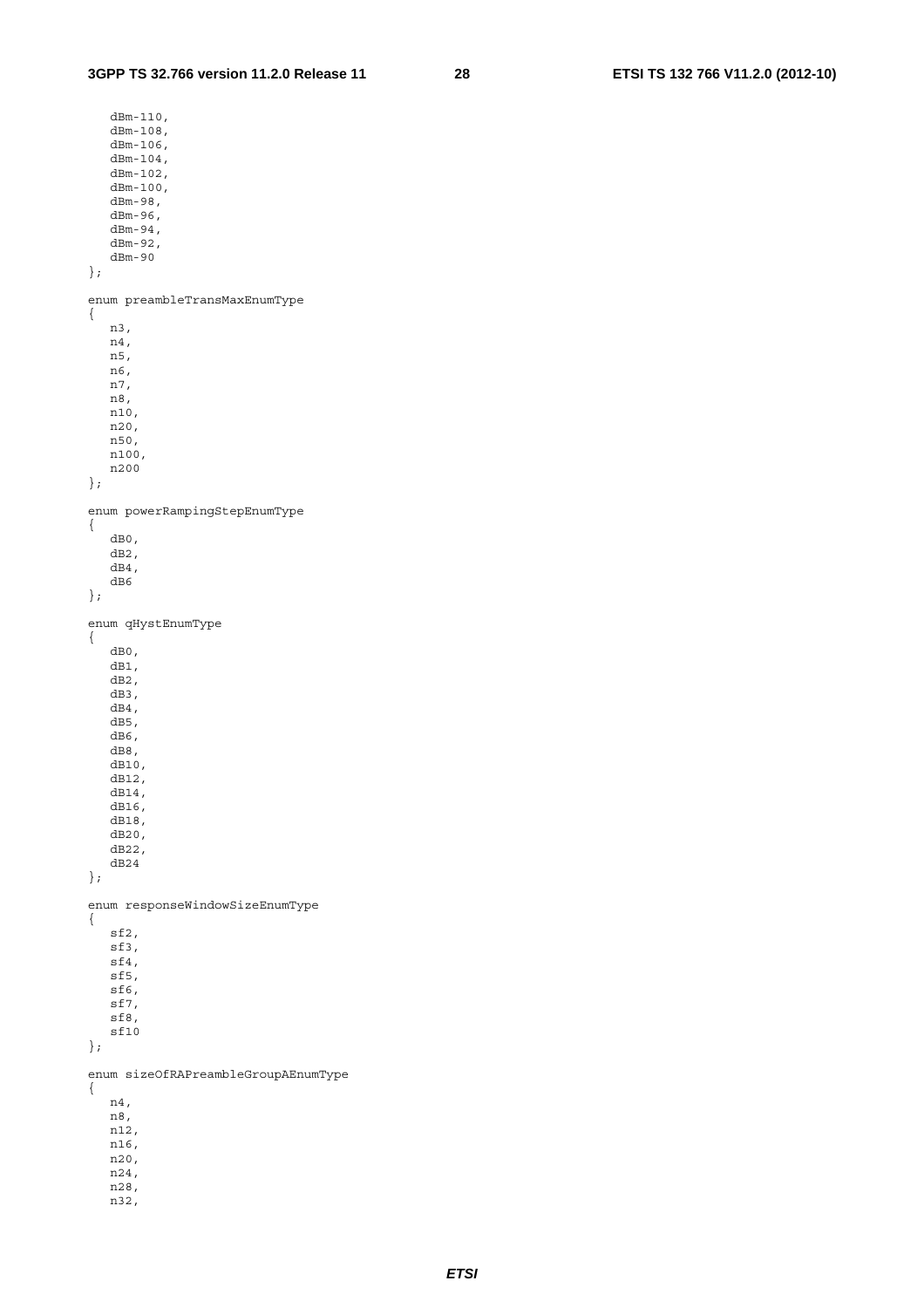```
   dBm-110,
   dBm-108,
   dBm-106,
   dBm-104,
   dBm-102,
   dBm-100,
   dBm-98,
   dBm-96,
   dBm-94,
   dBm-92,
   dBm-90
};

enum preambleTransMaxEnumType
{
   n3,
   n4,
   n5,
   n6,
   n7,
   n8,
   n10,
   n20,
   n50,
   n100,
   n200
};

enum powerRampingStepEnumType
{
   dB0,
   dB2,
   dB4,
   dB6
};

enum qHystEnumType
{
   dB0,
   dB1,
   dB2,
   dB3,
   dB4,
   dB5,
   dB6,
   dB8,
   dB10,
   dB12,
   dB14,
   dB16,
   dB18,
   dB20,
   dB22,
   dB24
};

enum responseWindowSizeEnumType
{
   sf2,
   sf3,
   sf4,
   sf5,
   sf6,
   sf7,
   sf8,
   sf10
};

enum sizeOfRAPreambleGroupAEnumType
{
   n4,
   n8,
   n12,
   n16,
   n20,
   n24,
   n28,
   n32,
```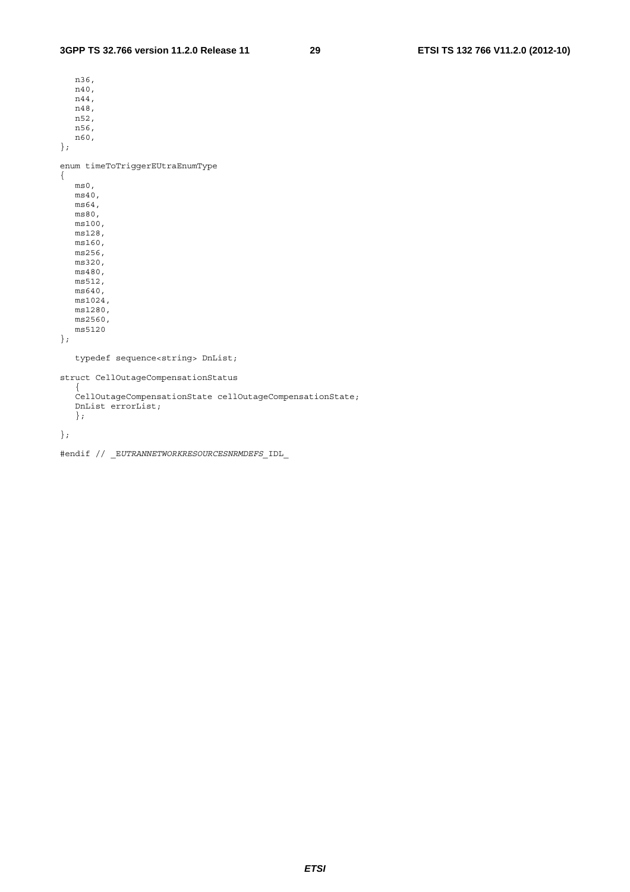```
   n36,
   n40,
   n44,
   n48,
   n52,
   n56,
   n60,
};

enum timeToTriggerEUtraEnumType
{
   ms0,
   ms40,
   ms64,
   ms80,
   ms100,
   ms128,
   ms160,
   ms256,
   ms320,
   ms480,
   ms512,
   ms640,
   ms1024,
   ms1280,
   ms2560,
   ms5120
};

   typedef sequence<string> DnList;

struct CellOutageCompensationStatus
   {
   CellOutageCompensationState cellOutageCompensationState;
   DnList errorList;
   };

};

#endif // _EUTRANNETWORKRESOURCESNRMDEFS_IDL_
```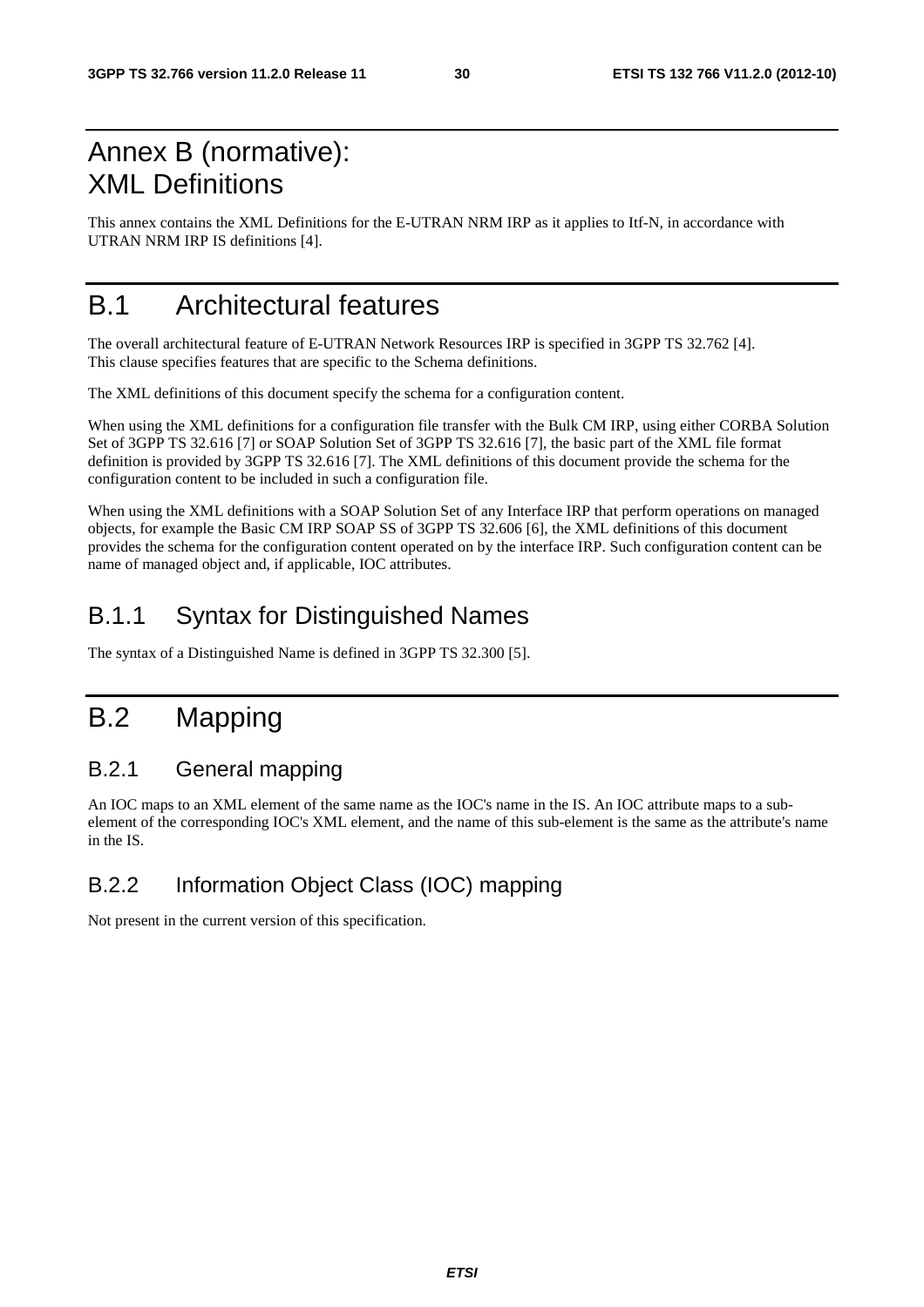# Annex B (normative): XML Definitions

This annex contains the XML Definitions for the E-UTRAN NRM IRP as it applies to Itf-N, in accordance with UTRAN NRM IRP IS definitions [4].

# B.1 Architectural features

The overall architectural feature of E-UTRAN Network Resources IRP is specified in 3GPP TS 32.762 [4]. This clause specifies features that are specific to the Schema definitions.

The XML definitions of this document specify the schema for a configuration content.

When using the XML definitions for a configuration file transfer with the Bulk CM IRP, using either CORBA Solution Set of 3GPP TS 32.616 [7] or SOAP Solution Set of 3GPP TS 32.616 [7], the basic part of the XML file format definition is provided by 3GPP TS 32.616 [7]. The XML definitions of this document provide the schema for the configuration content to be included in such a configuration file.

When using the XML definitions with a SOAP Solution Set of any Interface IRP that perform operations on managed objects, for example the Basic CM IRP SOAP SS of 3GPP TS 32.606 [6], the XML definitions of this document provides the schema for the configuration content operated on by the interface IRP. Such configuration content can be name of managed object and, if applicable, IOC attributes.

## B.1.1 Syntax for Distinguished Names

The syntax of a Distinguished Name is defined in 3GPP TS 32.300 [5].

# B.2 Mapping

## B.2.1 General mapping

An IOC maps to an XML element of the same name as the IOC's name in the IS. An IOC attribute maps to a sub-element of the corresponding IOC's XML element, and the name of this sub-element is the same as the attribute's name in the IS.

## B.2.2 Information Object Class (IOC) mapping

Not present in the current version of this specification.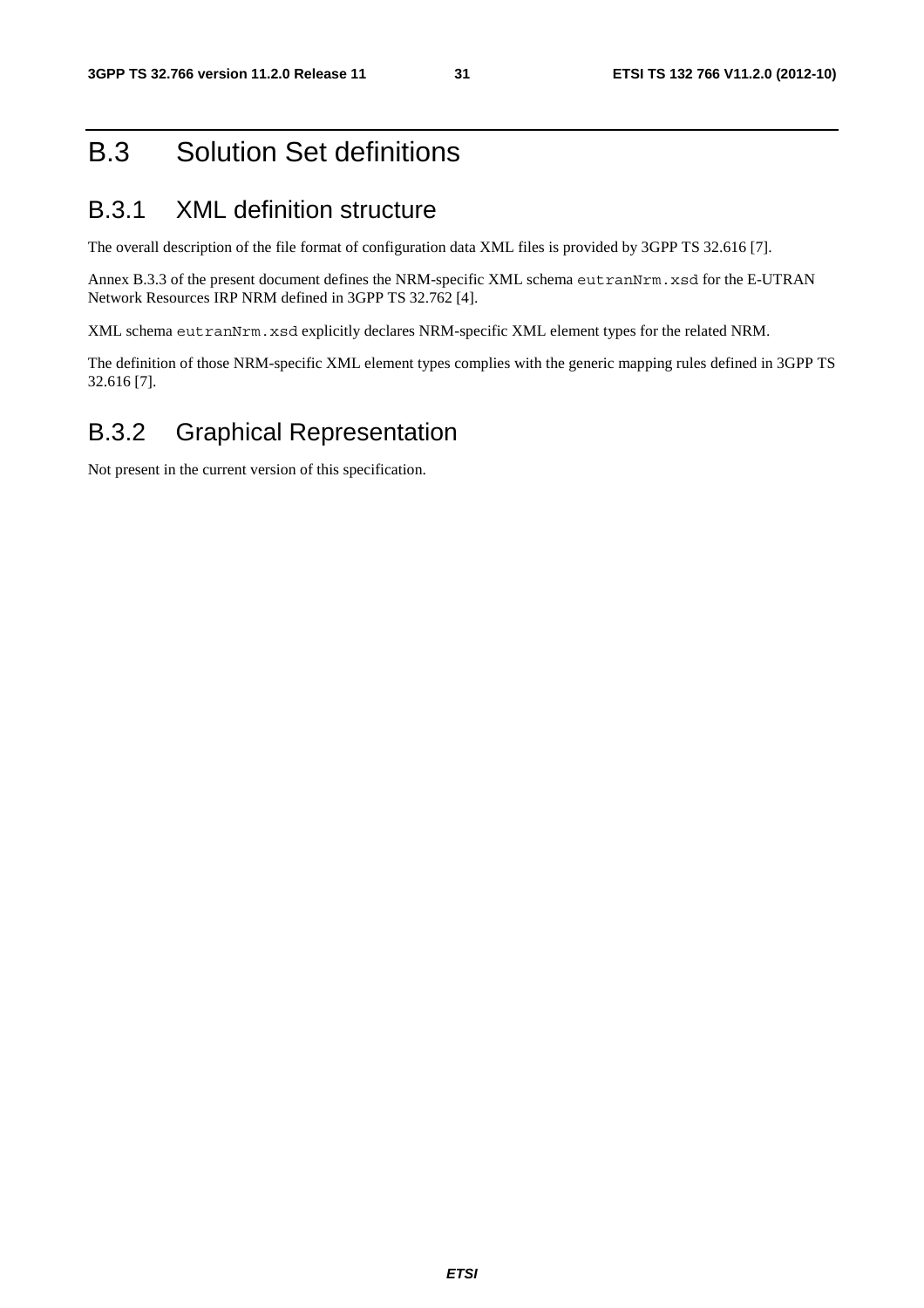# B.3 Solution Set definitions

## B.3.1 XML definition structure

The overall description of the file format of configuration data XML files is provided by 3GPP TS 32.616 [7].

Annex B.3.3 of the present document defines the NRM-specific XML schema `eutranNrm.xsd` for the E-UTRAN Network Resources IRP NRM defined in 3GPP TS 32.762 [4].

XML schema `eutranNrm.xsd` explicitly declares NRM-specific XML element types for the related NRM.

The definition of those NRM-specific XML element types complies with the generic mapping rules defined in 3GPP TS 32.616 [7].

## B.3.2 Graphical Representation

Not present in the current version of this specification.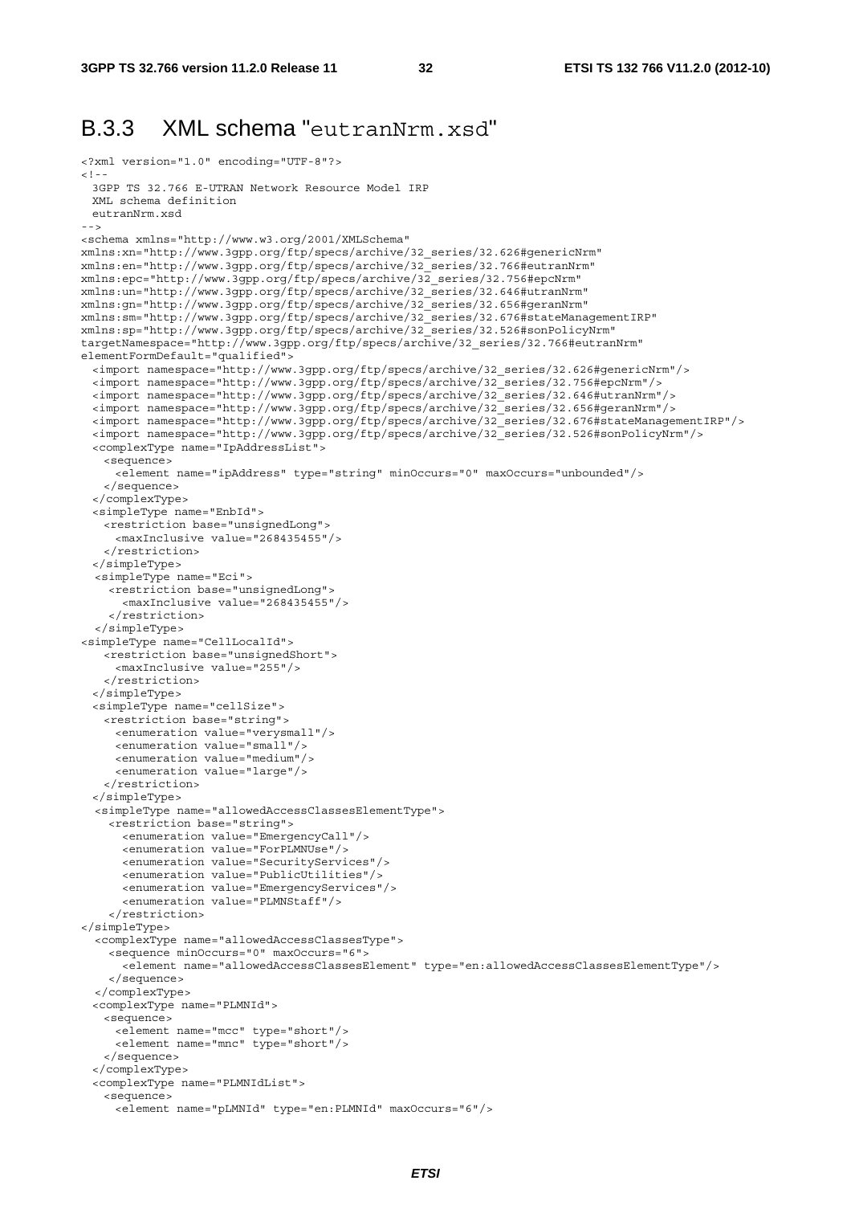## B.3.3 XML schema "eutranNrm.xsd"

```
<?xml version="1.0" encoding="UTF-8"?>
<!--
  3GPP TS 32.766 E-UTRAN Network Resource Model IRP
  XML schema definition
  eutranNrm.xsd
-->
<schema xmlns="http://www.w3.org/2001/XMLSchema"
xmlns:xn="http://www.3gpp.org/ftp/specs/archive/32_series/32.626#genericNrm"
xmlns:en="http://www.3gpp.org/ftp/specs/archive/32_series/32.766#eutranNrm"
xmlns:epc="http://www.3gpp.org/ftp/specs/archive/32_series/32.756#epcNrm"
xmlns:un="http://www.3gpp.org/ftp/specs/archive/32_series/32.646#utranNrm"
xmlns:gn="http://www.3gpp.org/ftp/specs/archive/32_series/32.656#geranNrm"
xmlns:sm="http://www.3gpp.org/ftp/specs/archive/32_series/32.676#stateManagementIRP"
xmlns:sp="http://www.3gpp.org/ftp/specs/archive/32_series/32.526#sonPolicyNrm"
targetNamespace="http://www.3gpp.org/ftp/specs/archive/32_series/32.766#eutranNrm"
elementFormDefault="qualified">
  <import namespace="http://www.3gpp.org/ftp/specs/archive/32_series/32.626#genericNrm"/>
  <import namespace="http://www.3gpp.org/ftp/specs/archive/32_series/32.756#epcNrm"/>
  <import namespace="http://www.3gpp.org/ftp/specs/archive/32_series/32.646#utranNrm"/>
  <import namespace="http://www.3gpp.org/ftp/specs/archive/32_series/32.656#geranNrm"/>
  <import namespace="http://www.3gpp.org/ftp/specs/archive/32_series/32.676#stateManagementIRP"/>
  <import namespace="http://www.3gpp.org/ftp/specs/archive/32_series/32.526#sonPolicyNrm"/>
  <complexType name="IpAddressList">
    <sequence>
      <element name="ipAddress" type="string" minOccurs="0" maxOccurs="unbounded"/>
    </sequence>
  </complexType>
  <simpleType name="EnbId">
    <restriction base="unsignedLong">
      <maxInclusive value="268435455"/>
    </restriction>
  </simpleType>
   <simpleType name="Eci">
     <restriction base="unsignedLong">
       <maxInclusive value="268435455"/>
     </restriction>
   </simpleType>
<simpleType name="CellLocalId">
    <restriction base="unsignedShort">
      <maxInclusive value="255"/>
    </restriction>
  </simpleType>
  <simpleType name="cellSize">
    <restriction base="string">
      <enumeration value="verysmall"/>
      <enumeration value="small"/>
      <enumeration value="medium"/>
      <enumeration value="large"/>
    </restriction>
  </simpleType>
   <simpleType name="allowedAccessClassesElementType">
     <restriction base="string">
       <enumeration value="EmergencyCall"/>
       <enumeration value="ForPLMNUse"/>
       <enumeration value="SecurityServices"/>
       <enumeration value="PublicUtilities"/>
       <enumeration value="EmergencyServices"/>
       <enumeration value="PLMNStaff"/>
     </restriction>
</simpleType>
   <complexType name="allowedAccessClassesType">
     <sequence minOccurs="0" maxOccurs="6">
       <element name="allowedAccessClassesElement" type="en:allowedAccessClassesElementType"/>
     </sequence>
   </complexType>
  <complexType name="PLMNId">
    <sequence>
      <element name="mcc" type="short"/>
      <element name="mnc" type="short"/>
    </sequence>
  </complexType>
  <complexType name="PLMNIdList">
    <sequence>
      <element name="pLMNId" type="en:PLMNId" maxOccurs="6"/>
```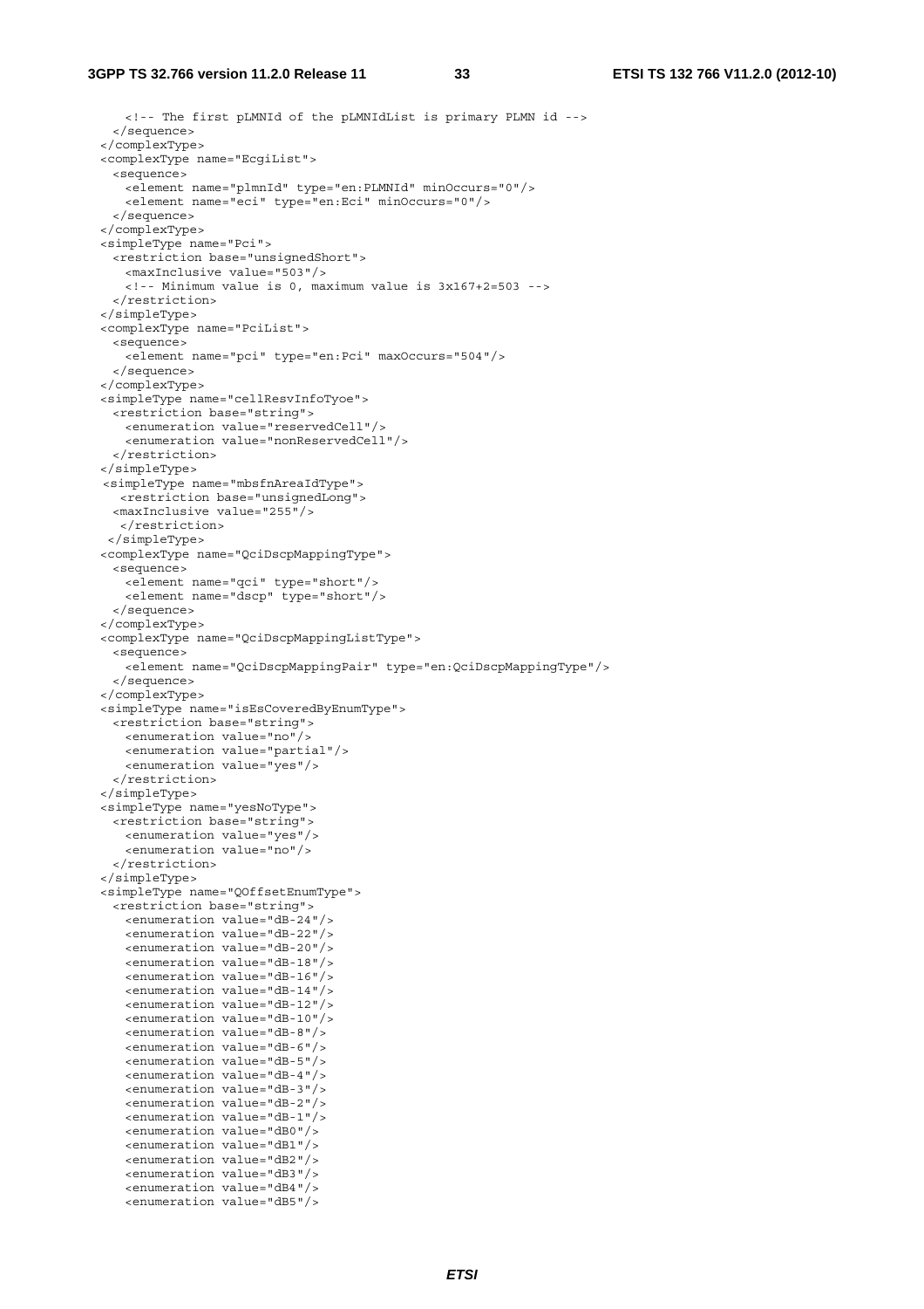```
    <!-- The first pLMNId of the pLMNIdList is primary PLMN id -->
  </sequence>
</complexType>
<complexType name="EcgiList">
  <sequence>
    <element name="plmnId" type="en:PLMNId" minOccurs="0"/>
    <element name="eci" type="en:Eci" minOccurs="0"/>
  </sequence>
</complexType>
<simpleType name="Pci">
  <restriction base="unsignedShort">
    <maxInclusive value="503"/>
    <!-- Minimum value is 0, maximum value is 3x167+2=503 -->
  </restriction>
</simpleType>
<complexType name="PciList">
  <sequence>
    <element name="pci" type="en:Pci" maxOccurs="504"/>
  </sequence>
</complexType>
<simpleType name="cellResvInfoTyoe">
  <restriction base="string">
    <enumeration value="reservedCell"/>
    <enumeration value="nonReservedCell"/>
  </restriction>
</simpleType>
 <simpleType name="mbsfnAreaIdType">
   <restriction base="unsignedLong">
  <maxInclusive value="255"/>
   </restriction>
 </simpleType>
<complexType name="QciDscpMappingType">
  <sequence>
    <element name="qci" type="short"/>
    <element name="dscp" type="short"/>
  </sequence>
</complexType>
<complexType name="QciDscpMappingListType">
  <sequence>
    <element name="QciDscpMappingPair" type="en:QciDscpMappingType"/>
  </sequence>
</complexType>
<simpleType name="isEsCoveredByEnumType">
  <restriction base="string">
    <enumeration value="no"/>
    <enumeration value="partial"/>
    <enumeration value="yes"/>
  </restriction>
</simpleType>
<simpleType name="yesNoType">
  <restriction base="string">
    <enumeration value="yes"/>
    <enumeration value="no"/>
  </restriction>
</simpleType>
<simpleType name="QOffsetEnumType">
  <restriction base="string">
    <enumeration value="dB-24"/>
    <enumeration value="dB-22"/>
    <enumeration value="dB-20"/>
    <enumeration value="dB-18"/>
    <enumeration value="dB-16"/>
    <enumeration value="dB-14"/>
    <enumeration value="dB-12"/>
    <enumeration value="dB-10"/>
    <enumeration value="dB-8"/>
    <enumeration value="dB-6"/>
    <enumeration value="dB-5"/>
    <enumeration value="dB-4"/>
    <enumeration value="dB-3"/>
    <enumeration value="dB-2"/>
    <enumeration value="dB-1"/>
    <enumeration value="dB0"/>
    <enumeration value="dB1"/>
    <enumeration value="dB2"/>
    <enumeration value="dB3"/>
    <enumeration value="dB4"/>
    <enumeration value="dB5"/>
```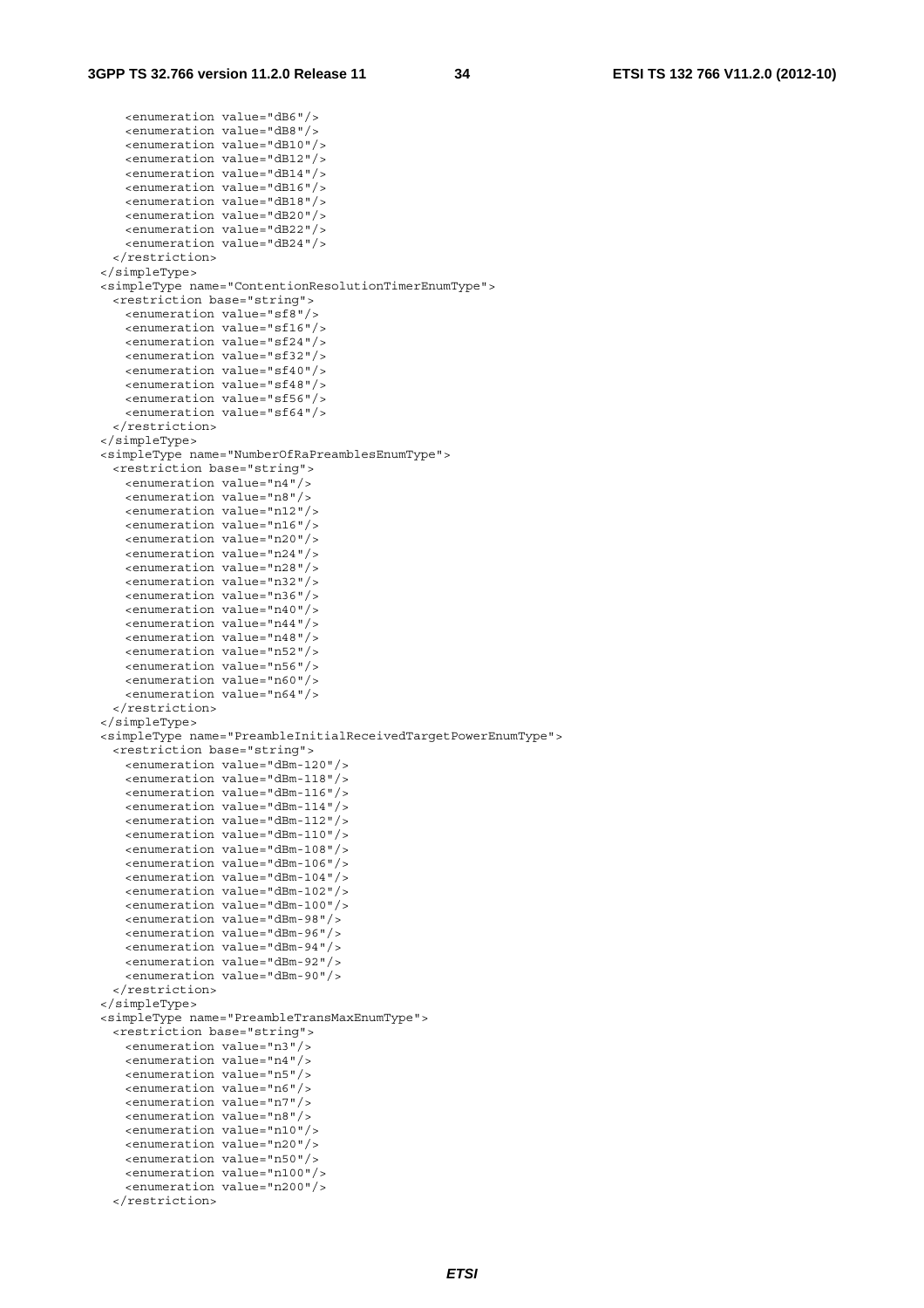```
      <enumeration value="dB6"/>
      <enumeration value="dB8"/>
      <enumeration value="dB10"/>
      <enumeration value="dB12"/>
      <enumeration value="dB14"/>
      <enumeration value="dB16"/>
      <enumeration value="dB18"/>
      <enumeration value="dB20"/>
      <enumeration value="dB22"/>
      <enumeration value="dB24"/>
    </restriction>
  </simpleType>
  <simpleType name="ContentionResolutionTimerEnumType">
    <restriction base="string">
      <enumeration value="sf8"/>
      <enumeration value="sf16"/>
      <enumeration value="sf24"/>
      <enumeration value="sf32"/>
      <enumeration value="sf40"/>
      <enumeration value="sf48"/>
      <enumeration value="sf56"/>
      <enumeration value="sf64"/>
    </restriction>
  </simpleType>
  <simpleType name="NumberOfRaPreamblesEnumType">
    <restriction base="string">
      <enumeration value="n4"/>
      <enumeration value="n8"/>
      <enumeration value="n12"/>
      <enumeration value="n16"/>
      <enumeration value="n20"/>
      <enumeration value="n24"/>
      <enumeration value="n28"/>
      <enumeration value="n32"/>
      <enumeration value="n36"/>
      <enumeration value="n40"/>
      <enumeration value="n44"/>
      <enumeration value="n48"/>
      <enumeration value="n52"/>
      <enumeration value="n56"/>
      <enumeration value="n60"/>
      <enumeration value="n64"/>
    </restriction>
  </simpleType>
  <simpleType name="PreambleInitialReceivedTargetPowerEnumType">
    <restriction base="string">
      <enumeration value="dBm-120"/>
      <enumeration value="dBm-118"/>
      <enumeration value="dBm-116"/>
      <enumeration value="dBm-114"/>
      <enumeration value="dBm-112"/>
      <enumeration value="dBm-110"/>
      <enumeration value="dBm-108"/>
      <enumeration value="dBm-106"/>
      <enumeration value="dBm-104"/>
      <enumeration value="dBm-102"/>
      <enumeration value="dBm-100"/>
      <enumeration value="dBm-98"/>
      <enumeration value="dBm-96"/>
      <enumeration value="dBm-94"/>
      <enumeration value="dBm-92"/>
      <enumeration value="dBm-90"/>
    </restriction>
  </simpleType>
  <simpleType name="PreambleTransMaxEnumType">
    <restriction base="string">
      <enumeration value="n3"/>
      <enumeration value="n4"/>
      <enumeration value="n5"/>
      <enumeration value="n6"/>
      <enumeration value="n7"/>
      <enumeration value="n8"/>
      <enumeration value="n10"/>
      <enumeration value="n20"/>
      <enumeration value="n50"/>
      <enumeration value="n100"/>
      <enumeration value="n200"/>
    </restriction>
```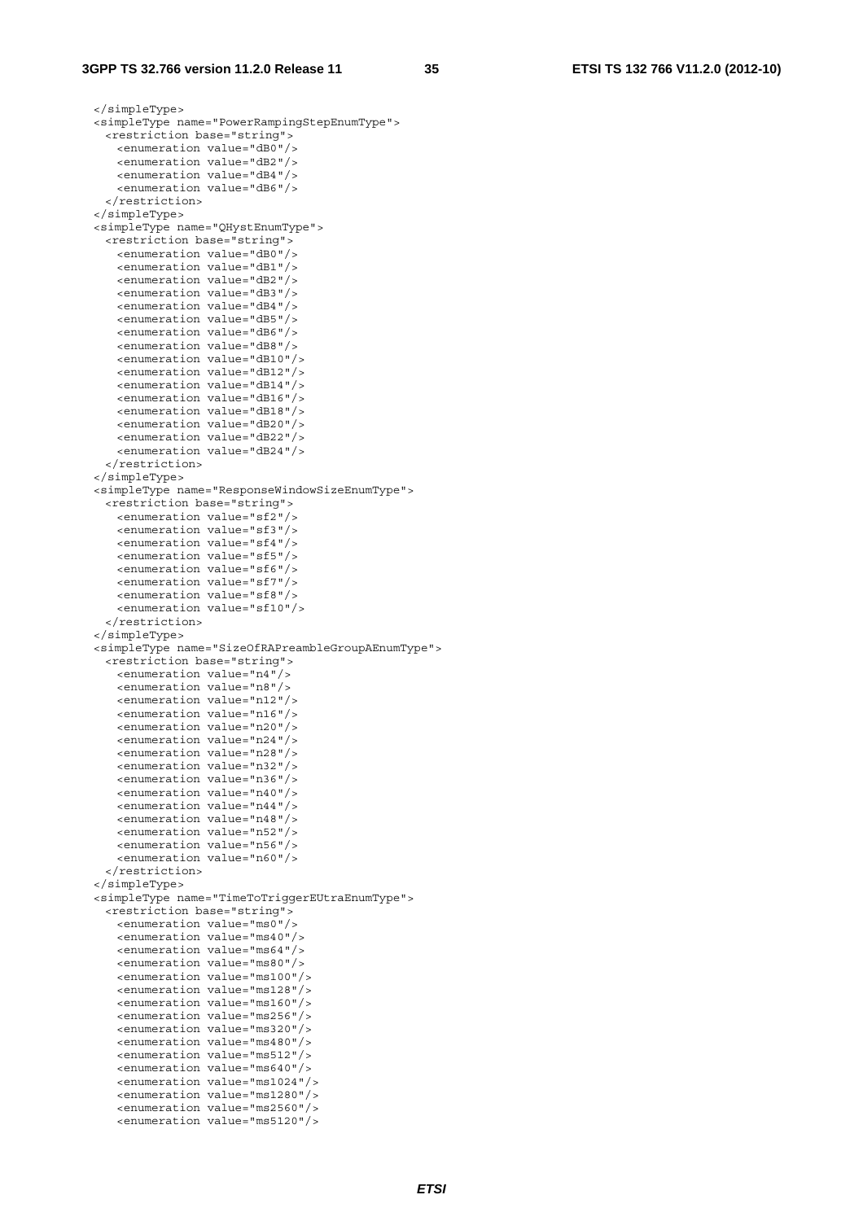```
</simpleType>
<simpleType name="PowerRampingStepEnumType">
  <restriction base="string">
    <enumeration value="dB0"/>
    <enumeration value="dB2"/>
    <enumeration value="dB4"/>
    <enumeration value="dB6"/>
  </restriction>
</simpleType>
<simpleType name="QHystEnumType">
  <restriction base="string">
    <enumeration value="dB0"/>
    <enumeration value="dB1"/>
    <enumeration value="dB2"/>
    <enumeration value="dB3"/>
    <enumeration value="dB4"/>
    <enumeration value="dB5"/>
    <enumeration value="dB6"/>
    <enumeration value="dB8"/>
    <enumeration value="dB10"/>
    <enumeration value="dB12"/>
    <enumeration value="dB14"/>
    <enumeration value="dB16"/>
    <enumeration value="dB18"/>
    <enumeration value="dB20"/>
    <enumeration value="dB22"/>
    <enumeration value="dB24"/>
  </restriction>
</simpleType>
<simpleType name="ResponseWindowSizeEnumType">
  <restriction base="string">
    <enumeration value="sf2"/>
    <enumeration value="sf3"/>
    <enumeration value="sf4"/>
    <enumeration value="sf5"/>
    <enumeration value="sf6"/>
    <enumeration value="sf7"/>
    <enumeration value="sf8"/>
    <enumeration value="sf10"/>
  </restriction>
</simpleType>
<simpleType name="SizeOfRAPreambleGroupAEnumType">
  <restriction base="string">
    <enumeration value="n4"/>
    <enumeration value="n8"/>
    <enumeration value="n12"/>
    <enumeration value="n16"/>
    <enumeration value="n20"/>
    <enumeration value="n24"/>
    <enumeration value="n28"/>
    <enumeration value="n32"/>
    <enumeration value="n36"/>
    <enumeration value="n40"/>
    <enumeration value="n44"/>
    <enumeration value="n48"/>
    <enumeration value="n52"/>
    <enumeration value="n56"/>
    <enumeration value="n60"/>
  </restriction>
</simpleType>
<simpleType name="TimeToTriggerEUtraEnumType">
  <restriction base="string">
    <enumeration value="ms0"/>
    <enumeration value="ms40"/>
    <enumeration value="ms64"/>
    <enumeration value="ms80"/>
    <enumeration value="ms100"/>
    <enumeration value="ms128"/>
    <enumeration value="ms160"/>
    <enumeration value="ms256"/>
    <enumeration value="ms320"/>
    <enumeration value="ms480"/>
    <enumeration value="ms512"/>
    <enumeration value="ms640"/>
    <enumeration value="ms1024"/>
    <enumeration value="ms1280"/>
    <enumeration value="ms2560"/>
    <enumeration value="ms5120"/>
```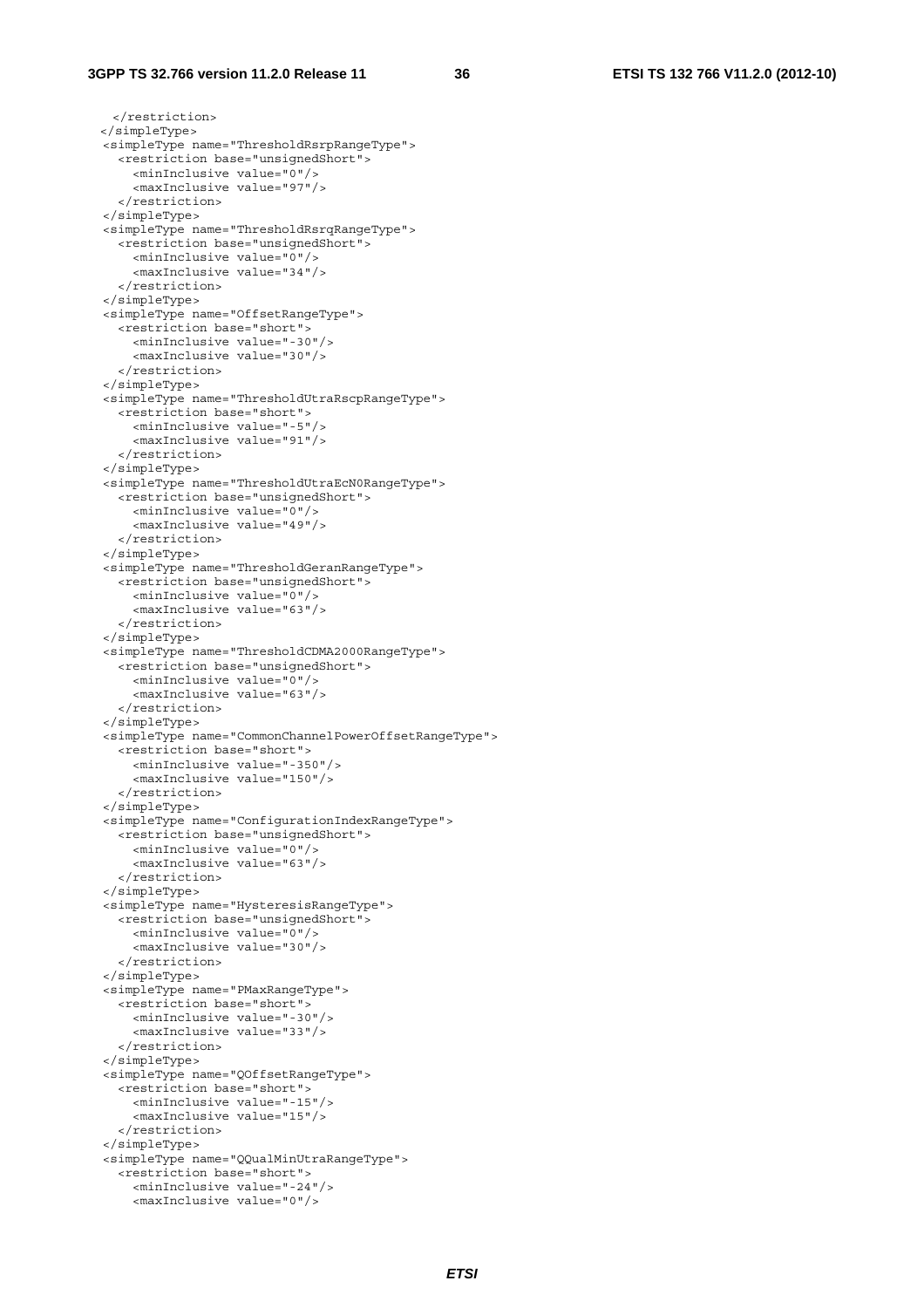```
    </restriction>
  </simpleType>
  <simpleType name="ThresholdRsrpRangeType">
    <restriction base="unsignedShort">
      <minInclusive value="0"/>
      <maxInclusive value="97"/>
    </restriction>
  </simpleType>
  <simpleType name="ThresholdRsrqRangeType">
    <restriction base="unsignedShort">
      <minInclusive value="0"/>
      <maxInclusive value="34"/>
    </restriction>
  </simpleType>
  <simpleType name="OffsetRangeType">
    <restriction base="short">
      <minInclusive value="-30"/>
      <maxInclusive value="30"/>
    </restriction>
  </simpleType>
  <simpleType name="ThresholdUtraRscpRangeType">
    <restriction base="short">
      <minInclusive value="-5"/>
      <maxInclusive value="91"/>
    </restriction>
  </simpleType>
  <simpleType name="ThresholdUtraEcN0RangeType">
    <restriction base="unsignedShort">
      <minInclusive value="0"/>
      <maxInclusive value="49"/>
    </restriction>
  </simpleType>
  <simpleType name="ThresholdGeranRangeType">
    <restriction base="unsignedShort">
      <minInclusive value="0"/>
      <maxInclusive value="63"/>
    </restriction>
  </simpleType>
  <simpleType name="ThresholdCDMA2000RangeType">
    <restriction base="unsignedShort">
      <minInclusive value="0"/>
      <maxInclusive value="63"/>
    </restriction>
  </simpleType>
  <simpleType name="CommonChannelPowerOffsetRangeType">
    <restriction base="short">
      <minInclusive value="-350"/>
      <maxInclusive value="150"/>
    </restriction>
  </simpleType>
  <simpleType name="ConfigurationIndexRangeType">
    <restriction base="unsignedShort">
      <minInclusive value="0"/>
      <maxInclusive value="63"/>
    </restriction>
  </simpleType>
  <simpleType name="HysteresisRangeType">
    <restriction base="unsignedShort">
      <minInclusive value="0"/>
      <maxInclusive value="30"/>
    </restriction>
  </simpleType>
  <simpleType name="PMaxRangeType">
    <restriction base="short">
      <minInclusive value="-30"/>
      <maxInclusive value="33"/>
    </restriction>
  </simpleType>
  <simpleType name="QOffsetRangeType">
    <restriction base="short">
      <minInclusive value="-15"/>
      <maxInclusive value="15"/>
    </restriction>
  </simpleType>
  <simpleType name="QQualMinUtraRangeType">
    <restriction base="short">
      <minInclusive value="-24"/>
      <maxInclusive value="0"/>
```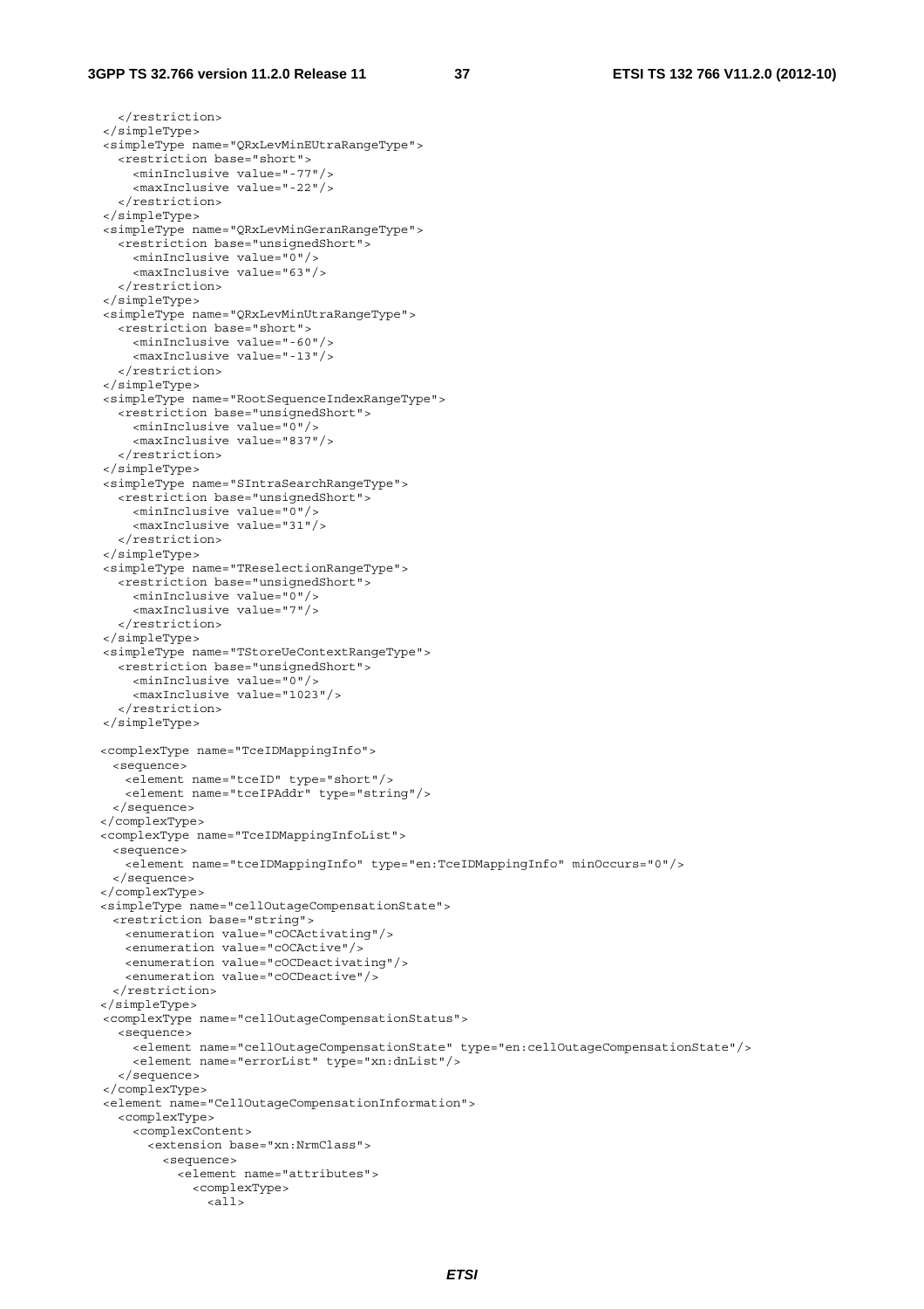```
    </restriction>
  </simpleType>
  <simpleType name="QRxLevMinEUtraRangeType">
    <restriction base="short">
      <minInclusive value="-77"/>
      <maxInclusive value="-22"/>
    </restriction>
  </simpleType>
  <simpleType name="QRxLevMinGeranRangeType">
    <restriction base="unsignedShort">
      <minInclusive value="0"/>
      <maxInclusive value="63"/>
    </restriction>
  </simpleType>
  <simpleType name="QRxLevMinUtraRangeType">
    <restriction base="short">
      <minInclusive value="-60"/>
      <maxInclusive value="-13"/>
    </restriction>
  </simpleType>
  <simpleType name="RootSequenceIndexRangeType">
    <restriction base="unsignedShort">
      <minInclusive value="0"/>
      <maxInclusive value="837"/>
    </restriction>
  </simpleType>
  <simpleType name="SIntraSearchRangeType">
    <restriction base="unsignedShort">
      <minInclusive value="0"/>
      <maxInclusive value="31"/>
    </restriction>
  </simpleType>
  <simpleType name="TReselectionRangeType">
    <restriction base="unsignedShort">
      <minInclusive value="0"/>
      <maxInclusive value="7"/>
    </restriction>
  </simpleType>
  <simpleType name="TStoreUeContextRangeType">
    <restriction base="unsignedShort">
      <minInclusive value="0"/>
      <maxInclusive value="1023"/>
    </restriction>
  </simpleType>

 <complexType name="TceIDMappingInfo">
   <sequence>
     <element name="tceID" type="short"/>
     <element name="tceIPAddr" type="string"/>
   </sequence>
 </complexType>
 <complexType name="TceIDMappingInfoList">
   <sequence>
     <element name="tceIDMappingInfo" type="en:TceIDMappingInfo" minOccurs="0"/>
   </sequence>
 </complexType>
 <simpleType name="cellOutageCompensationState">
   <restriction base="string">
     <enumeration value="cOCActivating"/>
     <enumeration value="cOCActive"/>
     <enumeration value="cOCDeactivating"/>
     <enumeration value="cOCDeactive"/>
   </restriction>
 </simpleType>
 <complexType name="cellOutageCompensationStatus">
   <sequence>
     <element name="cellOutageCompensationState" type="en:cellOutageCompensationState"/>
     <element name="errorList" type="xn:dnList"/>
   </sequence>
 </complexType>
 <element name="CellOutageCompensationInformation">
   <complexType>
     <complexContent>
       <extension base="xn:NrmClass">
         <sequence>
           <element name="attributes">
             <complexType>
               <all>
```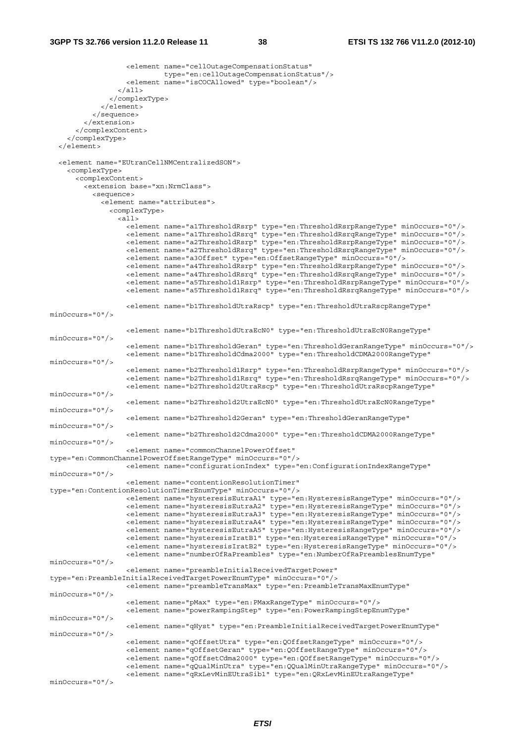```
                  <element name="cellOutageCompensationStatus"
                           type="en:cellOutageCompensationStatus"/>
                  <element name="isCOCAllowed" type="boolean"/>
                </all>
              </complexType>
            </element>
          </sequence>
        </extension>
      </complexContent>
    </complexType>
  </element>

  <element name="EUtranCellNMCentralizedSON">
    <complexType>
      <complexContent>
        <extension base="xn:NrmClass">
          <sequence>
            <element name="attributes">
              <complexType>
                <all>
                  <element name="a1ThresholdRsrp" type="en:ThresholdRsrpRangeType" minOccurs="0"/>
                  <element name="a1ThresholdRsrq" type="en:ThresholdRsrqRangeType" minOccurs="0"/>
                  <element name="a2ThresholdRsrp" type="en:ThresholdRsrpRangeType" minOccurs="0"/>
                  <element name="a2ThresholdRsrq" type="en:ThresholdRsrqRangeType" minOccurs="0"/>
                  <element name="a3Offset" type="en:OffsetRangeType" minOccurs="0"/>
                  <element name="a4ThresholdRsrp" type="en:ThresholdRsrpRangeType" minOccurs="0"/>
                  <element name="a4ThresholdRsrq" type="en:ThresholdRsrqRangeType" minOccurs="0"/>
                  <element name="a5Threshold1Rsrp" type="en:ThresholdRsrpRangeType" minOccurs="0"/>
                  <element name="a5Threshold1Rsrq" type="en:ThresholdRsrqRangeType" minOccurs="0"/>

                  <element name="b1ThresholdUtraRscp" type="en:ThresholdUtraRscpRangeType"
minOccurs="0"/>

                  <element name="b1ThresholdUtraEcN0" type="en:ThresholdUtraEcN0RangeType"
minOccurs="0"/>
                  <element name="b1ThresholdGeran" type="en:ThresholdGeranRangeType" minOccurs="0"/>
                  <element name="b1ThresholdCdma2000" type="en:ThresholdCDMA2000RangeType"
minOccurs="0"/>
                  <element name="b2Threshold1Rsrp" type="en:ThresholdRsrpRangeType" minOccurs="0"/>
                  <element name="b2Threshold1Rsrq" type="en:ThresholdRsrqRangeType" minOccurs="0"/>
                  <element name="b2Threshold2UtraRscp" type="en:ThresholdUtraRscpRangeType"
minOccurs="0"/>
                  <element name="b2Threshold2UtraEcN0" type="en:ThresholdUtraEcN0RangeType"
minOccurs="0"/>
                  <element name="b2Threshold2Geran" type="en:ThresholdGeranRangeType"
minOccurs="0"/>
                  <element name="b2Threshold2Cdma2000" type="en:ThresholdCDMA2000RangeType"
minOccurs="0"/>
                  <element name="commonChannelPowerOffset"
type="en:CommonChannelPowerOffsetRangeType" minOccurs="0"/>
                  <element name="configurationIndex" type="en:ConfigurationIndexRangeType"
minOccurs="0"/>
                  <element name="contentionResolutionTimer"
type="en:ContentionResolutionTimerEnumType" minOccurs="0"/>
                  <element name="hysteresisEutraA1" type="en:HysteresisRangeType" minOccurs="0"/>
                  <element name="hysteresisEutraA2" type="en:HysteresisRangeType" minOccurs="0"/>
                  <element name="hysteresisEutraA3" type="en:HysteresisRangeType" minOccurs="0"/>
                  <element name="hysteresisEutraA4" type="en:HysteresisRangeType" minOccurs="0"/>
                  <element name="hysteresisEutraA5" type="en:HysteresisRangeType" minOccurs="0"/>
                  <element name="hysteresisIratB1" type="en:HysteresisRangeType" minOccurs="0"/>
                  <element name="hysteresisIratB2" type="en:HysteresisRangeType" minOccurs="0"/>
                  <element name="numberOfRaPreambles" type="en:NumberOfRaPreamblesEnumType"
minOccurs="0"/>
                  <element name="preambleInitialReceivedTargetPower"
type="en:PreambleInitialReceivedTargetPowerEnumType" minOccurs="0"/>
                  <element name="preambleTransMax" type="en:PreambleTransMaxEnumType"
minOccurs="0"/>
                  <element name="pMax" type="en:PMaxRangeType" minOccurs="0"/>
                  <element name="powerRampingStep" type="en:PowerRampingStepEnumType"
minOccurs="0"/>
                  <element name="qHyst" type="en:PreambleInitialReceivedTargetPowerEnumType"
minOccurs="0"/>
                  <element name="qOffsetUtra" type="en:QOffsetRangeType" minOccurs="0"/>
                  <element name="qOffsetGeran" type="en:QOffsetRangeType" minOccurs="0"/>
                  <element name="qOffsetCdma2000" type="en:QOffsetRangeType" minOccurs="0"/>
                  <element name="qQualMinUtra" type="en:QQualMinUtraRangeType" minOccurs="0"/>
                  <element name="qRxLevMinEUtraSib1" type="en:QRxLevMinEUtraRangeType"
minOccurs="0"/>
```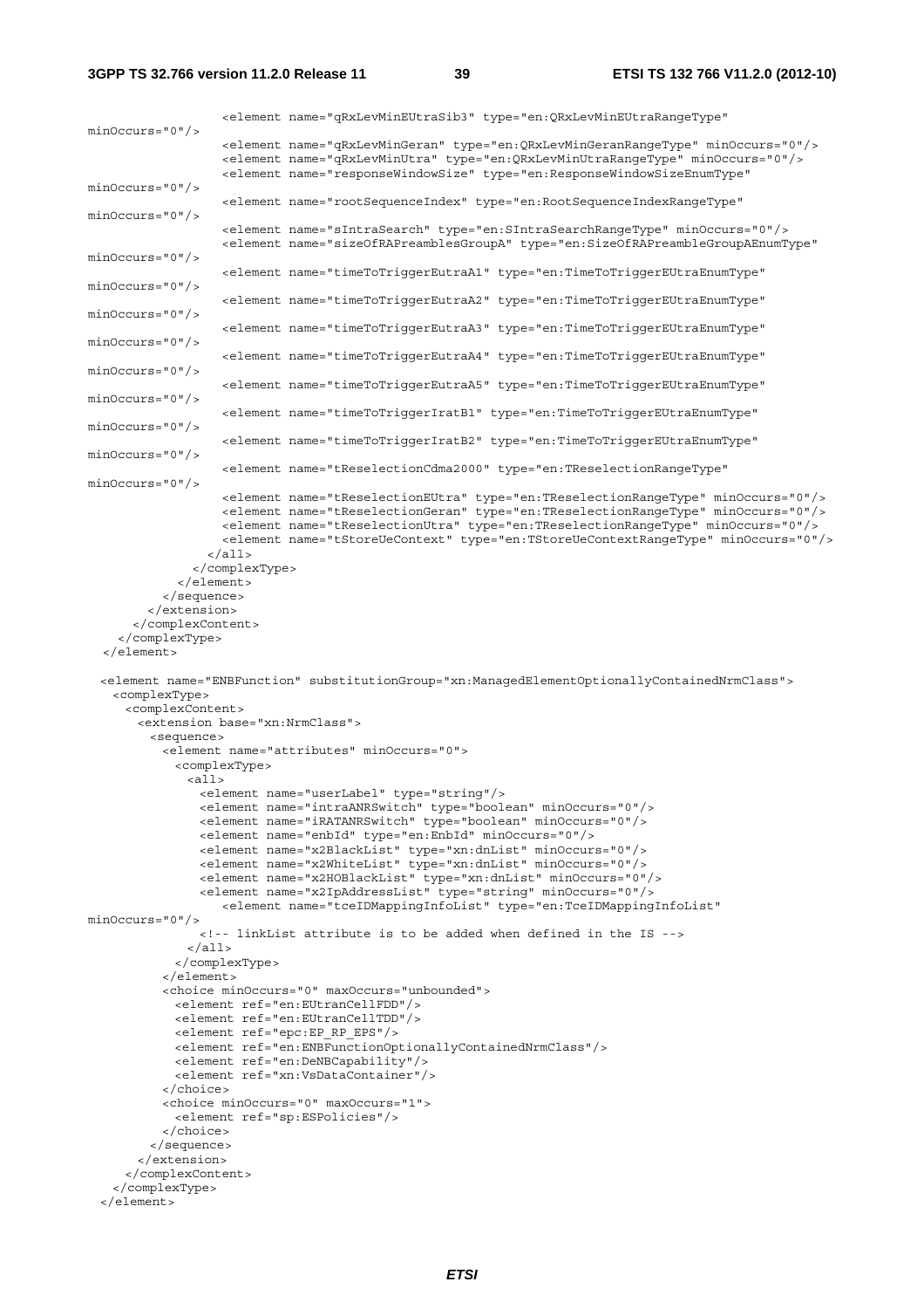```
                    <element name="qRxLevMinEUtraSib3" type="en:QRxLevMinEUtraRangeType"
minOccurs="0"/>
                    <element name="qRxLevMinGeran" type="en:QRxLevMinGeranRangeType" minOccurs="0"/>
                    <element name="qRxLevMinUtra" type="en:QRxLevMinUtraRangeType" minOccurs="0"/>
                    <element name="responseWindowSize" type="en:ResponseWindowSizeEnumType"
minOccurs="0"/>
                    <element name="rootSequenceIndex" type="en:RootSequenceIndexRangeType"
minOccurs="0"/>
                    <element name="sIntraSearch" type="en:SIntraSearchRangeType" minOccurs="0"/>
                    <element name="sizeOfRAPreamblesGroupA" type="en:SizeOfRAPreambleGroupAEnumType"
minOccurs="0"/>
                    <element name="timeToTriggerEutraA1" type="en:TimeToTriggerEUtraEnumType"
minOccurs="0"/>
                    <element name="timeToTriggerEutraA2" type="en:TimeToTriggerEUtraEnumType"
minOccurs="0"/>
                    <element name="timeToTriggerEutraA3" type="en:TimeToTriggerEUtraEnumType"
minOccurs="0"/>
                    <element name="timeToTriggerEutraA4" type="en:TimeToTriggerEUtraEnumType"
minOccurs="0"/>
                    <element name="timeToTriggerEutraA5" type="en:TimeToTriggerEUtraEnumType"
minOccurs="0"/>
                    <element name="timeToTriggerIratB1" type="en:TimeToTriggerEUtraEnumType"
minOccurs="0"/>
                    <element name="timeToTriggerIratB2" type="en:TimeToTriggerEUtraEnumType"
minOccurs="0"/>
                    <element name="tReselectionCdma2000" type="en:TReselectionRangeType"
minOccurs="0"/>
                    <element name="tReselectionEUtra" type="en:TReselectionRangeType" minOccurs="0"/>
                    <element name="tReselectionGeran" type="en:TReselectionRangeType" minOccurs="0"/>
                    <element name="tReselectionUtra" type="en:TReselectionRangeType" minOccurs="0"/>
                    <element name="tStoreUeContext" type="en:TStoreUeContextRangeType" minOccurs="0"/>
                  </all>
                </complexType>
              </element>
            </sequence>
          </extension>
        </complexContent>
      </complexType>
    </element>

    <element name="ENBFunction" substitutionGroup="xn:ManagedElementOptionallyContainedNrmClass">
      <complexType>
        <complexContent>
          <extension base="xn:NrmClass">
            <sequence>
              <element name="attributes" minOccurs="0">
                <complexType>
                  <all>
                    <element name="userLabel" type="string"/>
                    <element name="intraANRSwitch" type="boolean" minOccurs="0"/>
                    <element name="iRATANRSwitch" type="boolean" minOccurs="0"/>
                    <element name="enbId" type="en:EnbId" minOccurs="0"/>
                    <element name="x2BlackList" type="xn:dnList" minOccurs="0"/>
                    <element name="x2WhiteList" type="xn:dnList" minOccurs="0"/>
                    <element name="x2HOBlackList" type="xn:dnList" minOccurs="0"/>
                    <element name="x2IpAddressList" type="string" minOccurs="0"/>
                      <element name="tceIDMappingInfoList" type="en:TceIDMappingInfoList"
minOccurs="0"/>
                    <!-- linkList attribute is to be added when defined in the IS -->
                  </all>
                </complexType>
              </element>
              <choice minOccurs="0" maxOccurs="unbounded">
                <element ref="en:EUtranCellFDD"/>
                <element ref="en:EUtranCellTDD"/>
                <element ref="epc:EP_RP_EPS"/>
                <element ref="en:ENBFunctionOptionallyContainedNrmClass"/>
                <element ref="en:DeNBCapability"/>
                <element ref="xn:VsDataContainer"/>
              </choice>
              <choice minOccurs="0" maxOccurs="1">
                <element ref="sp:ESPolicies"/>
              </choice>
            </sequence>
          </extension>
        </complexContent>
      </complexType>
    </element>
```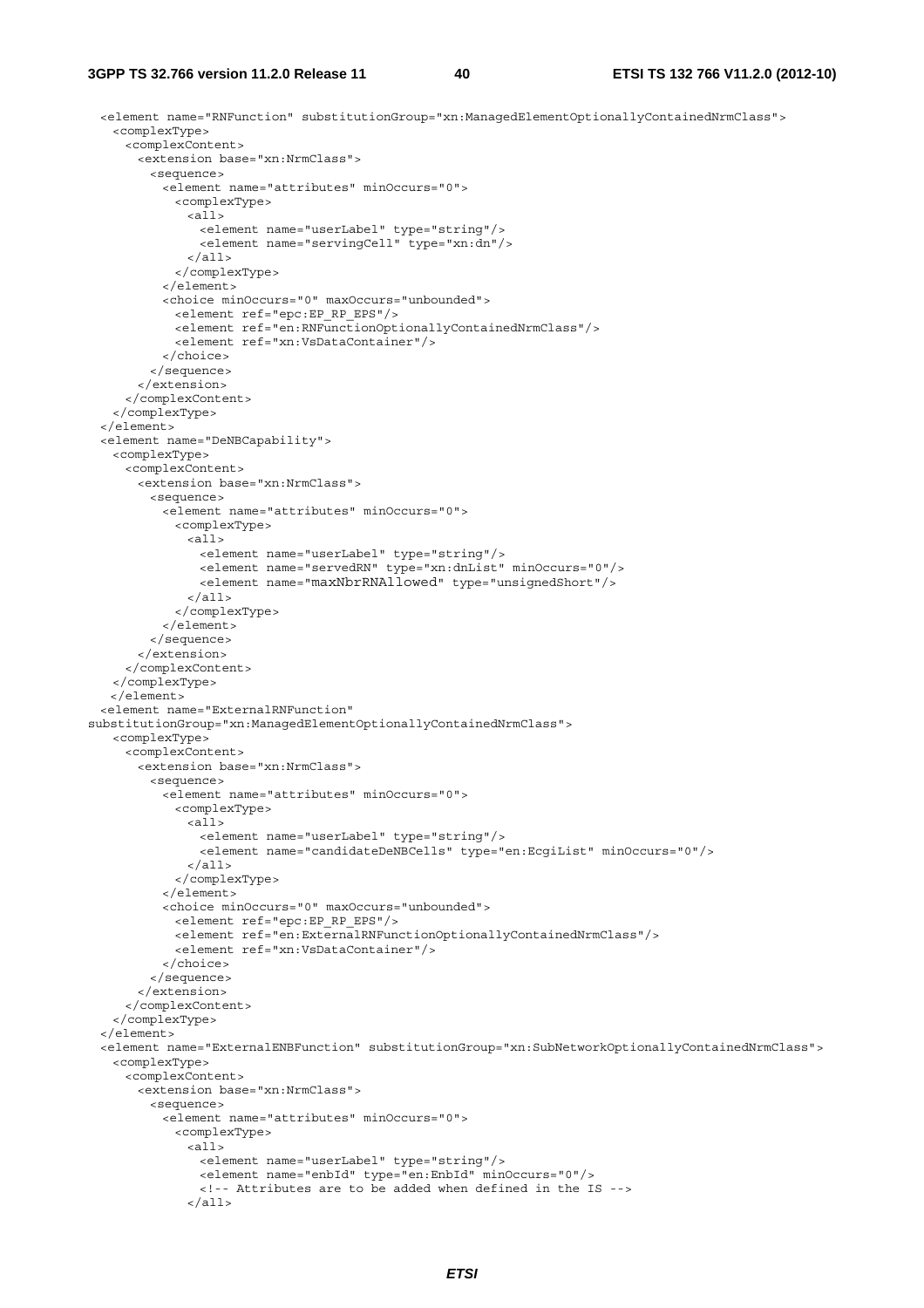```
  <element name="RNFunction" substitutionGroup="xn:ManagedElementOptionallyContainedNrmClass">
    <complexType>
      <complexContent>
        <extension base="xn:NrmClass">
          <sequence>
            <element name="attributes" minOccurs="0">
              <complexType>
                <all>
                  <element name="userLabel" type="string"/>
                  <element name="servingCell" type="xn:dn"/>
                </all>
              </complexType>
            </element>
            <choice minOccurs="0" maxOccurs="unbounded">
              <element ref="epc:EP_RP_EPS"/>
              <element ref="en:RNFunctionOptionallyContainedNrmClass"/>
              <element ref="xn:VsDataContainer"/>
            </choice>
          </sequence>
        </extension>
      </complexContent>
    </complexType>
  </element>
  <element name="DeNBCapability">
    <complexType>
      <complexContent>
        <extension base="xn:NrmClass">
          <sequence>
            <element name="attributes" minOccurs="0">
              <complexType>
                <all>
                  <element name="userLabel" type="string"/>
                  <element name="servedRN" type="xn:dnList" minOccurs="0"/>
                  <element name="maxNbrRNAllowed" type="unsignedShort"/>
                </all>
              </complexType>
            </element>
          </sequence>
        </extension>
      </complexContent>
    </complexType>
   </element>
  <element name="ExternalRNFunction"
substitutionGroup="xn:ManagedElementOptionallyContainedNrmClass">
    <complexType>
      <complexContent>
        <extension base="xn:NrmClass">
          <sequence>
            <element name="attributes" minOccurs="0">
              <complexType>
                <all>
                  <element name="userLabel" type="string"/>
                  <element name="candidateDeNBCells" type="en:EcgiList" minOccurs="0"/>
                </all>
              </complexType>
            </element>
            <choice minOccurs="0" maxOccurs="unbounded">
              <element ref="epc:EP_RP_EPS"/>
              <element ref="en:ExternalRNFunctionOptionallyContainedNrmClass"/>
              <element ref="xn:VsDataContainer"/>
            </choice>
          </sequence>
        </extension>
      </complexContent>
    </complexType>
  </element>
  <element name="ExternalENBFunction" substitutionGroup="xn:SubNetworkOptionallyContainedNrmClass">
    <complexType>
      <complexContent>
        <extension base="xn:NrmClass">
          <sequence>
            <element name="attributes" minOccurs="0">
              <complexType>
                <all>
                  <element name="userLabel" type="string"/>
                  <element name="enbId" type="en:EnbId" minOccurs="0"/>
                  <!-- Attributes are to be added when defined in the IS -->
                </all>
```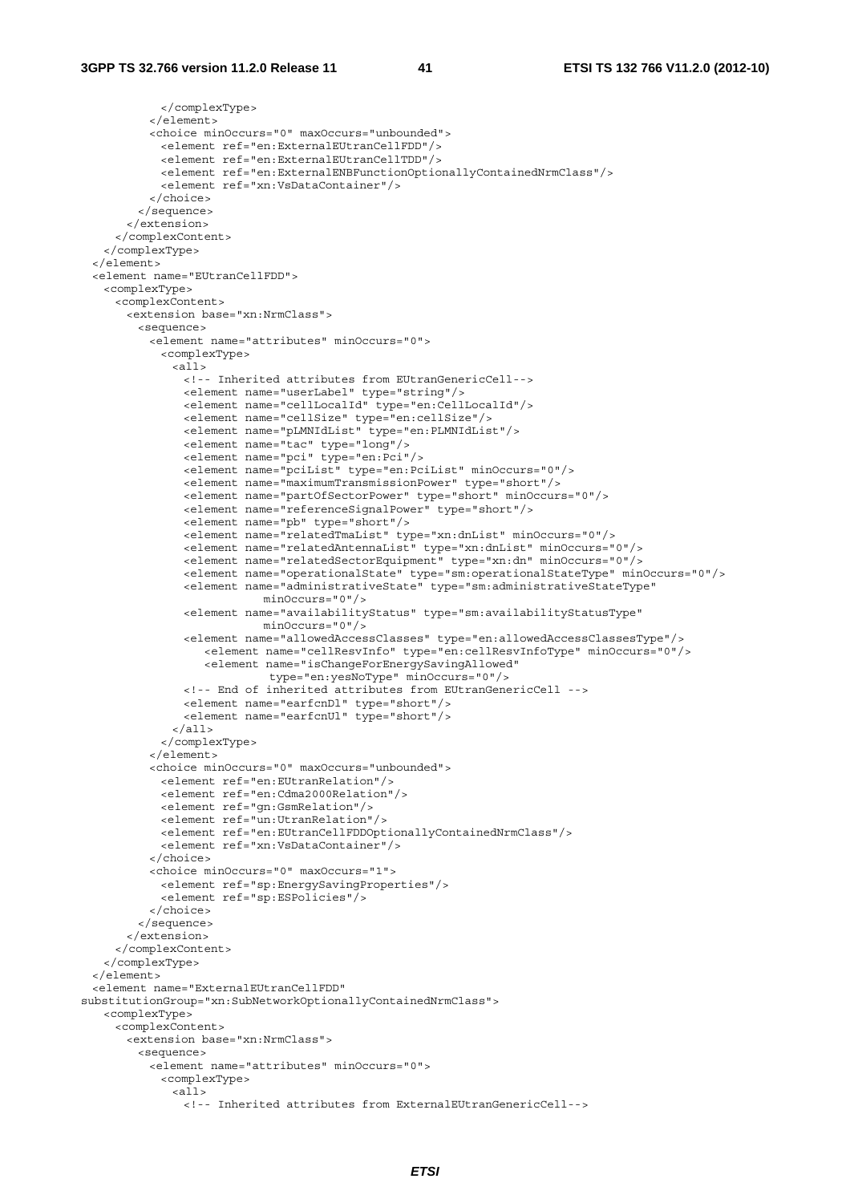```
            </complexType>
          </element>
          <choice minOccurs="0" maxOccurs="unbounded">
            <element ref="en:ExternalEUtranCellFDD"/>
            <element ref="en:ExternalEUtranCellTDD"/>
            <element ref="en:ExternalENBFunctionOptionallyContainedNrmClass"/>
            <element ref="xn:VsDataContainer"/>
          </choice>
        </sequence>
      </extension>
    </complexContent>
  </complexType>
</element>
<element name="EUtranCellFDD">
  <complexType>
    <complexContent>
      <extension base="xn:NrmClass">
        <sequence>
          <element name="attributes" minOccurs="0">
            <complexType>
              <all>
                <!-- Inherited attributes from EUtranGenericCell-->
                <element name="userLabel" type="string"/>
                <element name="cellLocalId" type="en:CellLocalId"/>
                <element name="cellSize" type="en:cellSize"/>
                <element name="pLMNIdList" type="en:PLMNIdList"/>
                <element name="tac" type="long"/>
                <element name="pci" type="en:Pci"/>
                <element name="pciList" type="en:PciList" minOccurs="0"/>
                <element name="maximumTransmissionPower" type="short"/>
                <element name="partOfSectorPower" type="short" minOccurs="0"/>
                <element name="referenceSignalPower" type="short"/>
                <element name="pb" type="short"/>
                <element name="relatedTmaList" type="xn:dnList" minOccurs="0"/>
                <element name="relatedAntennaList" type="xn:dnList" minOccurs="0"/>
                <element name="relatedSectorEquipment" type="xn:dn" minOccurs="0"/>
                <element name="operationalState" type="sm:operationalStateType" minOccurs="0"/>
                <element name="administrativeState" type="sm:administrativeStateType"
                         minOccurs="0"/>
                <element name="availabilityStatus" type="sm:availabilityStatusType"
                         minOccurs="0"/>
                <element name="allowedAccessClasses" type="en:allowedAccessClassesType"/>
                   <element name="cellResvInfo" type="en:cellResvInfoType" minOccurs="0"/>
                   <element name="isChangeForEnergySavingAllowed"
                            type="en:yesNoType" minOccurs="0"/>
                <!-- End of inherited attributes from EUtranGenericCell -->
                <element name="earfcnDl" type="short"/>
                <element name="earfcnUl" type="short"/>
              </all>
            </complexType>
          </element>
          <choice minOccurs="0" maxOccurs="unbounded">
            <element ref="en:EUtranRelation"/>
            <element ref="en:Cdma2000Relation"/>
            <element ref="gn:GsmRelation"/>
            <element ref="un:UtranRelation"/>
            <element ref="en:EUtranCellFDDOptionallyContainedNrmClass"/>
            <element ref="xn:VsDataContainer"/>
          </choice>
          <choice minOccurs="0" maxOccurs="1">
            <element ref="sp:EnergySavingProperties"/>
            <element ref="sp:ESPolicies"/>
          </choice>
        </sequence>
      </extension>
    </complexContent>
  </complexType>
</element>
<element name="ExternalEUtranCellFDD"
substitutionGroup="xn:SubNetworkOptionallyContainedNrmClass">
  <complexType>
    <complexContent>
      <extension base="xn:NrmClass">
        <sequence>
          <element name="attributes" minOccurs="0">
            <complexType>
              <all>
                <!-- Inherited attributes from ExternalEUtranGenericCell-->
```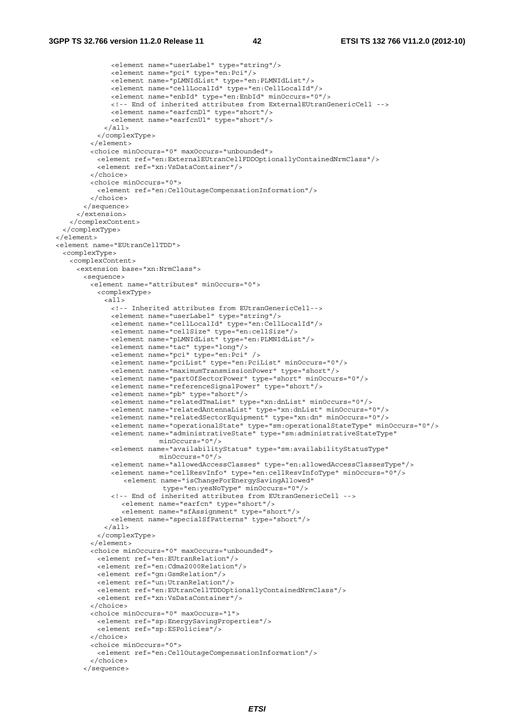```
            <element name="userLabel" type="string"/>
            <element name="pci" type="en:Pci"/>
            <element name="pLMNIdList" type="en:PLMNIdList"/>
            <element name="cellLocalId" type="en:CellLocalId"/>
            <element name="enbId" type="en:EnbId" minOccurs="0"/>
            <!-- End of inherited attributes from ExternalEUtranGenericCell -->
            <element name="earfcnDl" type="short"/>
            <element name="earfcnUl" type="short"/>
          </all>
        </complexType>
      </element>
      <choice minOccurs="0" maxOccurs="unbounded">
        <element ref="en:ExternalEUtranCellFDDOptionallyContainedNrmClass"/>
        <element ref="xn:VsDataContainer"/>
      </choice>
      <choice minOccurs="0">
        <element ref="en:CellOutageCompensationInformation"/>
      </choice>
    </sequence>
   </extension>
  </complexContent>
 </complexType>
</element>
<element name="EUtranCellTDD">
  <complexType>
    <complexContent>
      <extension base="xn:NrmClass">
        <sequence>
          <element name="attributes" minOccurs="0">
            <complexType>
              <all>
                <!-- Inherited attributes from EUtranGenericCell-->
                <element name="userLabel" type="string"/>
                <element name="cellLocalId" type="en:CellLocalId"/>
                <element name="cellSize" type="en:cellSize"/>
                <element name="pLMNIdList" type="en:PLMNIdList"/>
                <element name="tac" type="long"/>
                <element name="pci" type="en:Pci" />
                <element name="pciList" type="en:PciList" minOccurs="0"/>
                <element name="maximumTransmissionPower" type="short"/>
                <element name="partOfSectorPower" type="short" minOccurs="0"/>
                <element name="referenceSignalPower" type="short"/>
                <element name="pb" type="short"/>
                <element name="relatedTmaList" type="xn:dnList" minOccurs="0"/>
                <element name="relatedAntennaList" type="xn:dnList" minOccurs="0"/>
                <element name="relatedSectorEquipment" type="xn:dn" minOccurs="0"/>
                <element name="operationalState" type="sm:operationalStateType" minOccurs="0"/>
                <element name="administrativeState" type="sm:administrativeStateType"
                         minOccurs="0"/>
                <element name="availabilityStatus" type="sm:availabilityStatusType"
                         minOccurs="0"/>
                <element name="allowedAccessClasses" type="en:allowedAccessClassesType"/>
                <element name="cellResvInfo" type="en:cellResvInfoType" minOccurs="0"/>
                   <element name="isChangeForEnergySavingAllowed"
                            type="en:yesNoType" minOccurs="0"/>
                <!-- End of inherited attributes from EUtranGenericCell -->
                   <element name="earfcn" type="short"/>
                   <element name="sfAssignment" type="short"/>
                <element name="specialSfPatterns" type="short"/>
              </all>
            </complexType>
          </element>
          <choice minOccurs="0" maxOccurs="unbounded">
            <element ref="en:EUtranRelation"/>
            <element ref="en:Cdma2000Relation"/>
            <element ref="gn:GsmRelation"/>
            <element ref="un:UtranRelation"/>
            <element ref="en:EUtranCellTDDOptionallyContainedNrmClass"/>
            <element ref="xn:VsDataContainer"/>
          </choice>
          <choice minOccurs="0" maxOccurs="1">
            <element ref="sp:EnergySavingProperties"/>
            <element ref="sp:ESPolicies"/>
          </choice>
          <choice minOccurs="0">
            <element ref="en:CellOutageCompensationInformation"/>
          </choice>
        </sequence>
```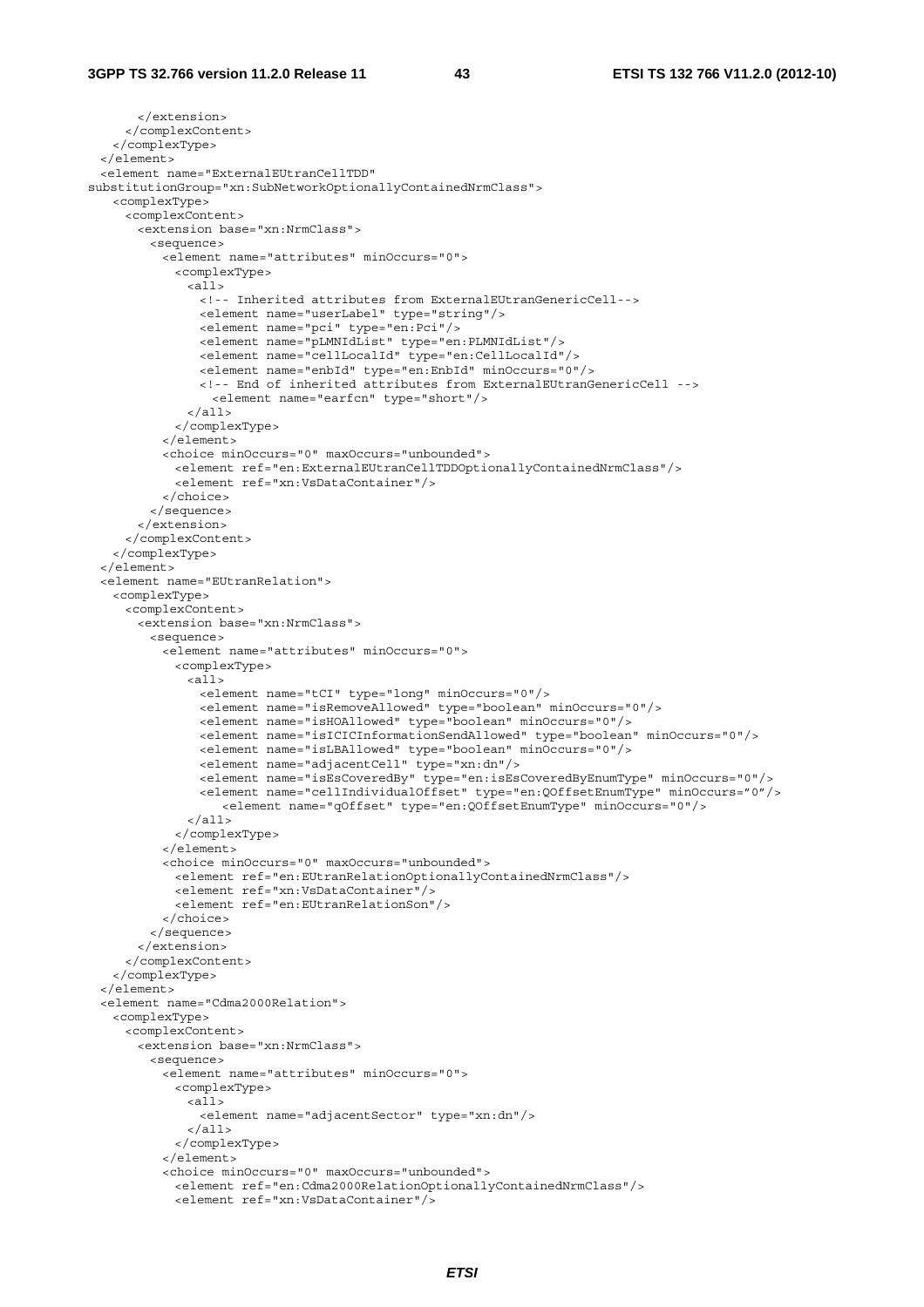```
      </extension>
    </complexContent>
  </complexType>
</element>
<element name="ExternalEUtranCellTDD"
substitutionGroup="xn:SubNetworkOptionallyContainedNrmClass">
  <complexType>
    <complexContent>
      <extension base="xn:NrmClass">
        <sequence>
          <element name="attributes" minOccurs="0">
            <complexType>
              <all>
                <!-- Inherited attributes from ExternalEUtranGenericCell-->
                <element name="userLabel" type="string"/>
                <element name="pci" type="en:Pci"/>
                <element name="pLMNIdList" type="en:PLMNIdList"/>
                <element name="cellLocalId" type="en:CellLocalId"/>
                <element name="enbId" type="en:EnbId" minOccurs="0"/>
                <!-- End of inherited attributes from ExternalEUtranGenericCell -->
                  <element name="earfcn" type="short"/>
              </all>
            </complexType>
          </element>
          <choice minOccurs="0" maxOccurs="unbounded">
            <element ref="en:ExternalEUtranCellTDDOptionallyContainedNrmClass"/>
            <element ref="xn:VsDataContainer"/>
          </choice>
        </sequence>
      </extension>
    </complexContent>
  </complexType>
</element>
<element name="EUtranRelation">
  <complexType>
    <complexContent>
      <extension base="xn:NrmClass">
        <sequence>
          <element name="attributes" minOccurs="0">
            <complexType>
              <all>
                <element name="tCI" type="long" minOccurs="0"/>
                <element name="isRemoveAllowed" type="boolean" minOccurs="0"/>
                <element name="isHOAllowed" type="boolean" minOccurs="0"/>
                <element name="isICICInformationSendAllowed" type="boolean" minOccurs="0"/>
                <element name="isLBAllowed" type="boolean" minOccurs="0"/>
                <element name="adjacentCell" type="xn:dn"/>
                <element name="isEsCoveredBy" type="en:isEsCoveredByEnumType" minOccurs="0"/>
                <element name="cellIndividualOffset" type="en:QOffsetEnumType" minOccurs="0"/>
                   <element name="qOffset" type="en:QOffsetEnumType" minOccurs="0"/>
              </all>
            </complexType>
          </element>
          <choice minOccurs="0" maxOccurs="unbounded">
            <element ref="en:EUtranRelationOptionallyContainedNrmClass"/>
            <element ref="xn:VsDataContainer"/>
            <element ref="en:EUtranRelationSon"/>
          </choice>
        </sequence>
      </extension>
    </complexContent>
  </complexType>
</element>
<element name="Cdma2000Relation">
  <complexType>
    <complexContent>
      <extension base="xn:NrmClass">
        <sequence>
          <element name="attributes" minOccurs="0">
            <complexType>
              <all>
                <element name="adjacentSector" type="xn:dn"/>
              </all>
            </complexType>
          </element>
          <choice minOccurs="0" maxOccurs="unbounded">
            <element ref="en:Cdma2000RelationOptionallyContainedNrmClass"/>
            <element ref="xn:VsDataContainer"/>
```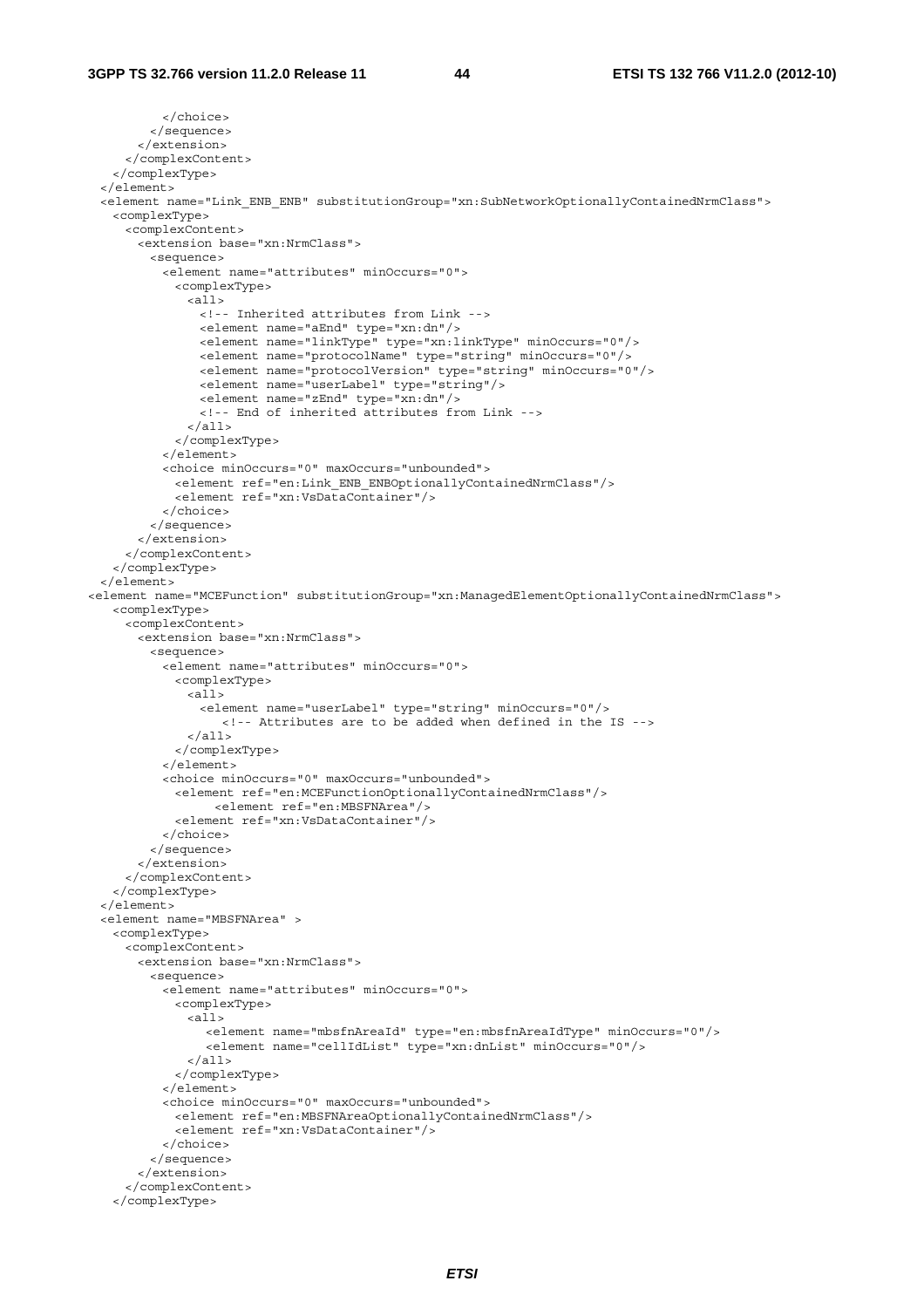```
          </choice>
        </sequence>
      </extension>
    </complexContent>
  </complexType>
</element>
<element name="Link_ENB_ENB" substitutionGroup="xn:SubNetworkOptionallyContainedNrmClass">
  <complexType>
    <complexContent>
      <extension base="xn:NrmClass">
        <sequence>
          <element name="attributes" minOccurs="0">
            <complexType>
              <all>
                <!-- Inherited attributes from Link -->
                <element name="aEnd" type="xn:dn"/>
                <element name="linkType" type="xn:linkType" minOccurs="0"/>
                <element name="protocolName" type="string" minOccurs="0"/>
                <element name="protocolVersion" type="string" minOccurs="0"/>
                <element name="userLabel" type="string"/>
                <element name="zEnd" type="xn:dn"/>
                <!-- End of inherited attributes from Link -->
              </all>
            </complexType>
          </element>
          <choice minOccurs="0" maxOccurs="unbounded">
            <element ref="en:Link_ENB_ENBOptionallyContainedNrmClass"/>
            <element ref="xn:VsDataContainer"/>
          </choice>
        </sequence>
      </extension>
    </complexContent>
  </complexType>
</element>
<element name="MCEFunction" substitutionGroup="xn:ManagedElementOptionallyContainedNrmClass">
  <complexType>
    <complexContent>
      <extension base="xn:NrmClass">
        <sequence>
          <element name="attributes" minOccurs="0">
            <complexType>
              <all>
                <element name="userLabel" type="string" minOccurs="0"/>
                  <!-- Attributes are to be added when defined in the IS -->
              </all>
            </complexType>
          </element>
          <choice minOccurs="0" maxOccurs="unbounded">
            <element ref="en:MCEFunctionOptionallyContainedNrmClass"/>
                <element ref="en:MBSFNArea"/>
            <element ref="xn:VsDataContainer"/>
          </choice>
        </sequence>
      </extension>
    </complexContent>
  </complexType>
</element>
<element name="MBSFNArea" >
  <complexType>
    <complexContent>
      <extension base="xn:NrmClass">
        <sequence>
          <element name="attributes" minOccurs="0">
            <complexType>
              <all>
                <element name="mbsfnAreaId" type="en:mbsfnAreaIdType" minOccurs="0"/>
                <element name="cellIdList" type="xn:dnList" minOccurs="0"/>
              </all>
            </complexType>
          </element>
          <choice minOccurs="0" maxOccurs="unbounded">
            <element ref="en:MBSFNAreaOptionallyContainedNrmClass"/>
            <element ref="xn:VsDataContainer"/>
          </choice>
        </sequence>
      </extension>
    </complexContent>
  </complexType>
```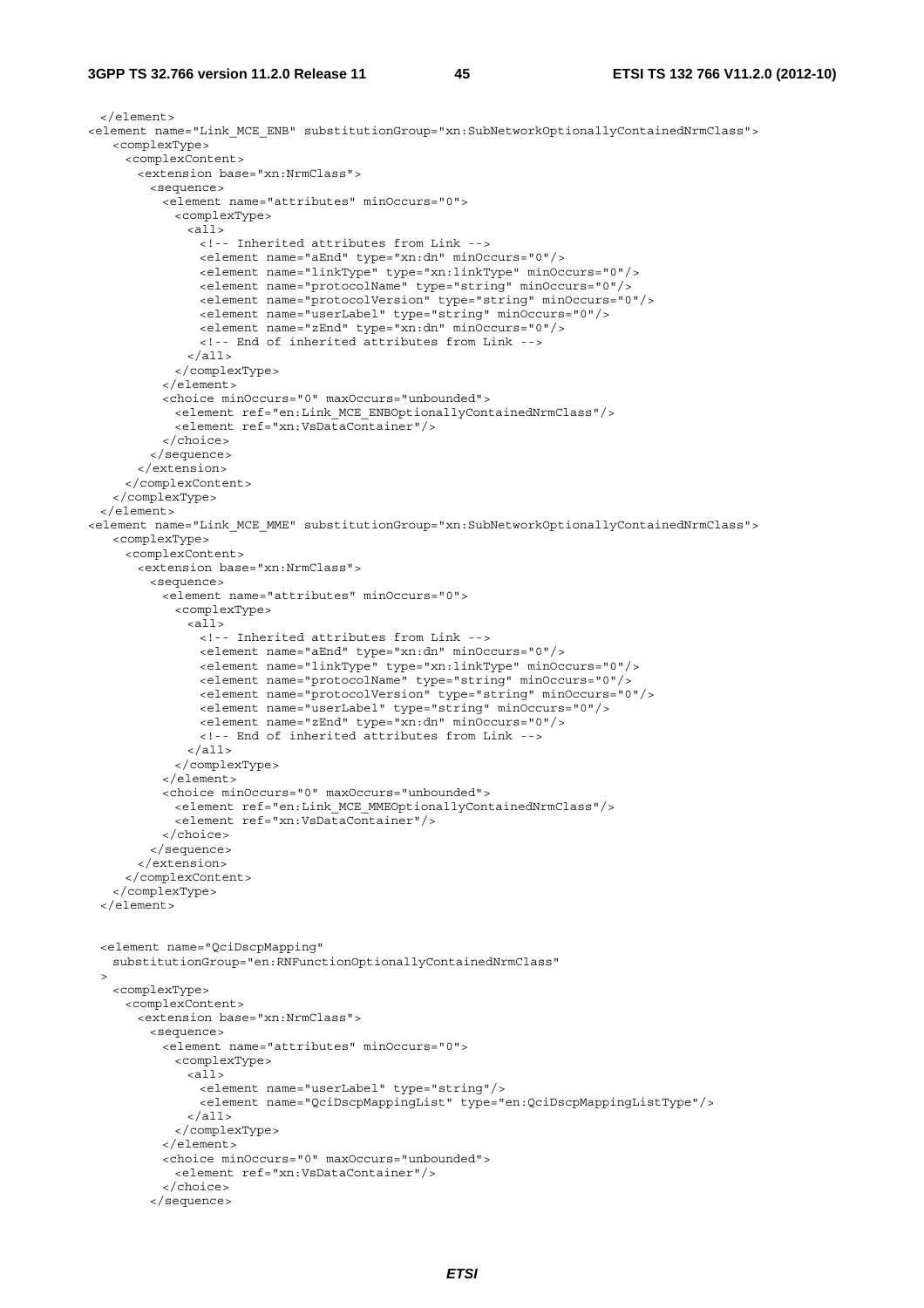```
  </element>
<element name="Link_MCE_ENB" substitutionGroup="xn:SubNetworkOptionallyContainedNrmClass">
    <complexType>
      <complexContent>
        <extension base="xn:NrmClass">
          <sequence>
            <element name="attributes" minOccurs="0">
              <complexType>
                <all>
                  <!-- Inherited attributes from Link -->
                  <element name="aEnd" type="xn:dn" minOccurs="0"/>
                  <element name="linkType" type="xn:linkType" minOccurs="0"/>
                  <element name="protocolName" type="string" minOccurs="0"/>
                  <element name="protocolVersion" type="string" minOccurs="0"/>
                  <element name="userLabel" type="string" minOccurs="0"/>
                  <element name="zEnd" type="xn:dn" minOccurs="0"/>
                  <!-- End of inherited attributes from Link -->
                </all>
              </complexType>
            </element>
            <choice minOccurs="0" maxOccurs="unbounded">
              <element ref="en:Link_MCE_ENBOptionallyContainedNrmClass"/>
              <element ref="xn:VsDataContainer"/>
            </choice>
          </sequence>
        </extension>
      </complexContent>
    </complexType>
  </element>
<element name="Link_MCE_MME" substitutionGroup="xn:SubNetworkOptionallyContainedNrmClass">
    <complexType>
      <complexContent>
        <extension base="xn:NrmClass">
          <sequence>
            <element name="attributes" minOccurs="0">
              <complexType>
                <all>
                  <!-- Inherited attributes from Link -->
                  <element name="aEnd" type="xn:dn" minOccurs="0"/>
                  <element name="linkType" type="xn:linkType" minOccurs="0"/>
                  <element name="protocolName" type="string" minOccurs="0"/>
                  <element name="protocolVersion" type="string" minOccurs="0"/>
                  <element name="userLabel" type="string" minOccurs="0"/>
                  <element name="zEnd" type="xn:dn" minOccurs="0"/>
                  <!-- End of inherited attributes from Link -->
                </all>
              </complexType>
            </element>
            <choice minOccurs="0" maxOccurs="unbounded">
              <element ref="en:Link_MCE_MMEOptionallyContainedNrmClass"/>
              <element ref="xn:VsDataContainer"/>
            </choice>
          </sequence>
        </extension>
      </complexContent>
    </complexType>
  </element>


  <element name="QciDscpMapping"
    substitutionGroup="en:RNFunctionOptionallyContainedNrmClass"
  >
    <complexType>
      <complexContent>
        <extension base="xn:NrmClass">
          <sequence>
            <element name="attributes" minOccurs="0">
              <complexType>
                <all>
                  <element name="userLabel" type="string"/>
                  <element name="QciDscpMappingList" type="en:QciDscpMappingListType"/>
                </all>
              </complexType>
            </element>
            <choice minOccurs="0" maxOccurs="unbounded">
              <element ref="xn:VsDataContainer"/>
            </choice>
          </sequence>
```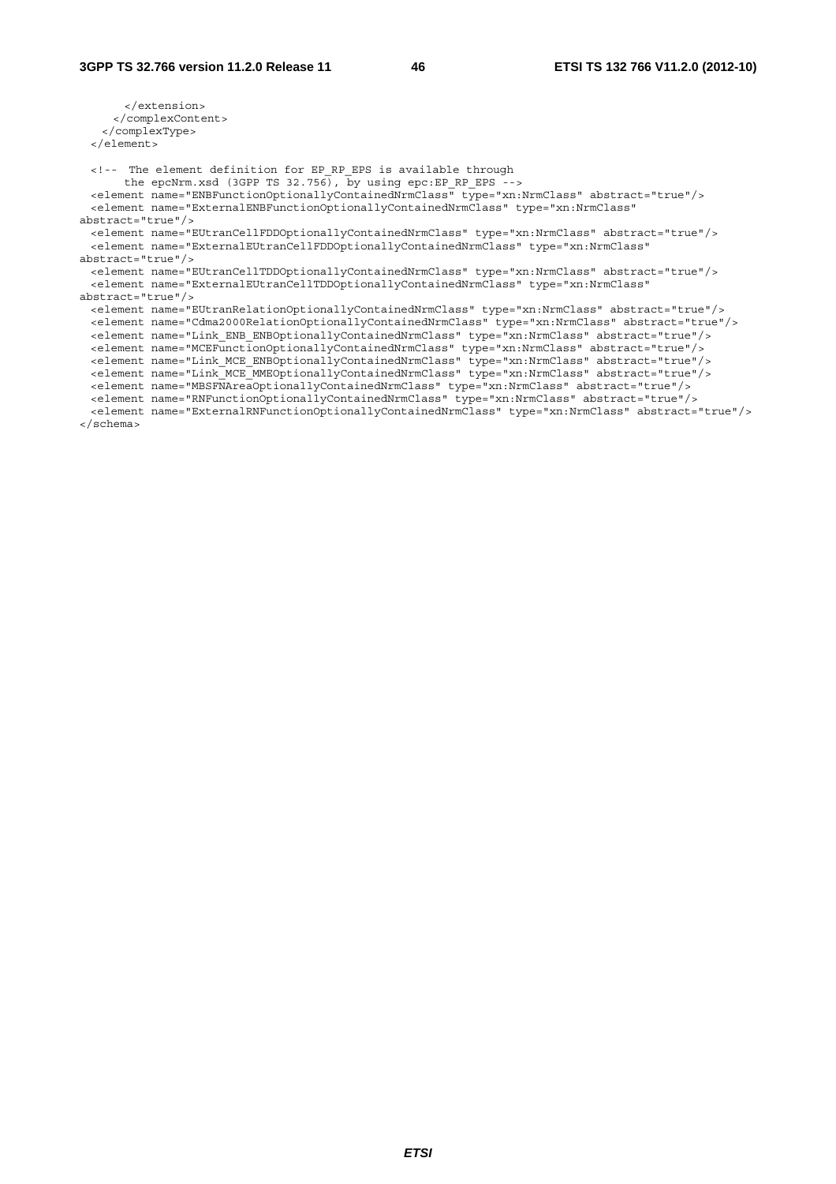```
      </extension>
    </complexContent>
  </complexType>
</element>

<!-- The element definition for EP_RP_EPS is available through
     the epcNrm.xsd (3GPP TS 32.756), by using epc:EP_RP_EPS -->
<element name="ENBFunctionOptionallyContainedNrmClass" type="xn:NrmClass" abstract="true"/>
<element name="ExternalENBFunctionOptionallyContainedNrmClass" type="xn:NrmClass"
abstract="true"/>
<element name="EUtranCellFDDOptionallyContainedNrmClass" type="xn:NrmClass" abstract="true"/>
<element name="ExternalEUtranCellFDDOptionallyContainedNrmClass" type="xn:NrmClass"
abstract="true"/>
<element name="EUtranCellTDDOptionallyContainedNrmClass" type="xn:NrmClass" abstract="true"/>
<element name="ExternalEUtranCellTDDOptionallyContainedNrmClass" type="xn:NrmClass"
abstract="true"/>
<element name="EUtranRelationOptionallyContainedNrmClass" type="xn:NrmClass" abstract="true"/>
<element name="Cdma2000RelationOptionallyContainedNrmClass" type="xn:NrmClass" abstract="true"/>
<element name="Link_ENB_ENBOptionallyContainedNrmClass" type="xn:NrmClass" abstract="true"/>
<element name="MCEFunctionOptionallyContainedNrmClass" type="xn:NrmClass" abstract="true"/>
<element name="Link_MCE_ENBOptionallyContainedNrmClass" type="xn:NrmClass" abstract="true"/>
<element name="Link_MCE_MMEOptionallyContainedNrmClass" type="xn:NrmClass" abstract="true"/>
<element name="MBSFNAreaOptionallyContainedNrmClass" type="xn:NrmClass" abstract="true"/>
<element name="RNFunctionOptionallyContainedNrmClass" type="xn:NrmClass" abstract="true"/>
<element name="ExternalRNFunctionOptionallyContainedNrmClass" type="xn:NrmClass" abstract="true"/>
</schema>
```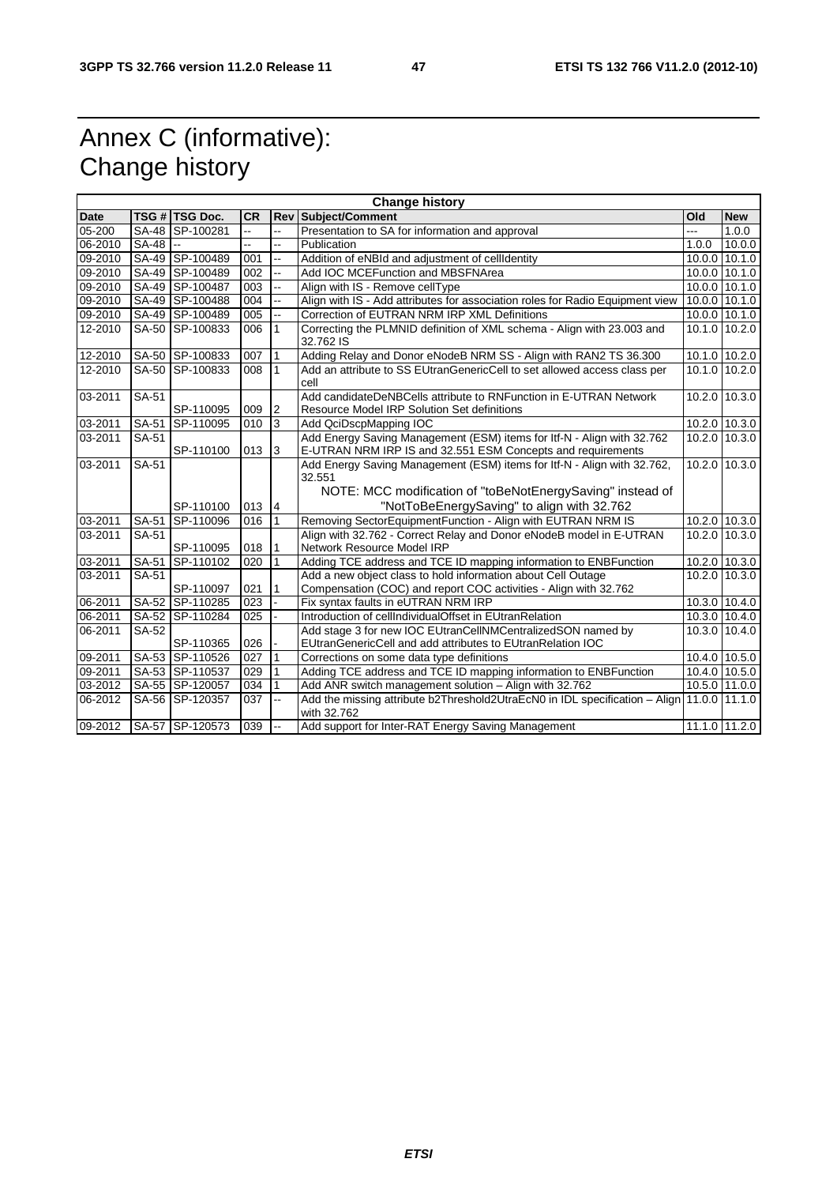# Annex C (informative): Change history

| Change history | | | | | | | |
|---|---|---|---|---|---|---|---|
| **Date** | **TSG #** | **TSG Doc.** | **CR** | **Rev** | **Subject/Comment** | **Old** | **New** |
| 05-200 | SA-48 | SP-100281 | -- | -- | Presentation to SA for information and approval | --- | 1.0.0 |
| 06-2010 | SA-48 | -- | -- | -- | Publication | 1.0.0 | 10.0.0 |
| 09-2010 | SA-49 | SP-100489 | 001 | -- | Addition of eNBId and adjustment of cellIdentity | 10.0.0 | 10.1.0 |
| 09-2010 | SA-49 | SP-100489 | 002 | -- | Add IOC MCEFunction and MBSFNArea | 10.0.0 | 10.1.0 |
| 09-2010 | SA-49 | SP-100487 | 003 | -- | Align with IS - Remove cellType | 10.0.0 | 10.1.0 |
| 09-2010 | SA-49 | SP-100488 | 004 | -- | Align with IS - Add attributes for association roles for Radio Equipment view | 10.0.0 | 10.1.0 |
| 09-2010 | SA-49 | SP-100489 | 005 | -- | Correction of EUTRAN NRM IRP XML Definitions | 10.0.0 | 10.1.0 |
| 12-2010 | SA-50 | SP-100833 | 006 | 1 | Correcting the PLMNID definition of XML schema - Align with 23.003 and 32.762 IS | 10.1.0 | 10.2.0 |
| 12-2010 | SA-50 | SP-100833 | 007 | 1 | Adding Relay and Donor eNodeB NRM SS - Align with RAN2 TS 36.300 | 10.1.0 | 10.2.0 |
| 12-2010 | SA-50 | SP-100833 | 008 | 1 | Add an attribute to SS EUtranGenericCell to set allowed access class per cell | 10.1.0 | 10.2.0 |
| 03-2011 | SA-51 | SP-110095 | 009 | 2 | Add candidateDeNBCells attribute to RNFunction in E-UTRAN Network Resource Model IRP Solution Set definitions | 10.2.0 | 10.3.0 |
| 03-2011 | SA-51 | SP-110095 | 010 | 3 | Add QciDscpMapping IOC | 10.2.0 | 10.3.0 |
| 03-2011 | SA-51 | SP-110100 | 013 | 3 | Add Energy Saving Management (ESM) items for Itf-N - Align with 32.762 E-UTRAN NRM IRP IS and 32.551 ESM Concepts and requirements | 10.2.0 | 10.3.0 |
| 03-2011 | SA-51 | SP-110100 | 013 | 4 | Add Energy Saving Management (ESM) items for Itf-N - Align with 32.762, 32.551<br>NOTE: MCC modification of "toBeNotEnergySaving" instead of "NotToBeEnergySaving" to align with 32.762 | 10.2.0 | 10.3.0 |
| 03-2011 | SA-51 | SP-110096 | 016 | 1 | Removing SectorEquipmentFunction - Align with EUTRAN NRM IS | 10.2.0 | 10.3.0 |
| 03-2011 | SA-51 | SP-110095 | 018 | 1 | Align with 32.762 - Correct Relay and Donor eNodeB model in E-UTRAN Network Resource Model IRP | 10.2.0 | 10.3.0 |
| 03-2011 | SA-51 | SP-110102 | 020 | 1 | Adding TCE address and TCE ID mapping information to ENBFunction | 10.2.0 | 10.3.0 |
| 03-2011 | SA-51 | SP-110097 | 021 | 1 | Add a new object class to hold information about Cell Outage Compensation (COC) and report COC activities - Align with 32.762 | 10.2.0 | 10.3.0 |
| 06-2011 | SA-52 | SP-110285 | 023 | - | Fix syntax faults in eUTRAN NRM IRP | 10.3.0 | 10.4.0 |
| 06-2011 | SA-52 | SP-110284 | 025 | - | Introduction of cellIndividualOffset in EUtranRelation | 10.3.0 | 10.4.0 |
| 06-2011 | SA-52 | SP-110365 | 026 | - | Add stage 3 for new IOC EUtranCellNMCentralizedSON named by EUtranGenericCell and add attributes to EUtranRelation IOC | 10.3.0 | 10.4.0 |
| 09-2011 | SA-53 | SP-110526 | 027 | 1 | Corrections on some data type definitions | 10.4.0 | 10.5.0 |
| 09-2011 | SA-53 | SP-110537 | 029 | 1 | Adding TCE address and TCE ID mapping information to ENBFunction | 10.4.0 | 10.5.0 |
| 03-2012 | SA-55 | SP-120057 | 034 | 1 | Add ANR switch management solution – Align with 32.762 | 10.5.0 | 11.0.0 |
| 06-2012 | SA-56 | SP-120357 | 037 | -- | Add the missing attribute b2Threshold2UtraEcN0 in IDL specification – Align with 32.762 | 11.0.0 | 11.1.0 |
| 09-2012 | SA-57 | SP-120573 | 039 | -- | Add support for Inter-RAT Energy Saving Management | 11.1.0 | 11.2.0 |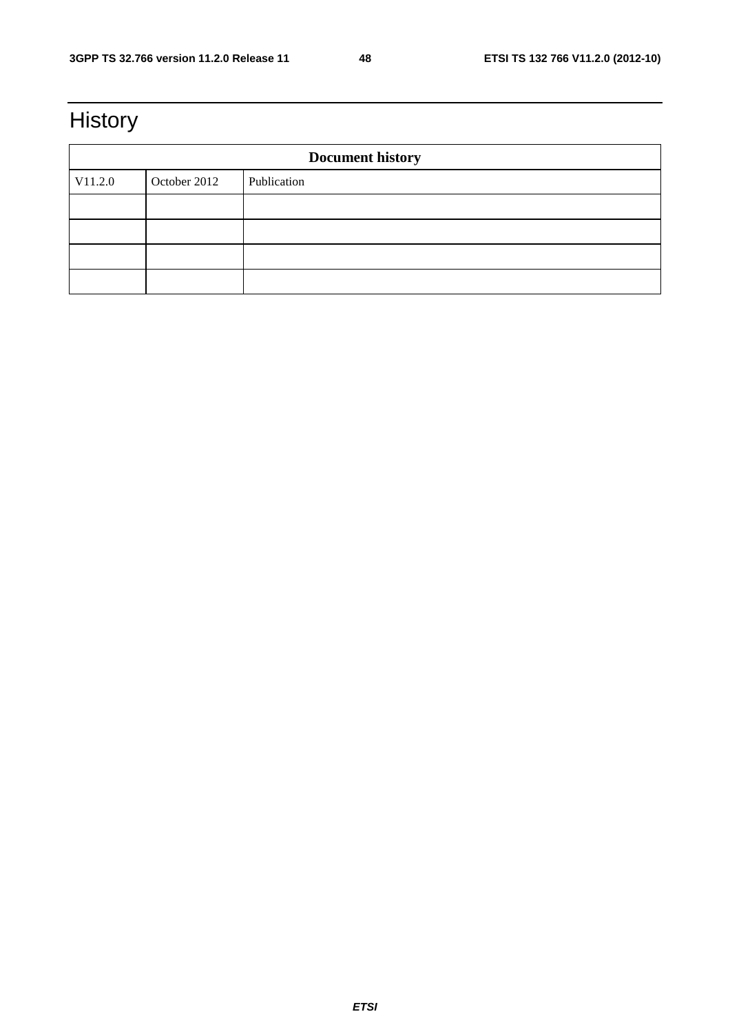# History

| Document history | | |
|---|---|---|
| V11.2.0 | October 2012 | Publication |
| | | |
| | | |
| | | |
| | | |